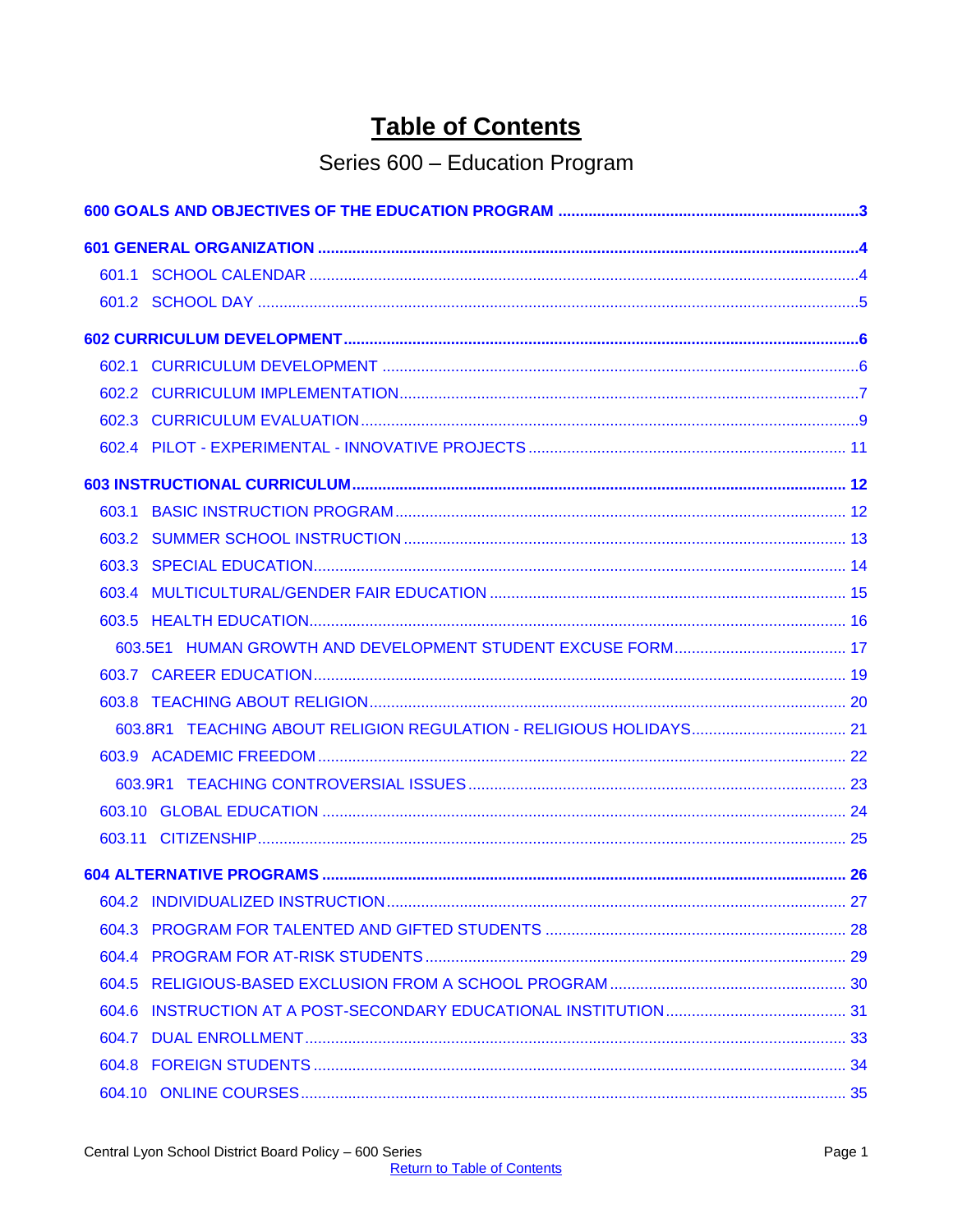# Table of Contents

## Series 600 – Education Program

**600 GOALS AND OBJECTIVES OF THE EDUCATION PROGRAM .......... 3**

**601 GENERAL ORGANIZATION .......... 4**

- 601.1 SCHOOL CALENDAR .......... 4
- 601.2 SCHOOL DAY .......... 5

**602 CURRICULUM DEVELOPMENT .......... 6**

- 602.1 CURRICULUM DEVELOPMENT .......... 6
- 602.2 CURRICULUM IMPLEMENTATION .......... 7
- 602.3 CURRICULUM EVALUATION .......... 9
- 602.4 PILOT - EXPERIMENTAL - INNOVATIVE PROJECTS .......... 11

**603 INSTRUCTIONAL CURRICULUM .......... 12**

- 603.1 BASIC INSTRUCTION PROGRAM .......... 12
- 603.2 SUMMER SCHOOL INSTRUCTION .......... 13
- 603.3 SPECIAL EDUCATION .......... 14
- 603.4 MULTICULTURAL/GENDER FAIR EDUCATION .......... 15
- 603.5 HEALTH EDUCATION .......... 16
  - 603.5E1 HUMAN GROWTH AND DEVELOPMENT STUDENT EXCUSE FORM .......... 17
- 603.7 CAREER EDUCATION .......... 19
- 603.8 TEACHING ABOUT RELIGION .......... 20
  - 603.8R1 TEACHING ABOUT RELIGION REGULATION - RELIGIOUS HOLIDAYS .......... 21
- 603.9 ACADEMIC FREEDOM .......... 22
  - 603.9R1 TEACHING CONTROVERSIAL ISSUES .......... 23
- 603.10 GLOBAL EDUCATION .......... 24
- 603.11 CITIZENSHIP .......... 25

**604 ALTERNATIVE PROGRAMS .......... 26**

- 604.2 INDIVIDUALIZED INSTRUCTION .......... 27
- 604.3 PROGRAM FOR TALENTED AND GIFTED STUDENTS .......... 28
- 604.4 PROGRAM FOR AT-RISK STUDENTS .......... 29
- 604.5 RELIGIOUS-BASED EXCLUSION FROM A SCHOOL PROGRAM .......... 30
- 604.6 INSTRUCTION AT A POST-SECONDARY EDUCATIONAL INSTITUTION .......... 31
- 604.7 DUAL ENROLLMENT .......... 33
- 604.8 FOREIGN STUDENTS .......... 34
- 604.10 ONLINE COURSES .......... 35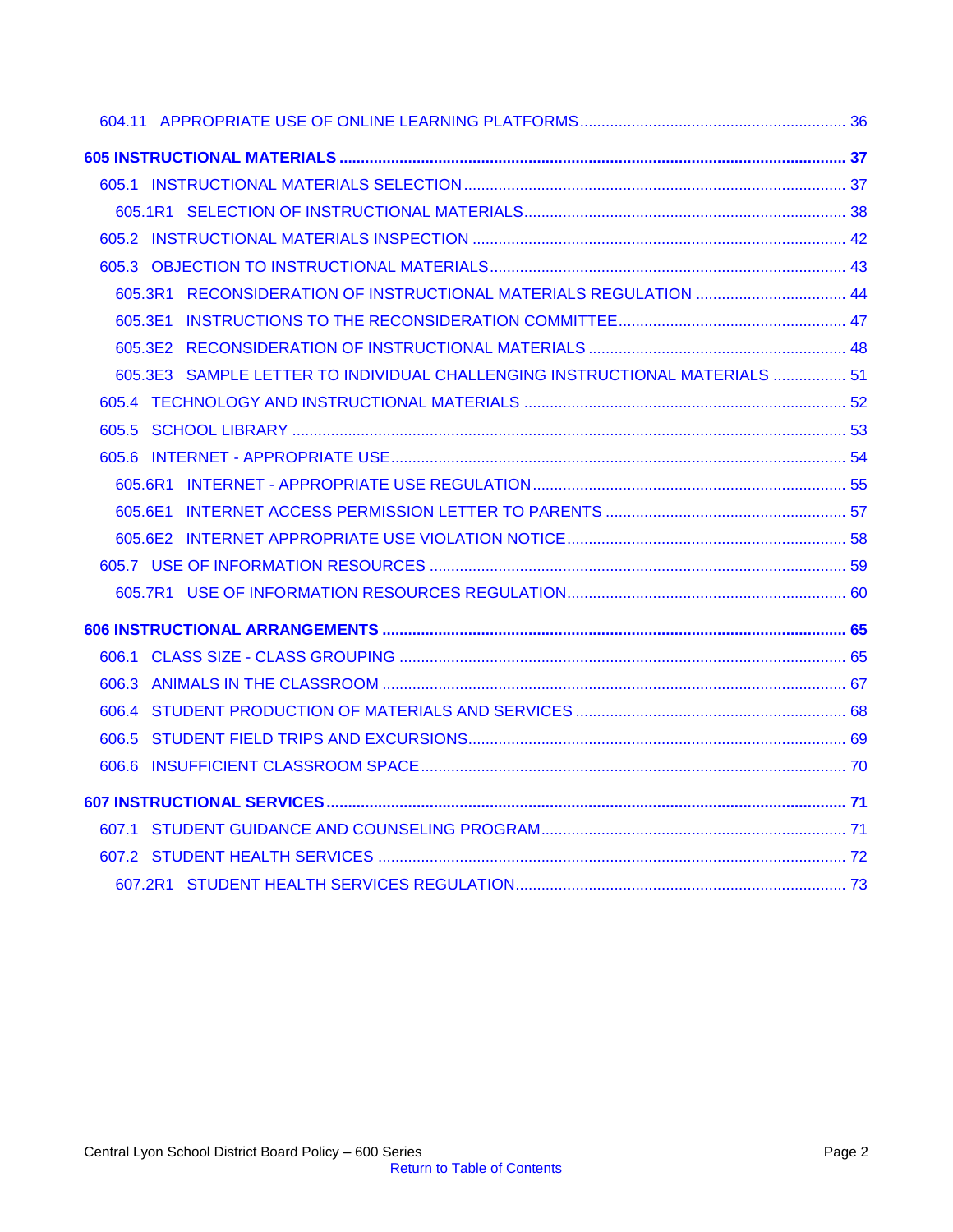604.11 APPROPRIATE USE OF ONLINE LEARNING PLATFORMS ........ 36

**605 INSTRUCTIONAL MATERIALS ........ 37**

605.1 INSTRUCTIONAL MATERIALS SELECTION ........ 37

605.1R1 SELECTION OF INSTRUCTIONAL MATERIALS ........ 38

605.2 INSTRUCTIONAL MATERIALS INSPECTION ........ 42

605.3 OBJECTION TO INSTRUCTIONAL MATERIALS ........ 43

605.3R1 RECONSIDERATION OF INSTRUCTIONAL MATERIALS REGULATION ........ 44

605.3E1 INSTRUCTIONS TO THE RECONSIDERATION COMMITTEE ........ 47

605.3E2 RECONSIDERATION OF INSTRUCTIONAL MATERIALS ........ 48

605.3E3 SAMPLE LETTER TO INDIVIDUAL CHALLENGING INSTRUCTIONAL MATERIALS ........ 51

605.4 TECHNOLOGY AND INSTRUCTIONAL MATERIALS ........ 52

605.5 SCHOOL LIBRARY ........ 53

605.6 INTERNET - APPROPRIATE USE ........ 54

605.6R1 INTERNET - APPROPRIATE USE REGULATION ........ 55

605.6E1 INTERNET ACCESS PERMISSION LETTER TO PARENTS ........ 57

605.6E2 INTERNET APPROPRIATE USE VIOLATION NOTICE ........ 58

605.7 USE OF INFORMATION RESOURCES ........ 59

605.7R1 USE OF INFORMATION RESOURCES REGULATION ........ 60

**606 INSTRUCTIONAL ARRANGEMENTS ........ 65**

606.1 CLASS SIZE - CLASS GROUPING ........ 65

606.3 ANIMALS IN THE CLASSROOM ........ 67

606.4 STUDENT PRODUCTION OF MATERIALS AND SERVICES ........ 68

606.5 STUDENT FIELD TRIPS AND EXCURSIONS ........ 69

606.6 INSUFFICIENT CLASSROOM SPACE ........ 70

**607 INSTRUCTIONAL SERVICES ........ 71**

607.1 STUDENT GUIDANCE AND COUNSELING PROGRAM ........ 71

607.2 STUDENT HEALTH SERVICES ........ 72

607.2R1 STUDENT HEALTH SERVICES REGULATION ........ 73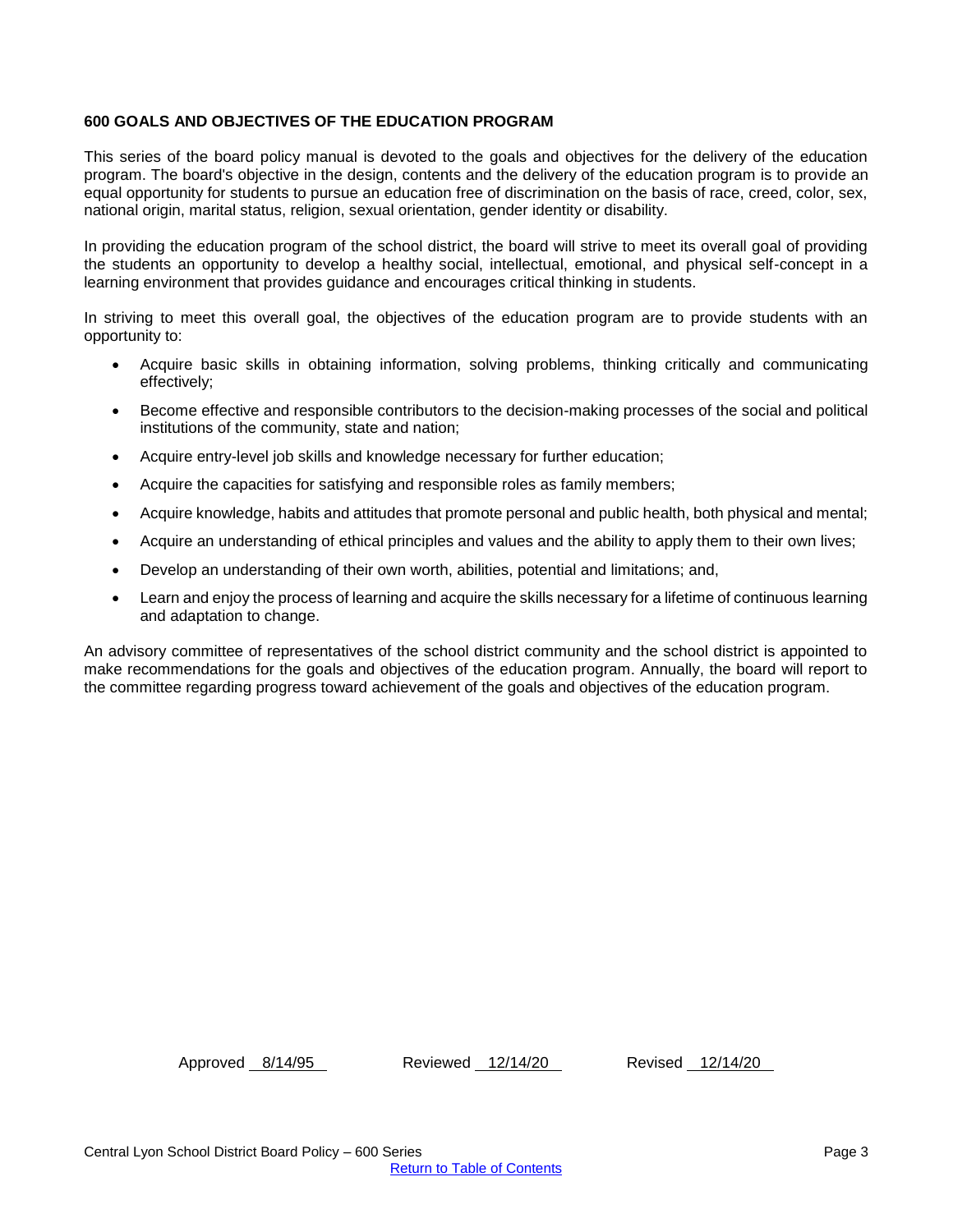## 600 GOALS AND OBJECTIVES OF THE EDUCATION PROGRAM

This series of the board policy manual is devoted to the goals and objectives for the delivery of the education program. The board's objective in the design, contents and the delivery of the education program is to provide an equal opportunity for students to pursue an education free of discrimination on the basis of race, creed, color, sex, national origin, marital status, religion, sexual orientation, gender identity or disability.

In providing the education program of the school district, the board will strive to meet its overall goal of providing the students an opportunity to develop a healthy social, intellectual, emotional, and physical self-concept in a learning environment that provides guidance and encourages critical thinking in students.

In striving to meet this overall goal, the objectives of the education program are to provide students with an opportunity to:

- Acquire basic skills in obtaining information, solving problems, thinking critically and communicating effectively;
- Become effective and responsible contributors to the decision-making processes of the social and political institutions of the community, state and nation;
- Acquire entry-level job skills and knowledge necessary for further education;
- Acquire the capacities for satisfying and responsible roles as family members;
- Acquire knowledge, habits and attitudes that promote personal and public health, both physical and mental;
- Acquire an understanding of ethical principles and values and the ability to apply them to their own lives;
- Develop an understanding of their own worth, abilities, potential and limitations; and,
- Learn and enjoy the process of learning and acquire the skills necessary for a lifetime of continuous learning and adaptation to change.

An advisory committee of representatives of the school district community and the school district is appointed to make recommendations for the goals and objectives of the education program. Annually, the board will report to the committee regarding progress toward achievement of the goals and objectives of the education program.

Approved 8/14/95 Reviewed 12/14/20 Revised 12/14/20

Return to Table of Contents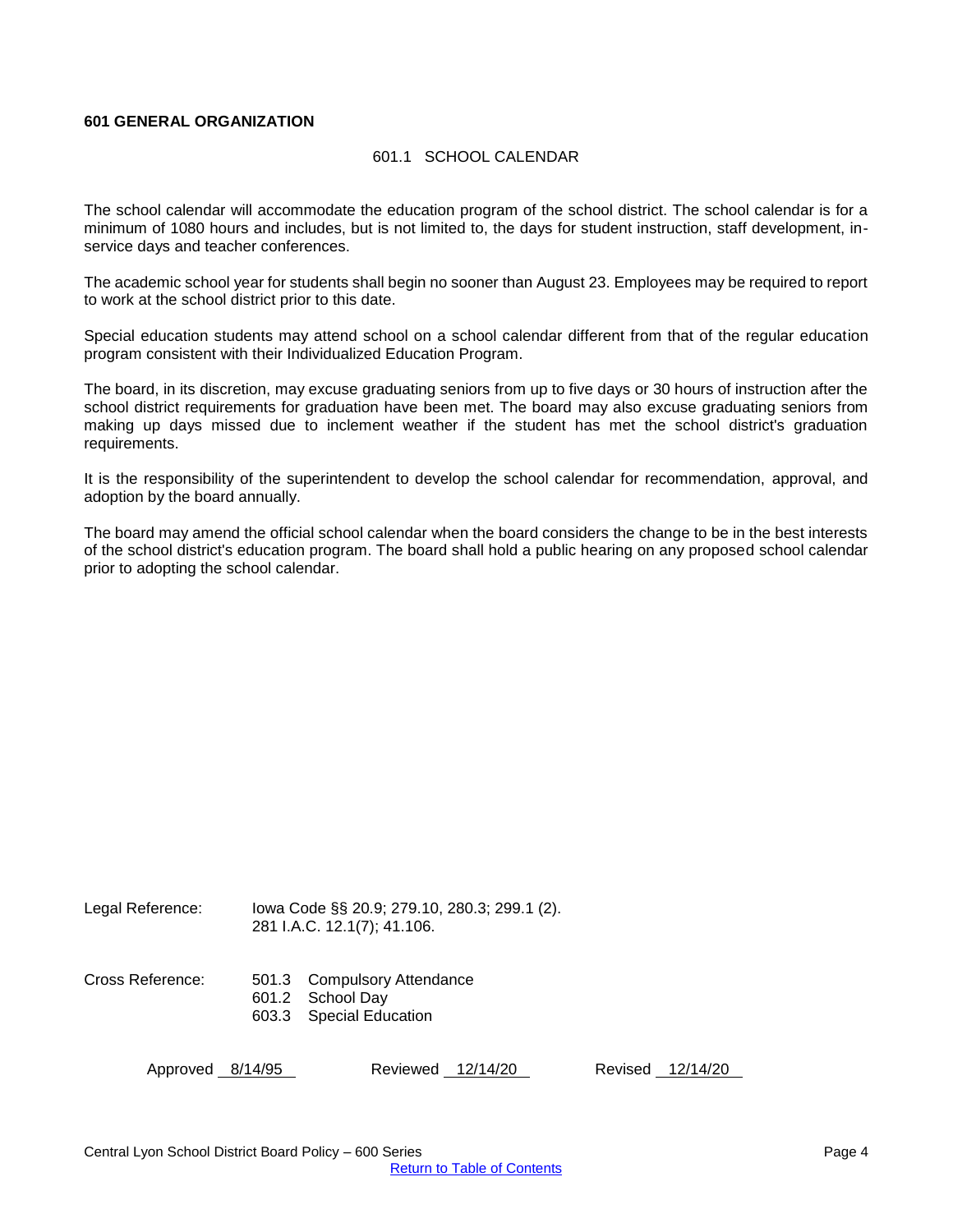**601 GENERAL ORGANIZATION**

## 601.1 SCHOOL CALENDAR

The school calendar will accommodate the education program of the school district. The school calendar is for a minimum of 1080 hours and includes, but is not limited to, the days for student instruction, staff development, in-service days and teacher conferences.

The academic school year for students shall begin no sooner than August 23. Employees may be required to report to work at the school district prior to this date.

Special education students may attend school on a school calendar different from that of the regular education program consistent with their Individualized Education Program.

The board, in its discretion, may excuse graduating seniors from up to five days or 30 hours of instruction after the school district requirements for graduation have been met. The board may also excuse graduating seniors from making up days missed due to inclement weather if the student has met the school district's graduation requirements.

It is the responsibility of the superintendent to develop the school calendar for recommendation, approval, and adoption by the board annually.

The board may amend the official school calendar when the board considers the change to be in the best interests of the school district's education program. The board shall hold a public hearing on any proposed school calendar prior to adopting the school calendar.

Legal Reference: Iowa Code §§ 20.9; 279.10, 280.3; 299.1 (2).
281 I.A.C. 12.1(7); 41.106.

Cross Reference:
501.3 Compulsory Attendance
601.2 School Day
603.3 Special Education

Approved 8/14/95 Reviewed 12/14/20 Revised 12/14/20

Return to Table of Contents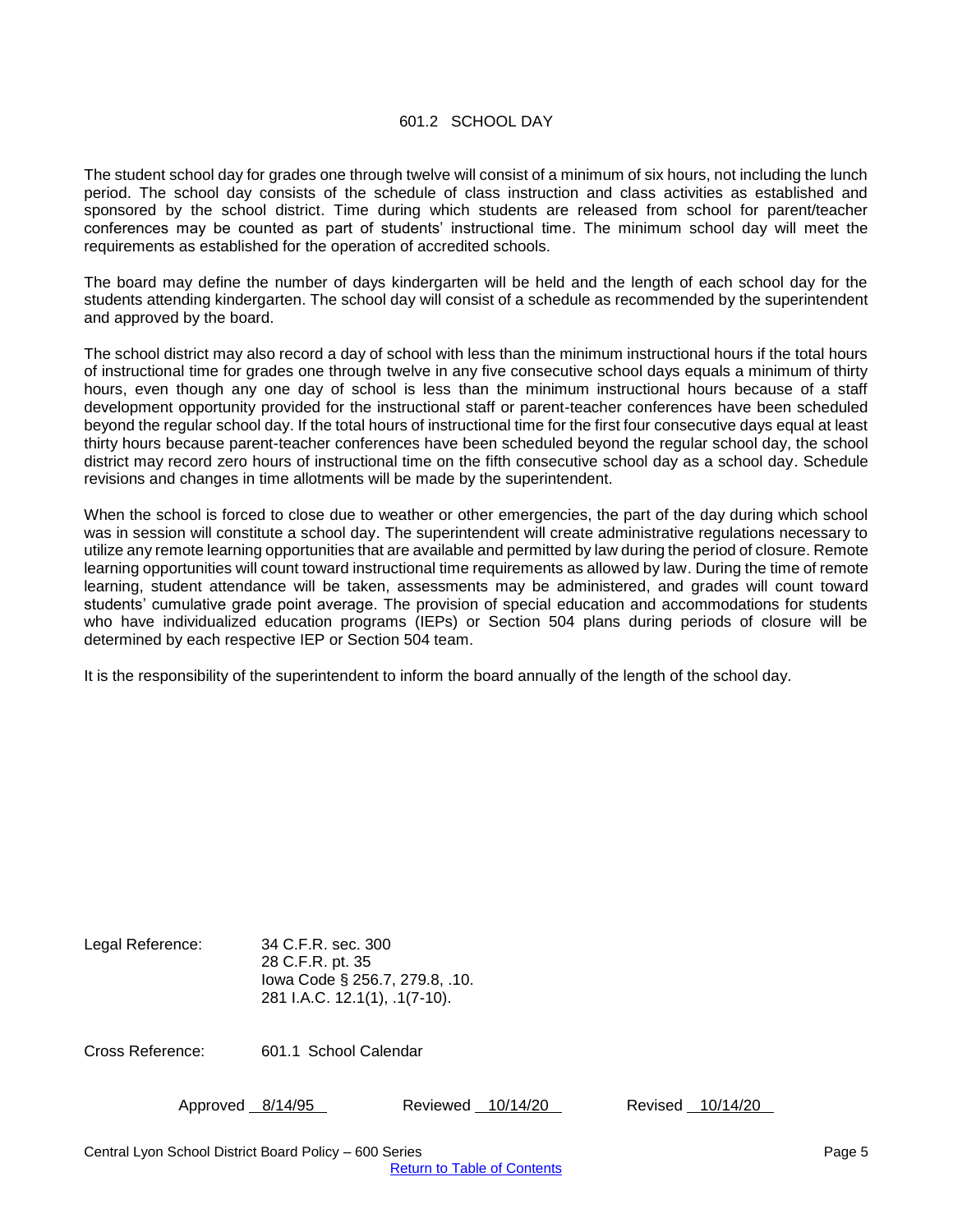# 601.2 SCHOOL DAY

The student school day for grades one through twelve will consist of a minimum of six hours, not including the lunch period. The school day consists of the schedule of class instruction and class activities as established and sponsored by the school district. Time during which students are released from school for parent/teacher conferences may be counted as part of students' instructional time. The minimum school day will meet the requirements as established for the operation of accredited schools.

The board may define the number of days kindergarten will be held and the length of each school day for the students attending kindergarten. The school day will consist of a schedule as recommended by the superintendent and approved by the board.

The school district may also record a day of school with less than the minimum instructional hours if the total hours of instructional time for grades one through twelve in any five consecutive school days equals a minimum of thirty hours, even though any one day of school is less than the minimum instructional hours because of a staff development opportunity provided for the instructional staff or parent-teacher conferences have been scheduled beyond the regular school day. If the total hours of instructional time for the first four consecutive days equal at least thirty hours because parent-teacher conferences have been scheduled beyond the regular school day, the school district may record zero hours of instructional time on the fifth consecutive school day as a school day. Schedule revisions and changes in time allotments will be made by the superintendent.

When the school is forced to close due to weather or other emergencies, the part of the day during which school was in session will constitute a school day. The superintendent will create administrative regulations necessary to utilize any remote learning opportunities that are available and permitted by law during the period of closure. Remote learning opportunities will count toward instructional time requirements as allowed by law. During the time of remote learning, student attendance will be taken, assessments may be administered, and grades will count toward students' cumulative grade point average. The provision of special education and accommodations for students who have individualized education programs (IEPs) or Section 504 plans during periods of closure will be determined by each respective IEP or Section 504 team.

It is the responsibility of the superintendent to inform the board annually of the length of the school day.

Legal Reference: 34 C.F.R. sec. 300
28 C.F.R. pt. 35
Iowa Code § 256.7, 279.8, .10.
281 I.A.C. 12.1(1), .1(7-10).

Cross Reference: 601.1 School Calendar

Approved 8/14/95 Reviewed 10/14/20 Revised 10/14/20

Return to Table of Contents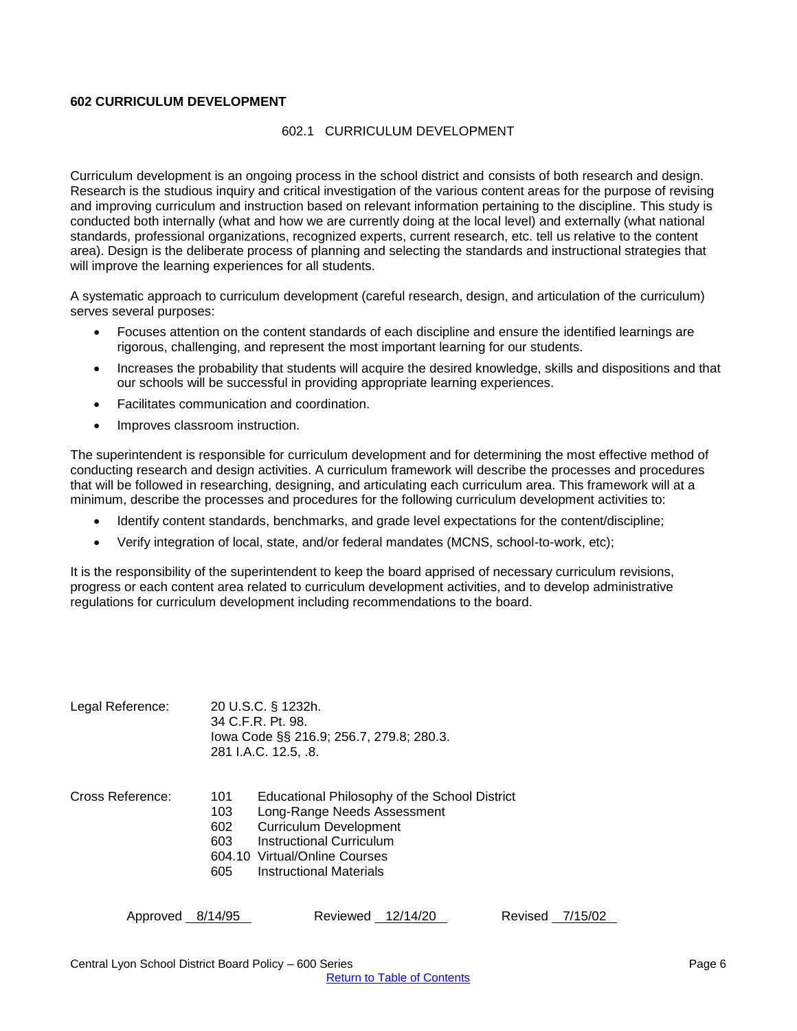## 602 CURRICULUM DEVELOPMENT

### 602.1 CURRICULUM DEVELOPMENT

Curriculum development is an ongoing process in the school district and consists of both research and design. Research is the studious inquiry and critical investigation of the various content areas for the purpose of revising and improving curriculum and instruction based on relevant information pertaining to the discipline. This study is conducted both internally (what and how we are currently doing at the local level) and externally (what national standards, professional organizations, recognized experts, current research, etc. tell us relative to the content area). Design is the deliberate process of planning and selecting the standards and instructional strategies that will improve the learning experiences for all students.

A systematic approach to curriculum development (careful research, design, and articulation of the curriculum) serves several purposes:

- Focuses attention on the content standards of each discipline and ensure the identified learnings are rigorous, challenging, and represent the most important learning for our students.
- Increases the probability that students will acquire the desired knowledge, skills and dispositions and that our schools will be successful in providing appropriate learning experiences.
- Facilitates communication and coordination.
- Improves classroom instruction.

The superintendent is responsible for curriculum development and for determining the most effective method of conducting research and design activities. A curriculum framework will describe the processes and procedures that will be followed in researching, designing, and articulating each curriculum area. This framework will at a minimum, describe the processes and procedures for the following curriculum development activities to:

- Identify content standards, benchmarks, and grade level expectations for the content/discipline;
- Verify integration of local, state, and/or federal mandates (MCNS, school-to-work, etc);

It is the responsibility of the superintendent to keep the board apprised of necessary curriculum revisions, progress or each content area related to curriculum development activities, and to develop administrative regulations for curriculum development including recommendations to the board.

Legal Reference: 20 U.S.C. § 1232h.
34 C.F.R. Pt. 98.
Iowa Code §§ 216.9; 256.7, 279.8; 280.3.
281 I.A.C. 12.5, .8.

Cross Reference:
101 Educational Philosophy of the School District
103 Long-Range Needs Assessment
602 Curriculum Development
603 Instructional Curriculum
604.10 Virtual/Online Courses
605 Instructional Materials

Approved 8/14/95 Reviewed 12/14/20 Revised 7/15/02

Return to Table of Contents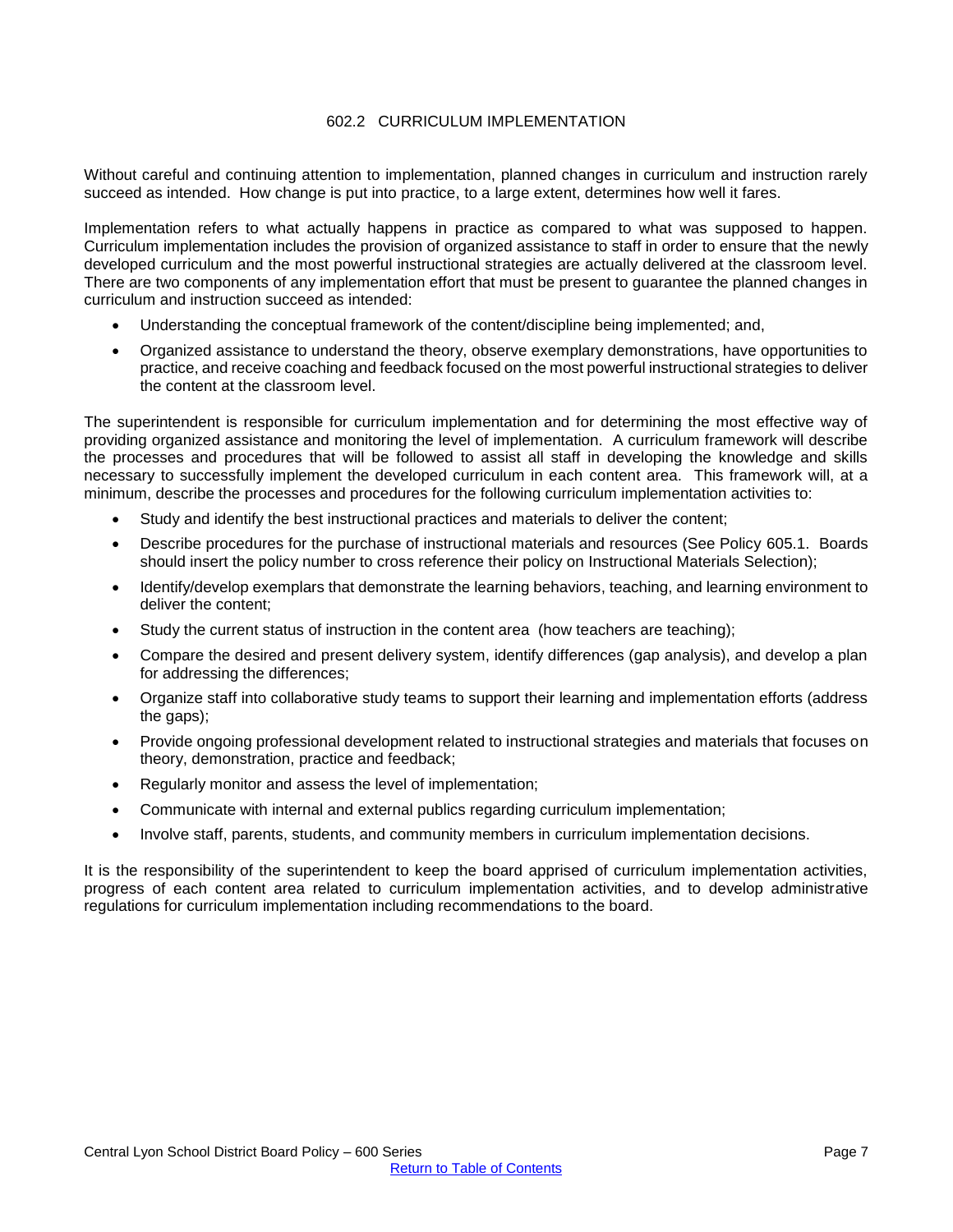## 602.2 CURRICULUM IMPLEMENTATION

Without careful and continuing attention to implementation, planned changes in curriculum and instruction rarely succeed as intended. How change is put into practice, to a large extent, determines how well it fares.

Implementation refers to what actually happens in practice as compared to what was supposed to happen. Curriculum implementation includes the provision of organized assistance to staff in order to ensure that the newly developed curriculum and the most powerful instructional strategies are actually delivered at the classroom level. There are two components of any implementation effort that must be present to guarantee the planned changes in curriculum and instruction succeed as intended:

- Understanding the conceptual framework of the content/discipline being implemented; and,
- Organized assistance to understand the theory, observe exemplary demonstrations, have opportunities to practice, and receive coaching and feedback focused on the most powerful instructional strategies to deliver the content at the classroom level.

The superintendent is responsible for curriculum implementation and for determining the most effective way of providing organized assistance and monitoring the level of implementation. A curriculum framework will describe the processes and procedures that will be followed to assist all staff in developing the knowledge and skills necessary to successfully implement the developed curriculum in each content area. This framework will, at a minimum, describe the processes and procedures for the following curriculum implementation activities to:

- Study and identify the best instructional practices and materials to deliver the content;
- Describe procedures for the purchase of instructional materials and resources (See Policy 605.1. Boards should insert the policy number to cross reference their policy on Instructional Materials Selection);
- Identify/develop exemplars that demonstrate the learning behaviors, teaching, and learning environment to deliver the content;
- Study the current status of instruction in the content area (how teachers are teaching);
- Compare the desired and present delivery system, identify differences (gap analysis), and develop a plan for addressing the differences;
- Organize staff into collaborative study teams to support their learning and implementation efforts (address the gaps);
- Provide ongoing professional development related to instructional strategies and materials that focuses on theory, demonstration, practice and feedback;
- Regularly monitor and assess the level of implementation;
- Communicate with internal and external publics regarding curriculum implementation;
- Involve staff, parents, students, and community members in curriculum implementation decisions.

It is the responsibility of the superintendent to keep the board apprised of curriculum implementation activities, progress of each content area related to curriculum implementation activities, and to develop administrative regulations for curriculum implementation including recommendations to the board.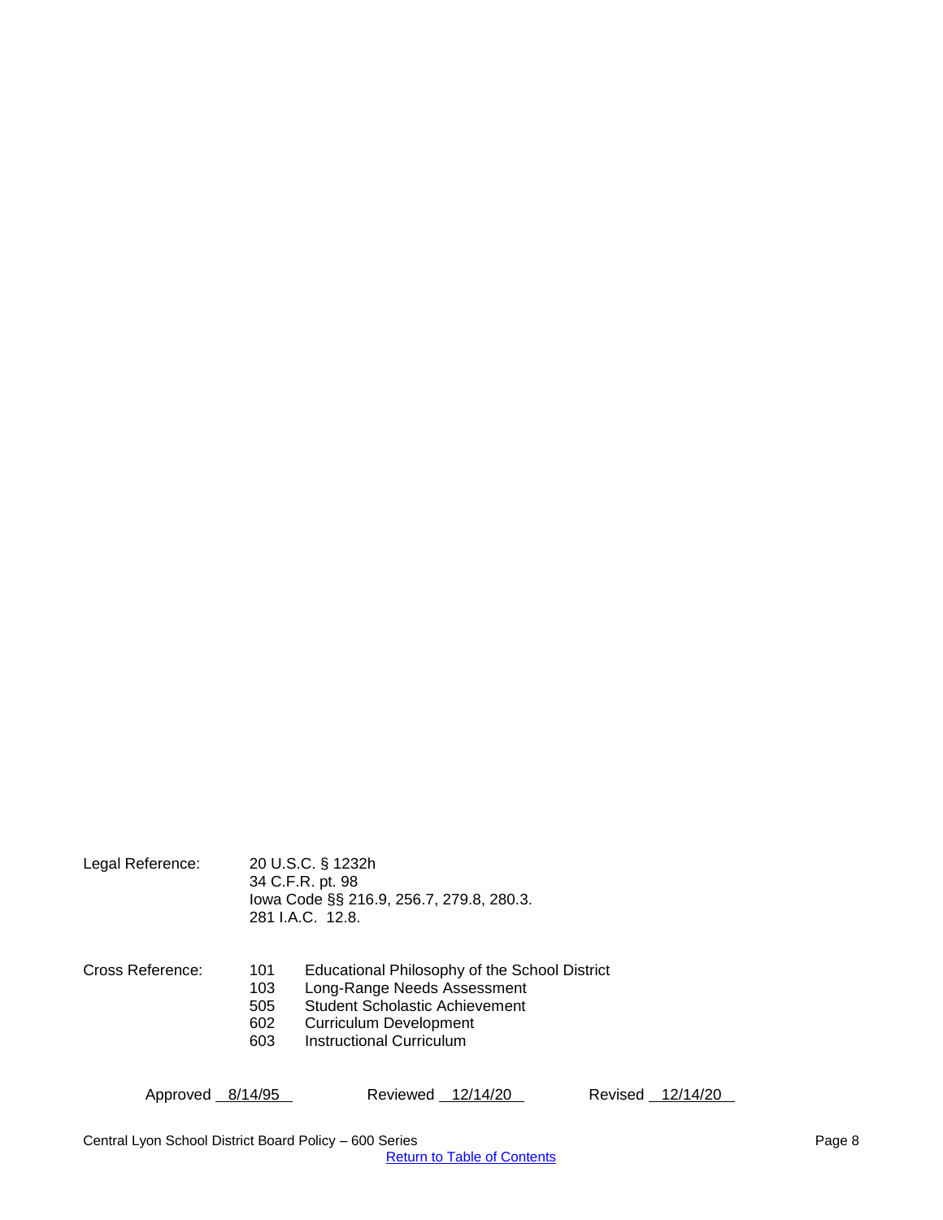Legal Reference: 20 U.S.C. § 1232h
34 C.F.R. pt. 98
Iowa Code §§ 216.9, 256.7, 279.8, 280.3.
281 I.A.C. 12.8.

Cross Reference:

| | |
|---|---|
| 101 | Educational Philosophy of the School District |
| 103 | Long-Range Needs Assessment |
| 505 | Student Scholastic Achievement |
| 602 | Curriculum Development |
| 603 | Instructional Curriculum |

Approved 8/14/95 Reviewed 12/14/20 Revised 12/14/20

Return to Table of Contents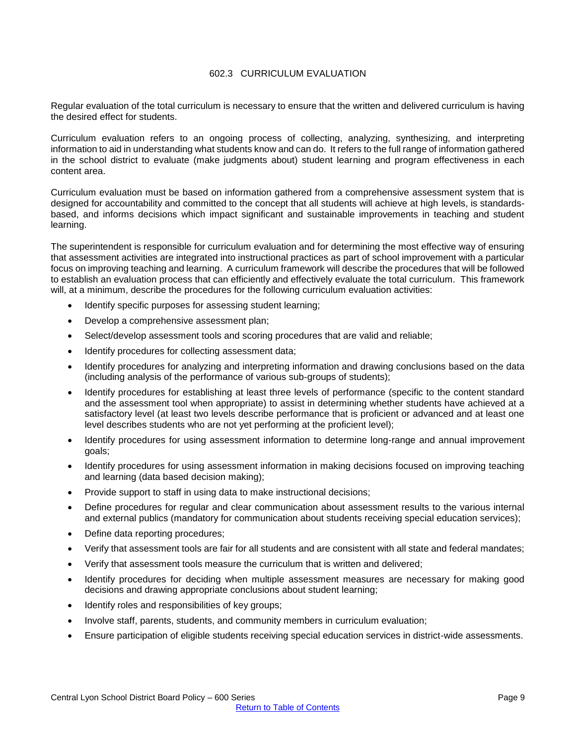## 602.3 CURRICULUM EVALUATION

Regular evaluation of the total curriculum is necessary to ensure that the written and delivered curriculum is having the desired effect for students.

Curriculum evaluation refers to an ongoing process of collecting, analyzing, synthesizing, and interpreting information to aid in understanding what students know and can do. It refers to the full range of information gathered in the school district to evaluate (make judgments about) student learning and program effectiveness in each content area.

Curriculum evaluation must be based on information gathered from a comprehensive assessment system that is designed for accountability and committed to the concept that all students will achieve at high levels, is standards-based, and informs decisions which impact significant and sustainable improvements in teaching and student learning.

The superintendent is responsible for curriculum evaluation and for determining the most effective way of ensuring that assessment activities are integrated into instructional practices as part of school improvement with a particular focus on improving teaching and learning. A curriculum framework will describe the procedures that will be followed to establish an evaluation process that can efficiently and effectively evaluate the total curriculum. This framework will, at a minimum, describe the procedures for the following curriculum evaluation activities:

- Identify specific purposes for assessing student learning;
- Develop a comprehensive assessment plan;
- Select/develop assessment tools and scoring procedures that are valid and reliable;
- Identify procedures for collecting assessment data;
- Identify procedures for analyzing and interpreting information and drawing conclusions based on the data (including analysis of the performance of various sub-groups of students);
- Identify procedures for establishing at least three levels of performance (specific to the content standard and the assessment tool when appropriate) to assist in determining whether students have achieved at a satisfactory level (at least two levels describe performance that is proficient or advanced and at least one level describes students who are not yet performing at the proficient level);
- Identify procedures for using assessment information to determine long-range and annual improvement goals;
- Identify procedures for using assessment information in making decisions focused on improving teaching and learning (data based decision making);
- Provide support to staff in using data to make instructional decisions;
- Define procedures for regular and clear communication about assessment results to the various internal and external publics (mandatory for communication about students receiving special education services);
- Define data reporting procedures;
- Verify that assessment tools are fair for all students and are consistent with all state and federal mandates;
- Verify that assessment tools measure the curriculum that is written and delivered;
- Identify procedures for deciding when multiple assessment measures are necessary for making good decisions and drawing appropriate conclusions about student learning;
- Identify roles and responsibilities of key groups;
- Involve staff, parents, students, and community members in curriculum evaluation;
- Ensure participation of eligible students receiving special education services in district-wide assessments.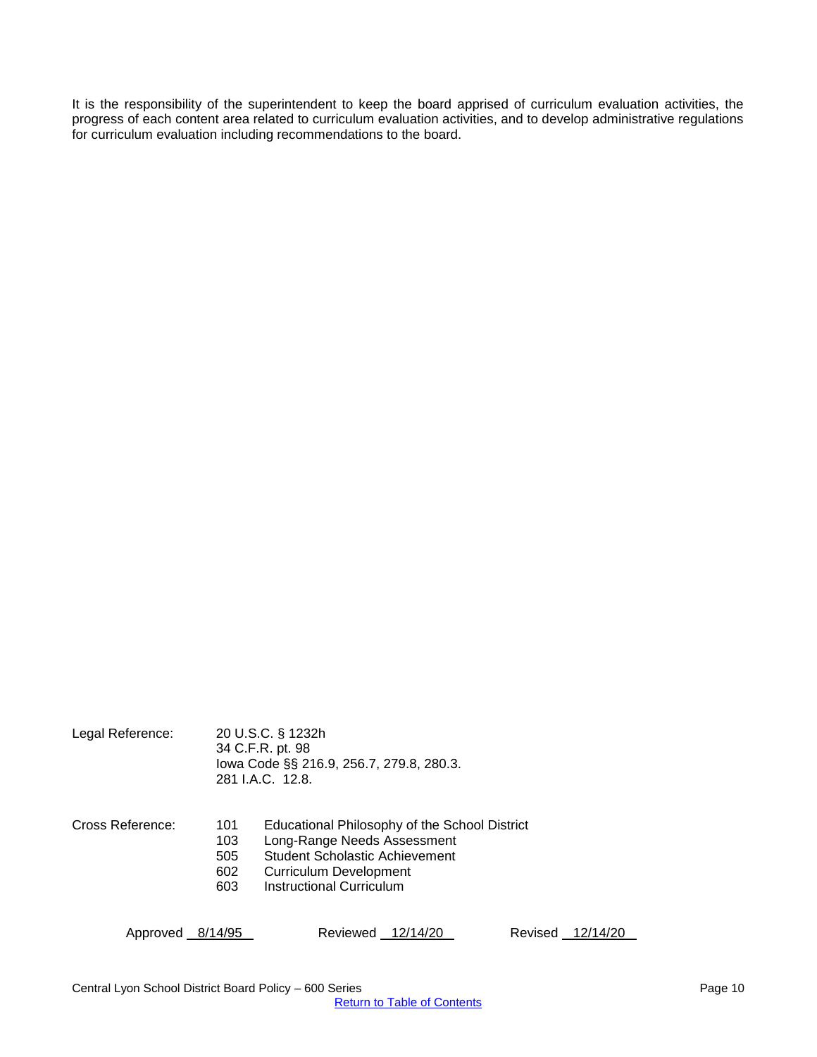It is the responsibility of the superintendent to keep the board apprised of curriculum evaluation activities, the progress of each content area related to curriculum evaluation activities, and to develop administrative regulations for curriculum evaluation including recommendations to the board.

Legal Reference: 20 U.S.C. § 1232h
34 C.F.R. pt. 98
Iowa Code §§ 216.9, 256.7, 279.8, 280.3.
281 I.A.C. 12.8.

Cross Reference:
101 Educational Philosophy of the School District
103 Long-Range Needs Assessment
505 Student Scholastic Achievement
602 Curriculum Development
603 Instructional Curriculum

Approved 8/14/95 Reviewed 12/14/20 Revised 12/14/20

Return to Table of Contents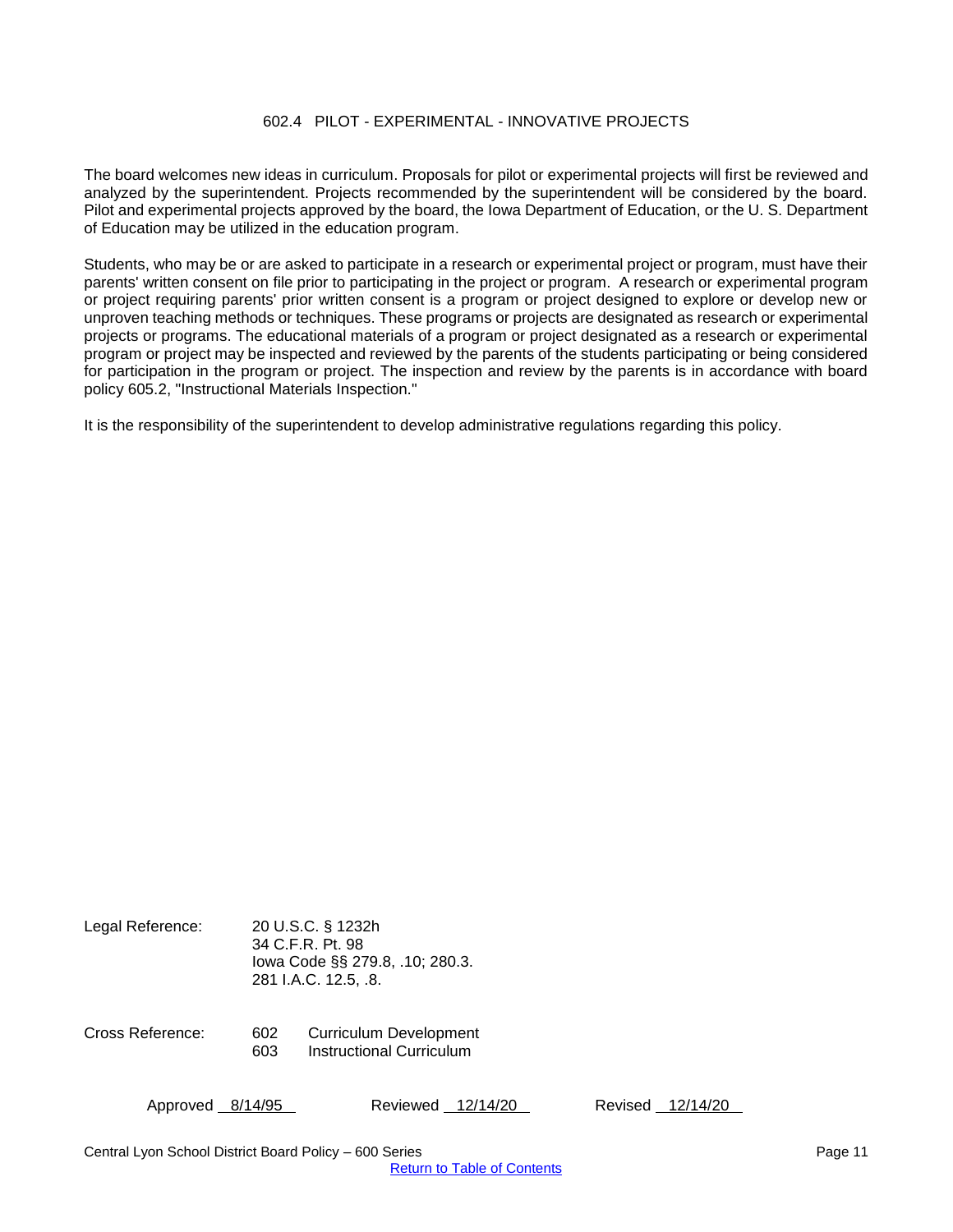# 602.4 PILOT - EXPERIMENTAL - INNOVATIVE PROJECTS

The board welcomes new ideas in curriculum. Proposals for pilot or experimental projects will first be reviewed and analyzed by the superintendent. Projects recommended by the superintendent will be considered by the board. Pilot and experimental projects approved by the board, the Iowa Department of Education, or the U. S. Department of Education may be utilized in the education program.

Students, who may be or are asked to participate in a research or experimental project or program, must have their parents' written consent on file prior to participating in the project or program. A research or experimental program or project requiring parents' prior written consent is a program or project designed to explore or develop new or unproven teaching methods or techniques. These programs or projects are designated as research or experimental projects or programs. The educational materials of a program or project designated as a research or experimental program or project may be inspected and reviewed by the parents of the students participating or being considered for participation in the program or project. The inspection and review by the parents is in accordance with board policy 605.2, "Instructional Materials Inspection."

It is the responsibility of the superintendent to develop administrative regulations regarding this policy.

Legal Reference: 20 U.S.C. § 1232h
34 C.F.R. Pt. 98
Iowa Code §§ 279.8, .10; 280.3.
281 I.A.C. 12.5, .8.

Cross Reference: 602 Curriculum Development
603 Instructional Curriculum

Approved 8/14/95 Reviewed 12/14/20 Revised 12/14/20

Central Lyon School District Board Policy – 600 Series

Return to Table of Contents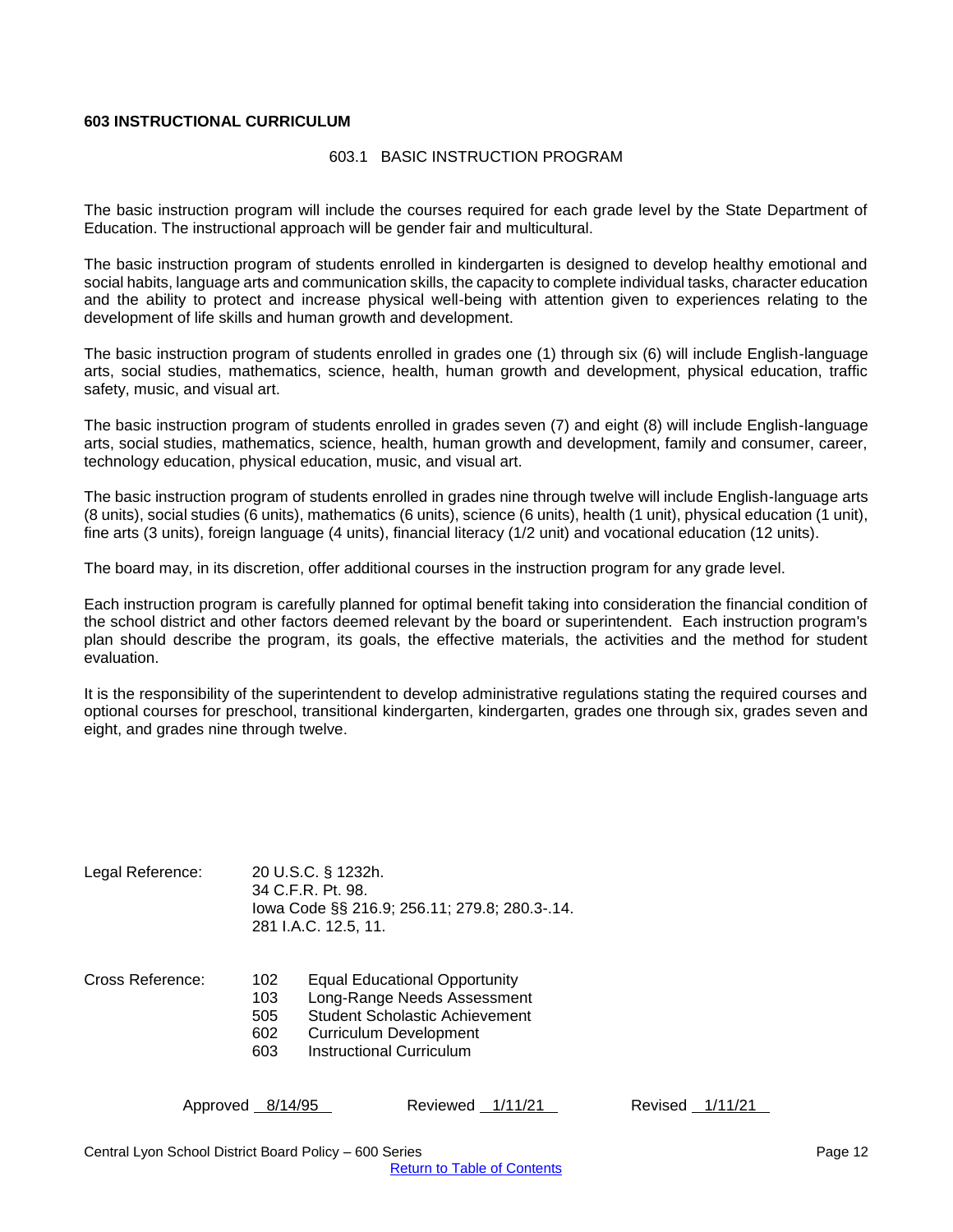**603 INSTRUCTIONAL CURRICULUM**

603.1 BASIC INSTRUCTION PROGRAM

The basic instruction program will include the courses required for each grade level by the State Department of Education. The instructional approach will be gender fair and multicultural.

The basic instruction program of students enrolled in kindergarten is designed to develop healthy emotional and social habits, language arts and communication skills, the capacity to complete individual tasks, character education and the ability to protect and increase physical well-being with attention given to experiences relating to the development of life skills and human growth and development.

The basic instruction program of students enrolled in grades one (1) through six (6) will include English-language arts, social studies, mathematics, science, health, human growth and development, physical education, traffic safety, music, and visual art.

The basic instruction program of students enrolled in grades seven (7) and eight (8) will include English-language arts, social studies, mathematics, science, health, human growth and development, family and consumer, career, technology education, physical education, music, and visual art.

The basic instruction program of students enrolled in grades nine through twelve will include English-language arts (8 units), social studies (6 units), mathematics (6 units), science (6 units), health (1 unit), physical education (1 unit), fine arts (3 units), foreign language (4 units), financial literacy (1/2 unit) and vocational education (12 units).

The board may, in its discretion, offer additional courses in the instruction program for any grade level.

Each instruction program is carefully planned for optimal benefit taking into consideration the financial condition of the school district and other factors deemed relevant by the board or superintendent. Each instruction program's plan should describe the program, its goals, the effective materials, the activities and the method for student evaluation.

It is the responsibility of the superintendent to develop administrative regulations stating the required courses and optional courses for preschool, transitional kindergarten, kindergarten, grades one through six, grades seven and eight, and grades nine through twelve.

Legal Reference:
20 U.S.C. § 1232h.
34 C.F.R. Pt. 98.
Iowa Code §§ 216.9; 256.11; 279.8; 280.3-.14.
281 I.A.C. 12.5, 11.

Cross Reference:
102 Equal Educational Opportunity
103 Long-Range Needs Assessment
505 Student Scholastic Achievement
602 Curriculum Development
603 Instructional Curriculum

Approved 8/14/95 Reviewed 1/11/21 Revised 1/11/21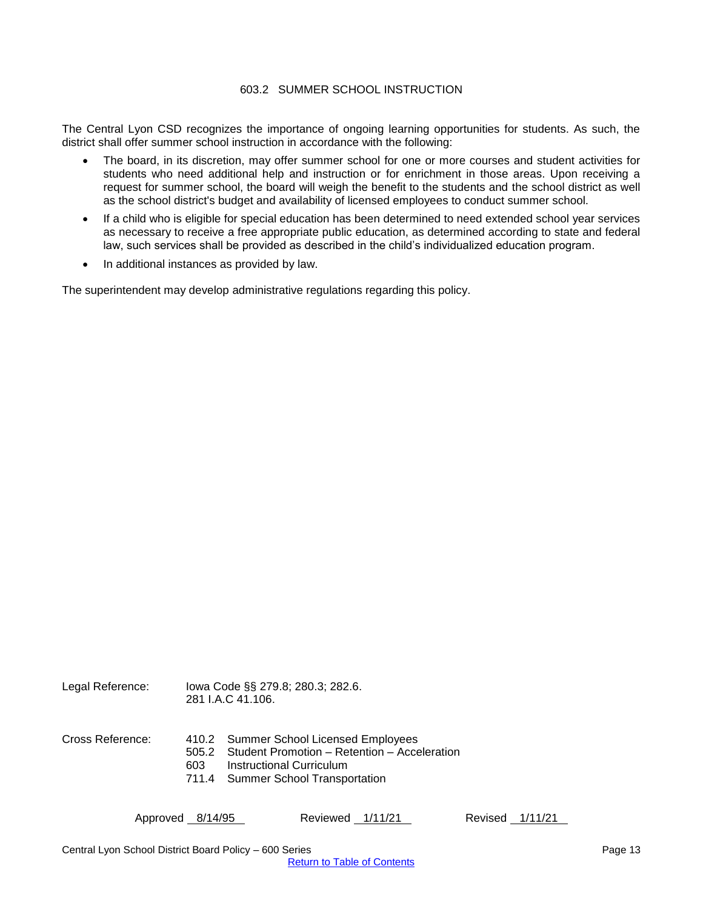# 603.2 SUMMER SCHOOL INSTRUCTION

The Central Lyon CSD recognizes the importance of ongoing learning opportunities for students. As such, the district shall offer summer school instruction in accordance with the following:

- The board, in its discretion, may offer summer school for one or more courses and student activities for students who need additional help and instruction or for enrichment in those areas. Upon receiving a request for summer school, the board will weigh the benefit to the students and the school district as well as the school district's budget and availability of licensed employees to conduct summer school.
- If a child who is eligible for special education has been determined to need extended school year services as necessary to receive a free appropriate public education, as determined according to state and federal law, such services shall be provided as described in the child's individualized education program.
- In additional instances as provided by law.

The superintendent may develop administrative regulations regarding this policy.

Legal Reference: Iowa Code §§ 279.8; 280.3; 282.6.
281 I.A.C 41.106.

Cross Reference:
410.2 Summer School Licensed Employees
505.2 Student Promotion – Retention – Acceleration
603 Instructional Curriculum
711.4 Summer School Transportation

Approved 8/14/95 Reviewed 1/11/21 Revised 1/11/21

Central Lyon School District Board Policy – 600 Series

Return to Table of Contents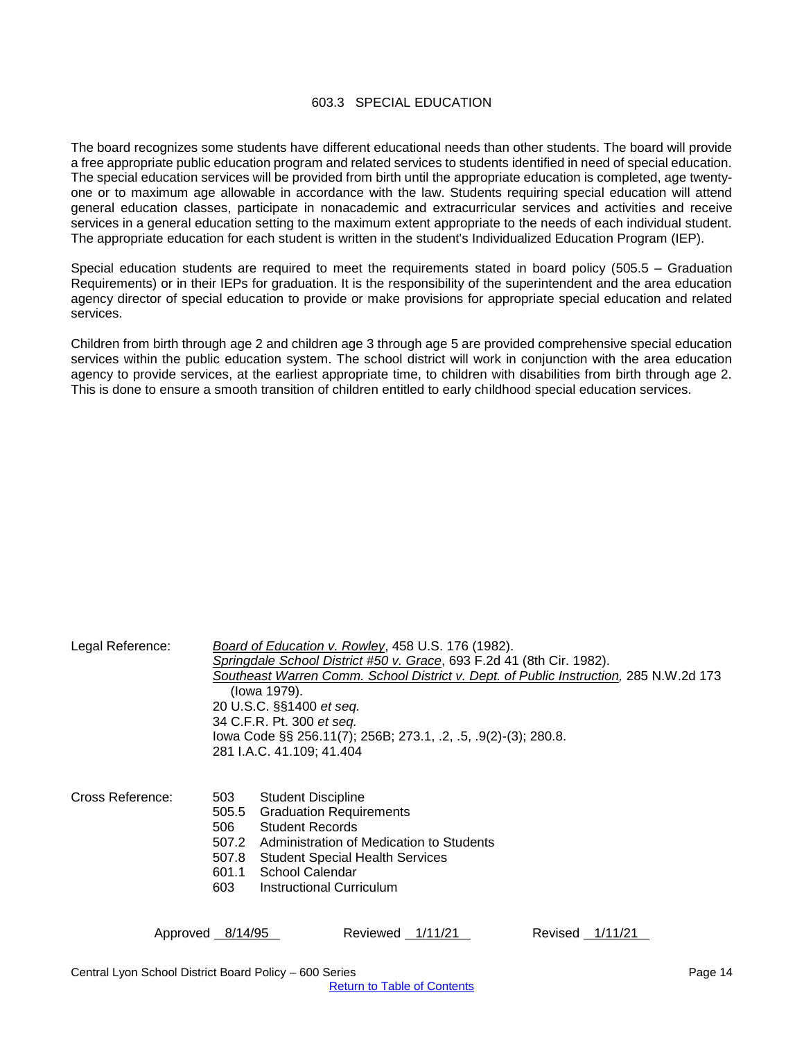# 603.3 SPECIAL EDUCATION

The board recognizes some students have different educational needs than other students. The board will provide a free appropriate public education program and related services to students identified in need of special education. The special education services will be provided from birth until the appropriate education is completed, age twenty-one or to maximum age allowable in accordance with the law. Students requiring special education will attend general education classes, participate in nonacademic and extracurricular services and activities and receive services in a general education setting to the maximum extent appropriate to the needs of each individual student. The appropriate education for each student is written in the student's Individualized Education Program (IEP).

Special education students are required to meet the requirements stated in board policy (505.5 – Graduation Requirements) or in their IEPs for graduation. It is the responsibility of the superintendent and the area education agency director of special education to provide or make provisions for appropriate special education and related services.

Children from birth through age 2 and children age 3 through age 5 are provided comprehensive special education services within the public education system. The school district will work in conjunction with the area education agency to provide services, at the earliest appropriate time, to children with disabilities from birth through age 2. This is done to ensure a smooth transition of children entitled to early childhood special education services.

Legal Reference:
- Board of Education v. Rowley, 458 U.S. 176 (1982).
- Springdale School District #50 v. Grace, 693 F.2d 41 (8th Cir. 1982).
- Southeast Warren Comm. School District v. Dept. of Public Instruction, 285 N.W.2d 173 (Iowa 1979).
- 20 U.S.C. §§1400 *et seq.*
- 34 C.F.R. Pt. 300 *et seq.*
- Iowa Code §§ 256.11(7); 256B; 273.1, .2, .5, .9(2)-(3); 280.8.
- 281 I.A.C. 41.109; 41.404

Cross Reference:
- 503 Student Discipline
- 505.5 Graduation Requirements
- 506 Student Records
- 507.2 Administration of Medication to Students
- 507.8 Student Special Health Services
- 601.1 School Calendar
- 603 Instructional Curriculum

Approved 8/14/95 Reviewed 1/11/21 Revised 1/11/21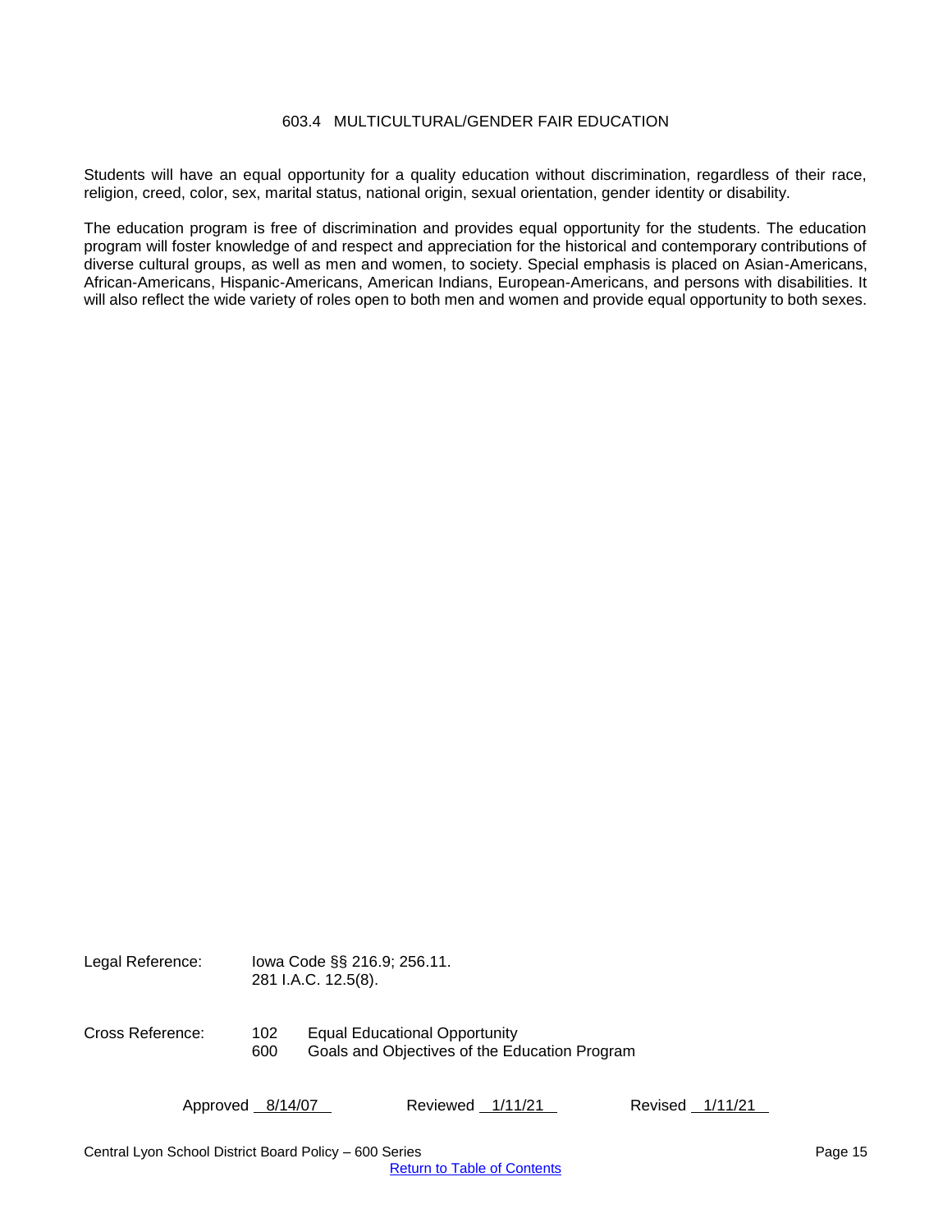# 603.4 MULTICULTURAL/GENDER FAIR EDUCATION

Students will have an equal opportunity for a quality education without discrimination, regardless of their race, religion, creed, color, sex, marital status, national origin, sexual orientation, gender identity or disability.

The education program is free of discrimination and provides equal opportunity for the students. The education program will foster knowledge of and respect and appreciation for the historical and contemporary contributions of diverse cultural groups, as well as men and women, to society. Special emphasis is placed on Asian-Americans, African-Americans, Hispanic-Americans, American Indians, European-Americans, and persons with disabilities. It will also reflect the wide variety of roles open to both men and women and provide equal opportunity to both sexes.

Legal Reference: Iowa Code §§ 216.9; 256.11.
281 I.A.C. 12.5(8).

Cross Reference:
102 Equal Educational Opportunity
600 Goals and Objectives of the Education Program

Approved 8/14/07 Reviewed 1/11/21 Revised 1/11/21

Return to Table of Contents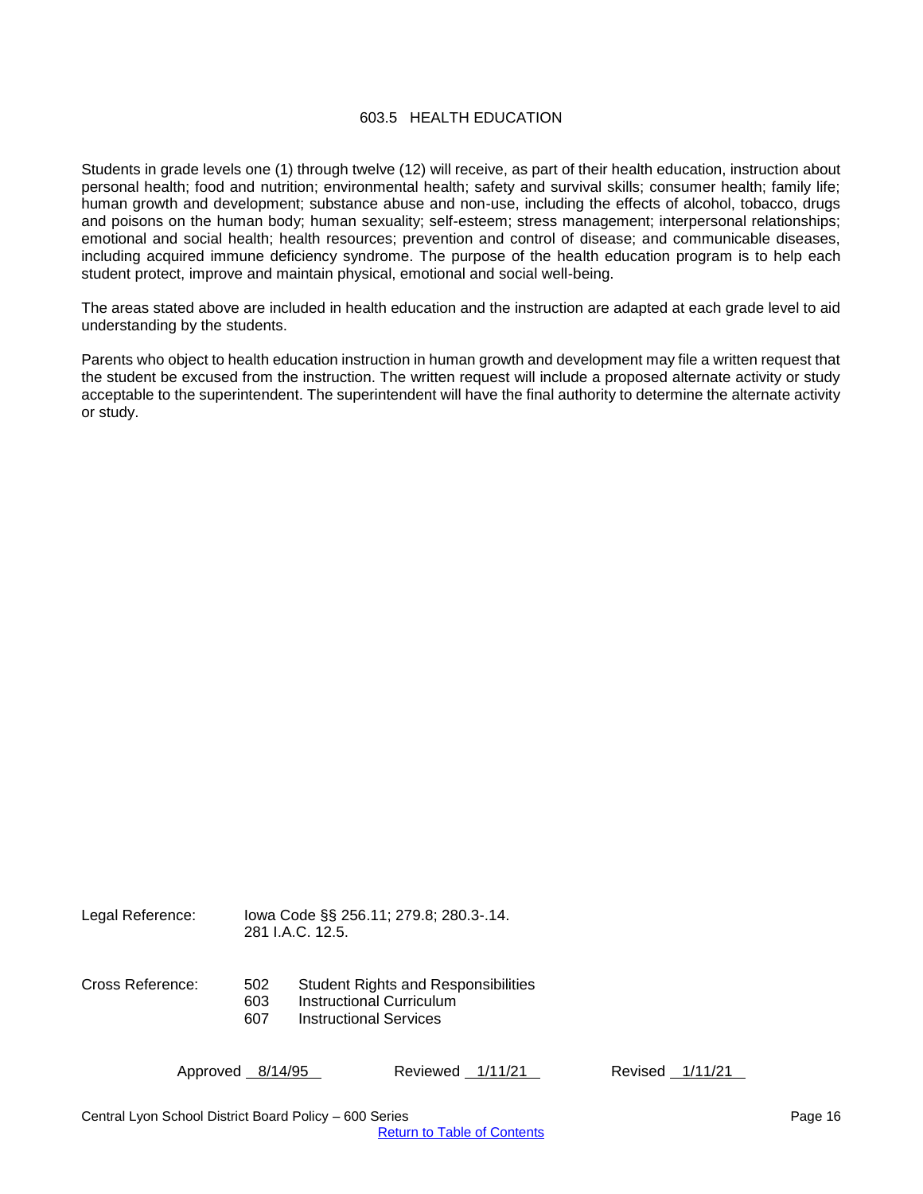# 603.5 HEALTH EDUCATION

Students in grade levels one (1) through twelve (12) will receive, as part of their health education, instruction about personal health; food and nutrition; environmental health; safety and survival skills; consumer health; family life; human growth and development; substance abuse and non-use, including the effects of alcohol, tobacco, drugs and poisons on the human body; human sexuality; self-esteem; stress management; interpersonal relationships; emotional and social health; health resources; prevention and control of disease; and communicable diseases, including acquired immune deficiency syndrome. The purpose of the health education program is to help each student protect, improve and maintain physical, emotional and social well-being.

The areas stated above are included in health education and the instruction are adapted at each grade level to aid understanding by the students.

Parents who object to health education instruction in human growth and development may file a written request that the student be excused from the instruction. The written request will include a proposed alternate activity or study acceptable to the superintendent. The superintendent will have the final authority to determine the alternate activity or study.

Legal Reference: Iowa Code §§ 256.11; 279.8; 280.3-.14.
281 I.A.C. 12.5.

Cross Reference:
502 Student Rights and Responsibilities
603 Instructional Curriculum
607 Instructional Services

Approved 8/14/95 Reviewed 1/11/21 Revised 1/11/21

Central Lyon School District Board Policy – 600 Series

Return to Table of Contents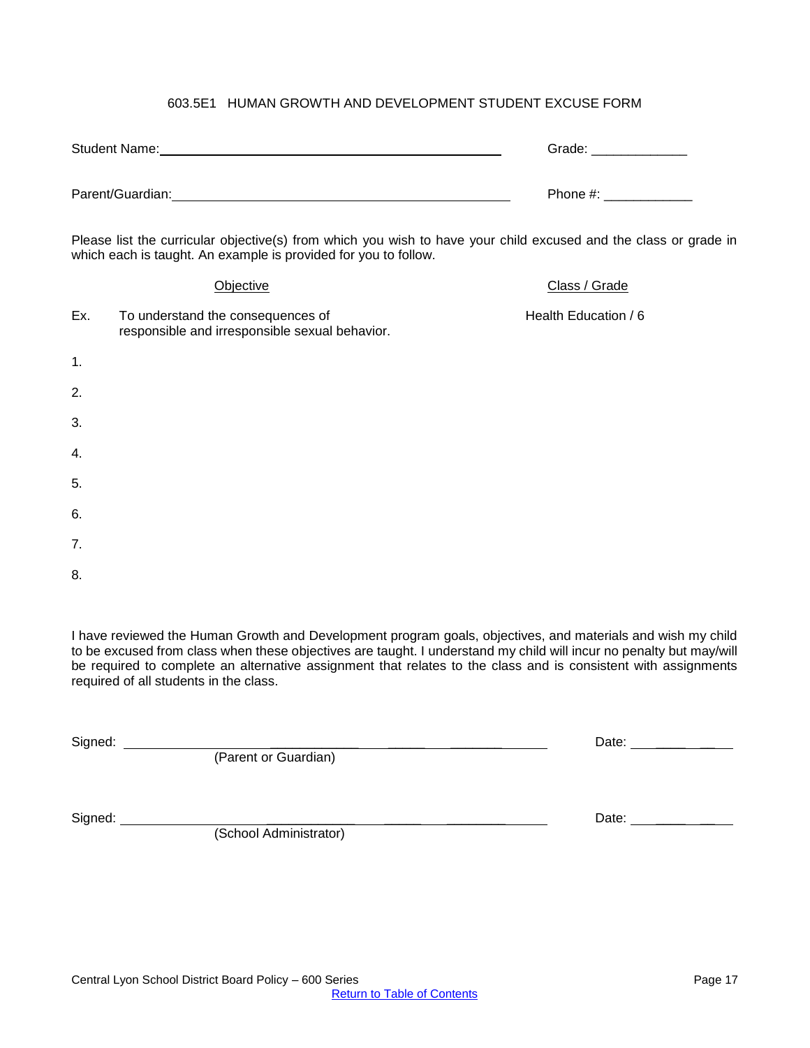# 603.5E1 HUMAN GROWTH AND DEVELOPMENT STUDENT EXCUSE FORM

Student Name: ______________________________________________ Grade: _____________

Parent/Guardian: ____________________________________________ Phone #: ____________

Please list the curricular objective(s) from which you wish to have your child excused and the class or grade in which each is taught. An example is provided for you to follow.

| | Objective | Class / Grade |
|---|---|---|
| Ex. | To understand the consequences of responsible and irresponsible sexual behavior. | Health Education / 6 |
| 1. | | |
| 2. | | |
| 3. | | |
| 4. | | |
| 5. | | |
| 6. | | |
| 7. | | |
| 8. | | |

I have reviewed the Human Growth and Development program goals, objectives, and materials and wish my child to be excused from class when these objectives are taught. I understand my child will incur no penalty but may/will be required to complete an alternative assignment that relates to the class and is consistent with assignments required of all students in the class.

Signed: ______________________________________________ Date: ____________
(Parent or Guardian)

Signed: ______________________________________________ Date: ____________
(School Administrator)

Central Lyon School District Board Policy – 600 Series

[Return to Table of Contents]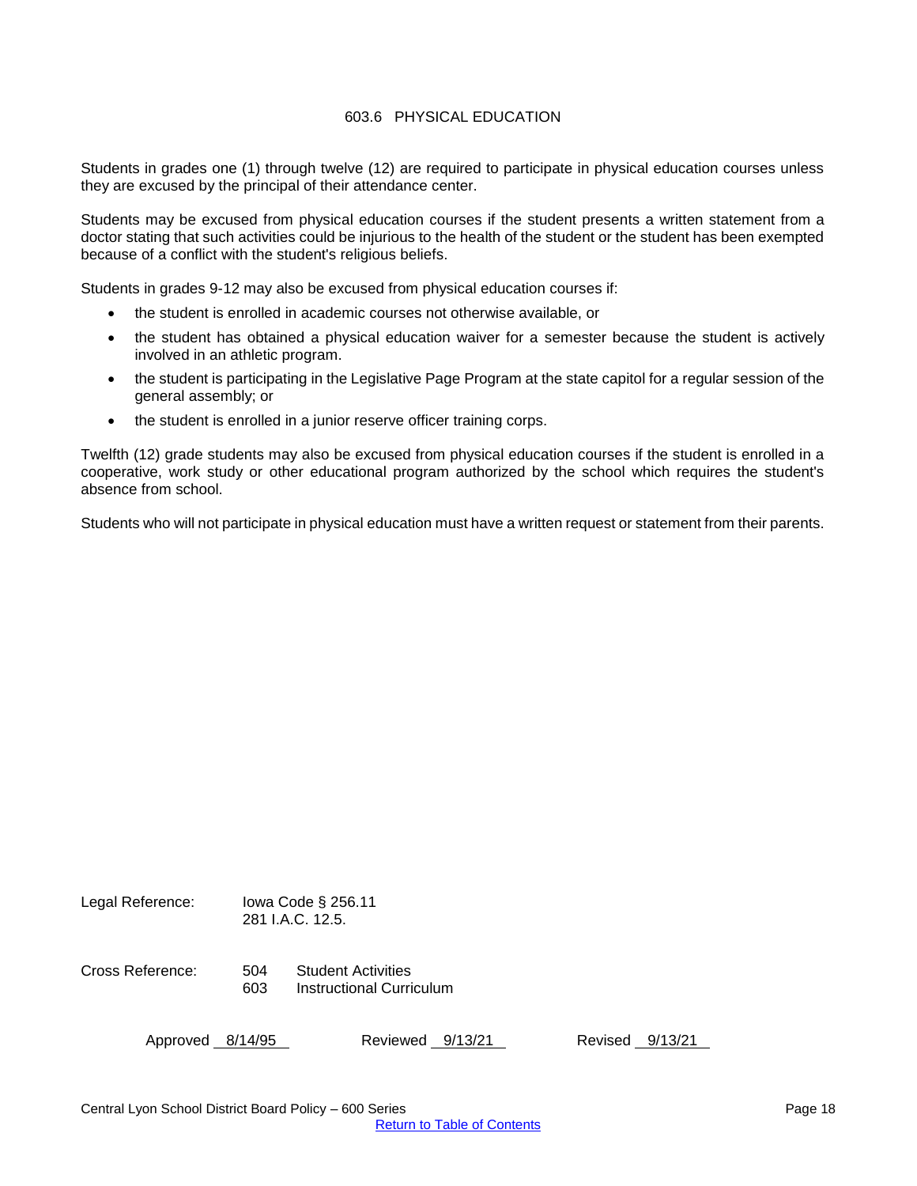# 603.6 PHYSICAL EDUCATION

Students in grades one (1) through twelve (12) are required to participate in physical education courses unless they are excused by the principal of their attendance center.

Students may be excused from physical education courses if the student presents a written statement from a doctor stating that such activities could be injurious to the health of the student or the student has been exempted because of a conflict with the student's religious beliefs.

Students in grades 9-12 may also be excused from physical education courses if:

- the student is enrolled in academic courses not otherwise available, or
- the student has obtained a physical education waiver for a semester because the student is actively involved in an athletic program.
- the student is participating in the Legislative Page Program at the state capitol for a regular session of the general assembly; or
- the student is enrolled in a junior reserve officer training corps.

Twelfth (12) grade students may also be excused from physical education courses if the student is enrolled in a cooperative, work study or other educational program authorized by the school which requires the student's absence from school.

Students who will not participate in physical education must have a written request or statement from their parents.

Legal Reference: Iowa Code § 256.11
281 I.A.C. 12.5.

Cross Reference: 504 Student Activities
603 Instructional Curriculum

Approved 8/14/95 Reviewed 9/13/21 Revised 9/13/21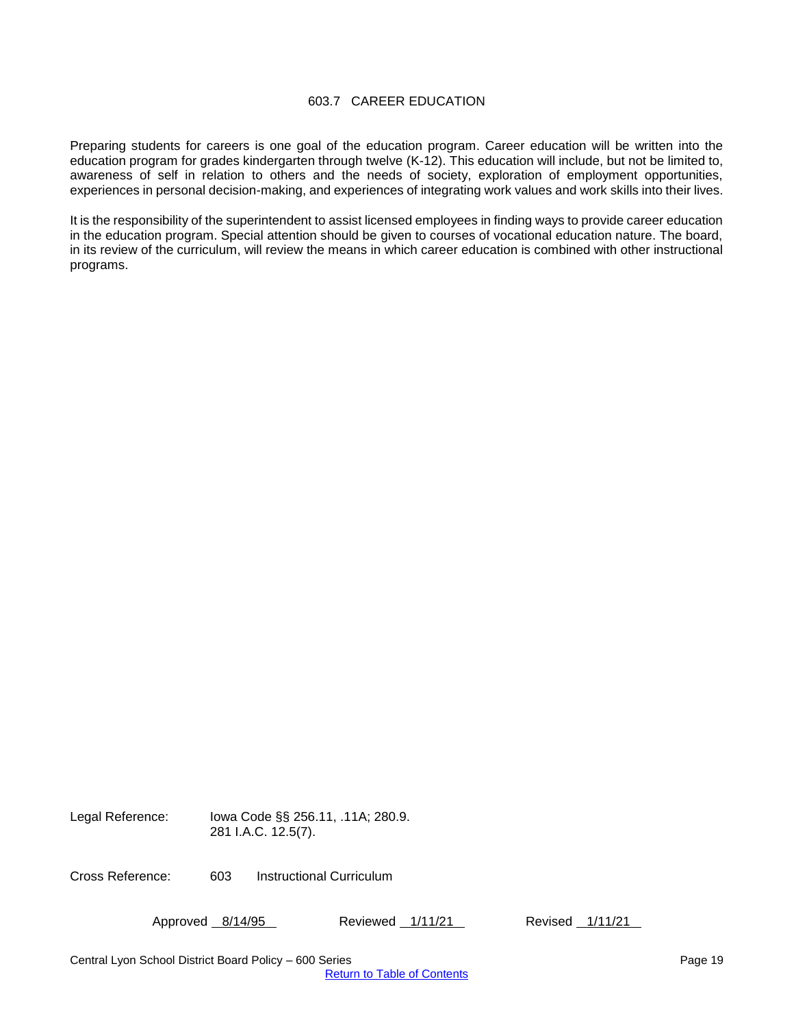# 603.7 CAREER EDUCATION

Preparing students for careers is one goal of the education program. Career education will be written into the education program for grades kindergarten through twelve (K-12). This education will include, but not be limited to, awareness of self in relation to others and the needs of society, exploration of employment opportunities, experiences in personal decision-making, and experiences of integrating work values and work skills into their lives.

It is the responsibility of the superintendent to assist licensed employees in finding ways to provide career education in the education program. Special attention should be given to courses of vocational education nature. The board, in its review of the curriculum, will review the means in which career education is combined with other instructional programs.

Legal Reference: Iowa Code §§ 256.11, .11A; 280.9.
281 I.A.C. 12.5(7).

Cross Reference: 603 Instructional Curriculum

Approved 8/14/95 Reviewed 1/11/21 Revised 1/11/21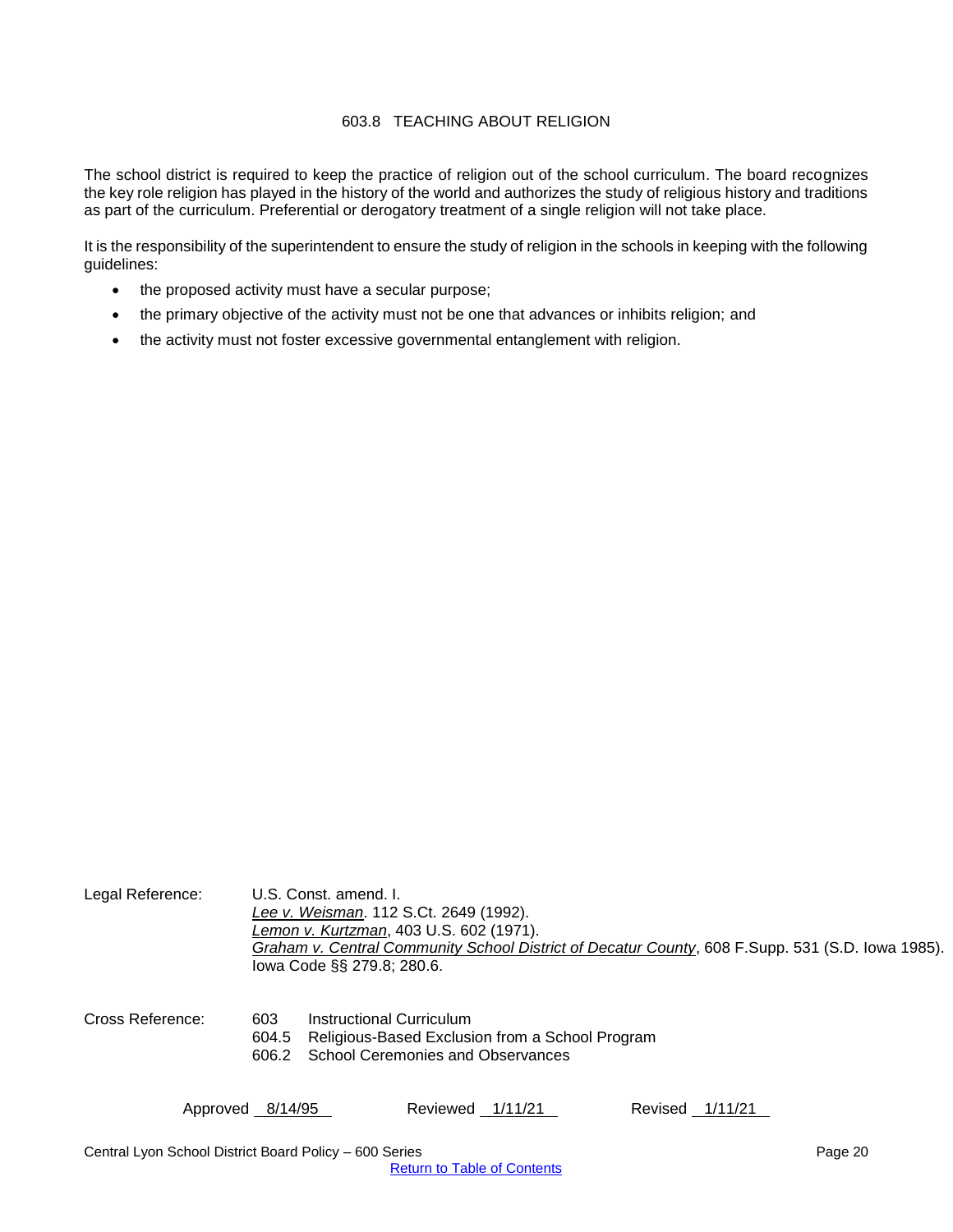# 603.8 TEACHING ABOUT RELIGION

The school district is required to keep the practice of religion out of the school curriculum. The board recognizes the key role religion has played in the history of the world and authorizes the study of religious history and traditions as part of the curriculum. Preferential or derogatory treatment of a single religion will not take place.

It is the responsibility of the superintendent to ensure the study of religion in the schools in keeping with the following guidelines:

- the proposed activity must have a secular purpose;
- the primary objective of the activity must not be one that advances or inhibits religion; and
- the activity must not foster excessive governmental entanglement with religion.

Legal Reference: U.S. Const. amend. I.
*Lee v. Weisman*. 112 S.Ct. 2649 (1992).
*Lemon v. Kurtzman*, 403 U.S. 602 (1971).
*Graham v. Central Community School District of Decatur County*, 608 F.Supp. 531 (S.D. Iowa 1985).
Iowa Code §§ 279.8; 280.6.

Cross Reference:
603 Instructional Curriculum
604.5 Religious-Based Exclusion from a School Program
606.2 School Ceremonies and Observances

Approved 8/14/95 Reviewed 1/11/21 Revised 1/11/21

Central Lyon School District Board Policy – 600 Series

Return to Table of Contents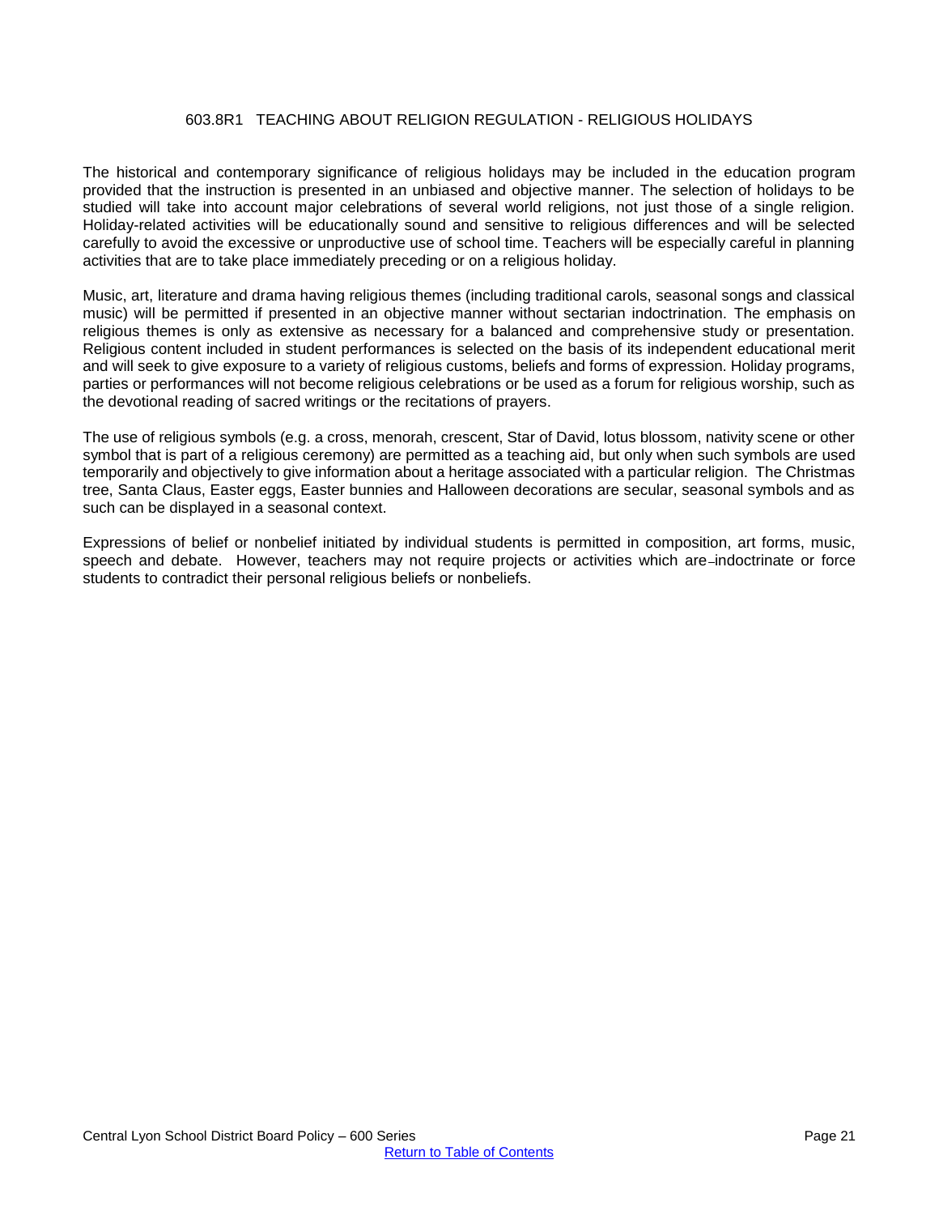## 603.8R1 TEACHING ABOUT RELIGION REGULATION - RELIGIOUS HOLIDAYS

The historical and contemporary significance of religious holidays may be included in the education program provided that the instruction is presented in an unbiased and objective manner. The selection of holidays to be studied will take into account major celebrations of several world religions, not just those of a single religion. Holiday-related activities will be educationally sound and sensitive to religious differences and will be selected carefully to avoid the excessive or unproductive use of school time. Teachers will be especially careful in planning activities that are to take place immediately preceding or on a religious holiday.

Music, art, literature and drama having religious themes (including traditional carols, seasonal songs and classical music) will be permitted if presented in an objective manner without sectarian indoctrination. The emphasis on religious themes is only as extensive as necessary for a balanced and comprehensive study or presentation. Religious content included in student performances is selected on the basis of its independent educational merit and will seek to give exposure to a variety of religious customs, beliefs and forms of expression. Holiday programs, parties or performances will not become religious celebrations or be used as a forum for religious worship, such as the devotional reading of sacred writings or the recitations of prayers.

The use of religious symbols (e.g. a cross, menorah, crescent, Star of David, lotus blossom, nativity scene or other symbol that is part of a religious ceremony) are permitted as a teaching aid, but only when such symbols are used temporarily and objectively to give information about a heritage associated with a particular religion. The Christmas tree, Santa Claus, Easter eggs, Easter bunnies and Halloween decorations are secular, seasonal symbols and as such can be displayed in a seasonal context.

Expressions of belief or nonbelief initiated by individual students is permitted in composition, art forms, music, speech and debate. However, teachers may not require projects or activities which are-indoctrinate or force students to contradict their personal religious beliefs or nonbeliefs.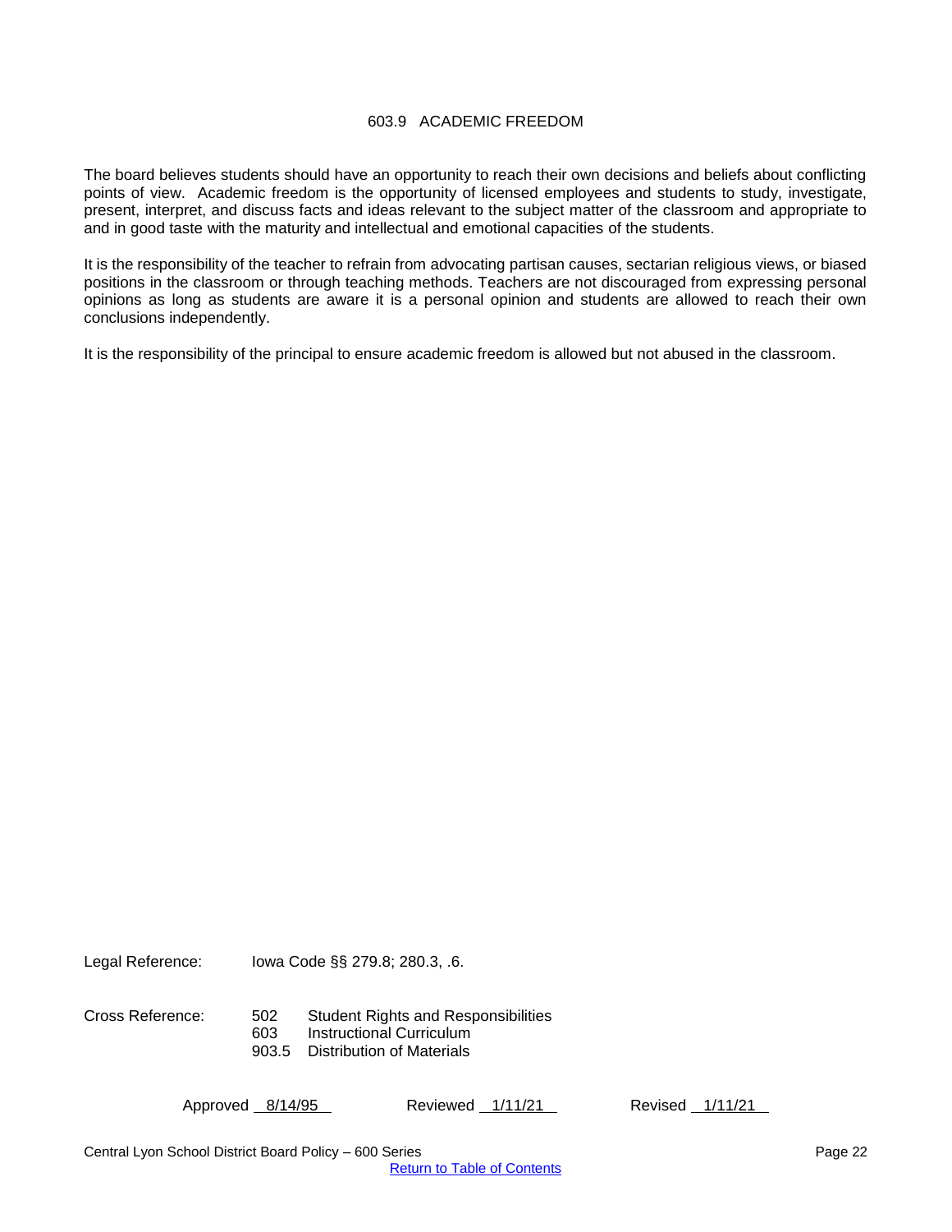# 603.9 ACADEMIC FREEDOM

The board believes students should have an opportunity to reach their own decisions and beliefs about conflicting points of view. Academic freedom is the opportunity of licensed employees and students to study, investigate, present, interpret, and discuss facts and ideas relevant to the subject matter of the classroom and appropriate to and in good taste with the maturity and intellectual and emotional capacities of the students.

It is the responsibility of the teacher to refrain from advocating partisan causes, sectarian religious views, or biased positions in the classroom or through teaching methods. Teachers are not discouraged from expressing personal opinions as long as students are aware it is a personal opinion and students are allowed to reach their own conclusions independently.

It is the responsibility of the principal to ensure academic freedom is allowed but not abused in the classroom.

Legal Reference: Iowa Code §§ 279.8; 280.3, .6.

Cross Reference:
- 502 Student Rights and Responsibilities
- 603 Instructional Curriculum
- 903.5 Distribution of Materials

Approved 8/14/95 Reviewed 1/11/21 Revised 1/11/21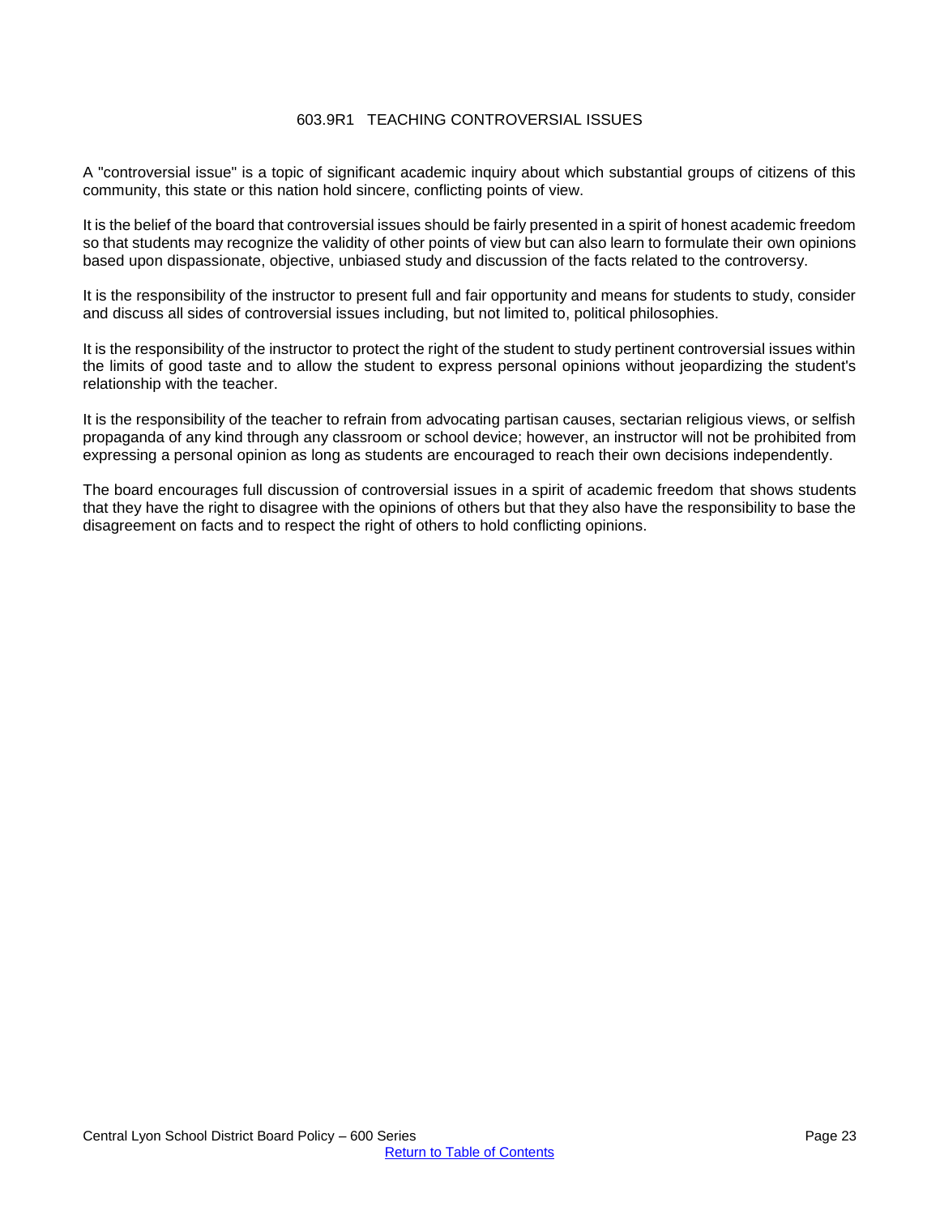# 603.9R1 TEACHING CONTROVERSIAL ISSUES

A "controversial issue" is a topic of significant academic inquiry about which substantial groups of citizens of this community, this state or this nation hold sincere, conflicting points of view.

It is the belief of the board that controversial issues should be fairly presented in a spirit of honest academic freedom so that students may recognize the validity of other points of view but can also learn to formulate their own opinions based upon dispassionate, objective, unbiased study and discussion of the facts related to the controversy.

It is the responsibility of the instructor to present full and fair opportunity and means for students to study, consider and discuss all sides of controversial issues including, but not limited to, political philosophies.

It is the responsibility of the instructor to protect the right of the student to study pertinent controversial issues within the limits of good taste and to allow the student to express personal opinions without jeopardizing the student's relationship with the teacher.

It is the responsibility of the teacher to refrain from advocating partisan causes, sectarian religious views, or selfish propaganda of any kind through any classroom or school device; however, an instructor will not be prohibited from expressing a personal opinion as long as students are encouraged to reach their own decisions independently.

The board encourages full discussion of controversial issues in a spirit of academic freedom that shows students that they have the right to disagree with the opinions of others but that they also have the responsibility to base the disagreement on facts and to respect the right of others to hold conflicting opinions.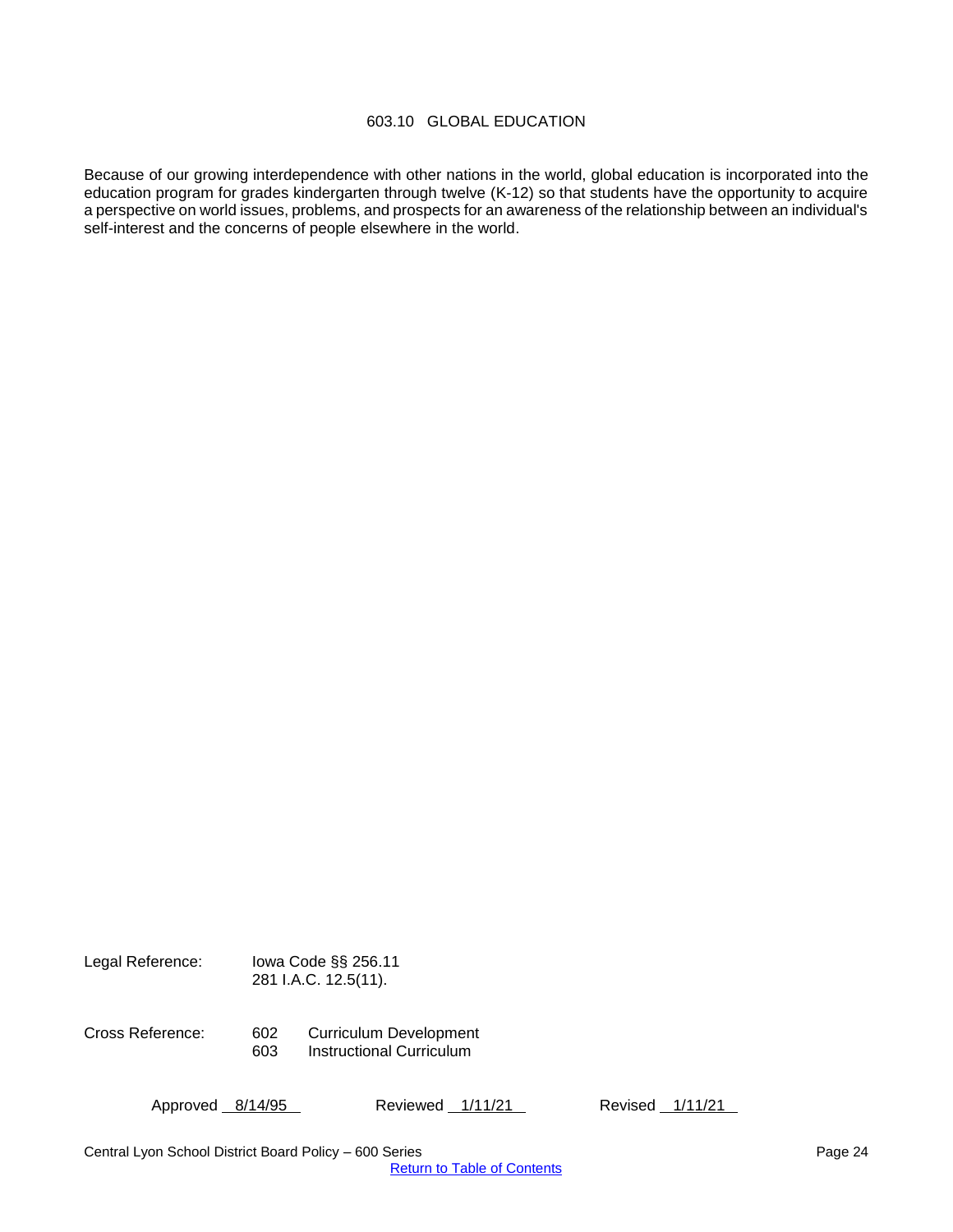# 603.10 GLOBAL EDUCATION

Because of our growing interdependence with other nations in the world, global education is incorporated into the education program for grades kindergarten through twelve (K-12) so that students have the opportunity to acquire a perspective on world issues, problems, and prospects for an awareness of the relationship between an individual's self-interest and the concerns of people elsewhere in the world.

Legal Reference: Iowa Code §§ 256.11
281 I.A.C. 12.5(11).

Cross Reference: 602 Curriculum Development
603 Instructional Curriculum

Approved 8/14/95 Reviewed 1/11/21 Revised 1/11/21

Return to Table of Contents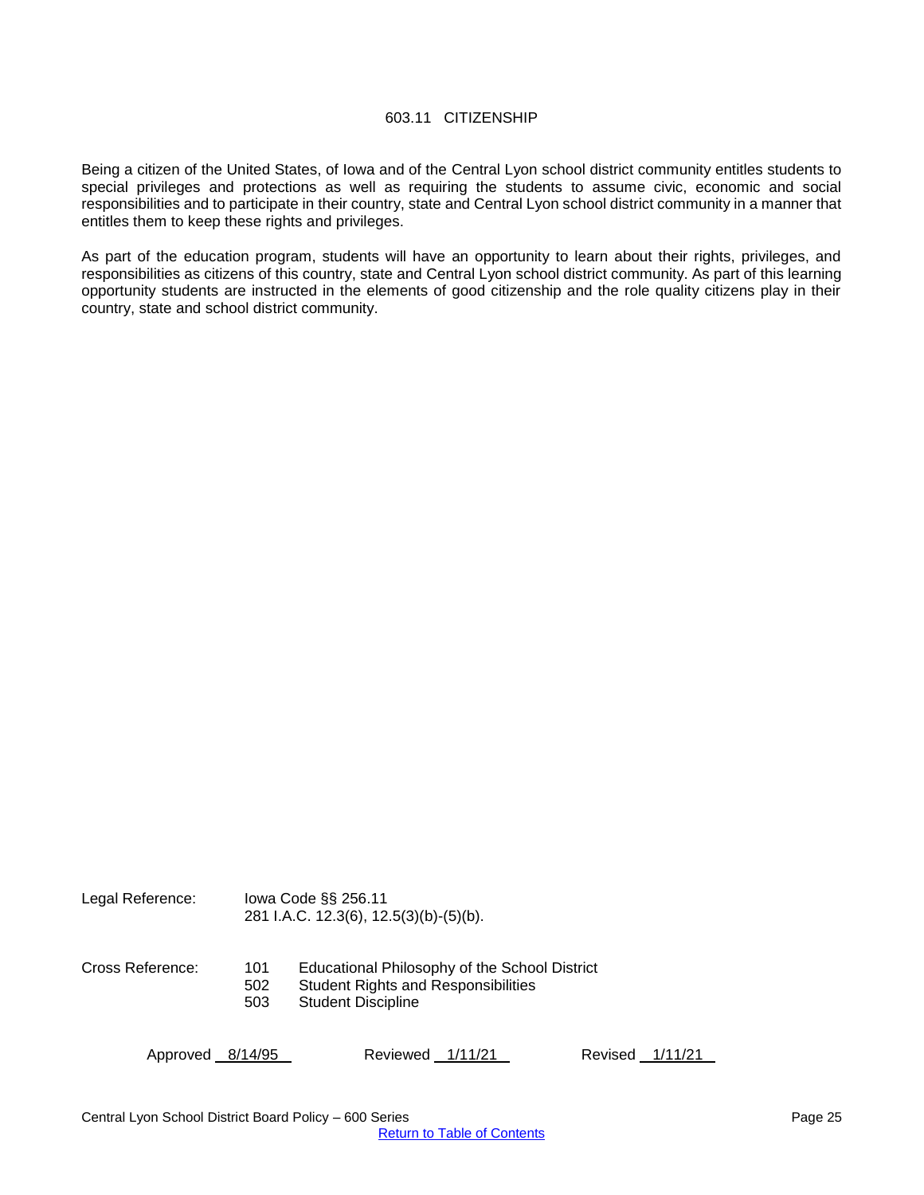# 603.11 CITIZENSHIP

Being a citizen of the United States, of Iowa and of the Central Lyon school district community entitles students to special privileges and protections as well as requiring the students to assume civic, economic and social responsibilities and to participate in their country, state and Central Lyon school district community in a manner that entitles them to keep these rights and privileges.

As part of the education program, students will have an opportunity to learn about their rights, privileges, and responsibilities as citizens of this country, state and Central Lyon school district community. As part of this learning opportunity students are instructed in the elements of good citizenship and the role quality citizens play in their country, state and school district community.

Legal Reference: Iowa Code §§ 256.11
281 I.A.C. 12.3(6), 12.5(3)(b)-(5)(b).

Cross Reference:
101 Educational Philosophy of the School District
502 Student Rights and Responsibilities
503 Student Discipline

Approved 8/14/95 Reviewed 1/11/21 Revised 1/11/21

Central Lyon School District Board Policy – 600 Series

Return to Table of Contents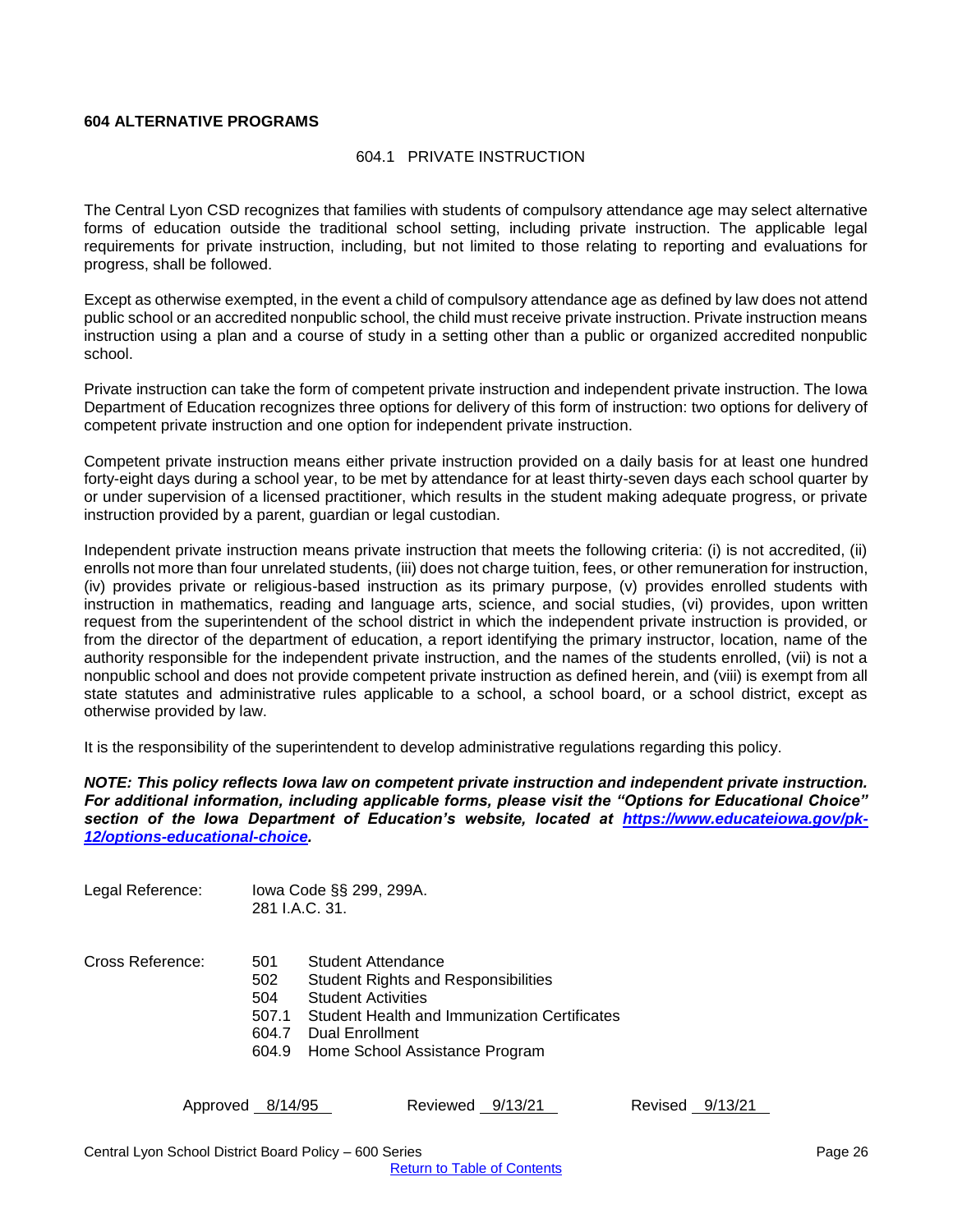**604 ALTERNATIVE PROGRAMS**

604.1 PRIVATE INSTRUCTION

The Central Lyon CSD recognizes that families with students of compulsory attendance age may select alternative forms of education outside the traditional school setting, including private instruction. The applicable legal requirements for private instruction, including, but not limited to those relating to reporting and evaluations for progress, shall be followed.

Except as otherwise exempted, in the event a child of compulsory attendance age as defined by law does not attend public school or an accredited nonpublic school, the child must receive private instruction. Private instruction means instruction using a plan and a course of study in a setting other than a public or organized accredited nonpublic school.

Private instruction can take the form of competent private instruction and independent private instruction. The Iowa Department of Education recognizes three options for delivery of this form of instruction: two options for delivery of competent private instruction and one option for independent private instruction.

Competent private instruction means either private instruction provided on a daily basis for at least one hundred forty-eight days during a school year, to be met by attendance for at least thirty-seven days each school quarter by or under supervision of a licensed practitioner, which results in the student making adequate progress, or private instruction provided by a parent, guardian or legal custodian.

Independent private instruction means private instruction that meets the following criteria: (i) is not accredited, (ii) enrolls not more than four unrelated students, (iii) does not charge tuition, fees, or other remuneration for instruction, (iv) provides private or religious-based instruction as its primary purpose, (v) provides enrolled students with instruction in mathematics, reading and language arts, science, and social studies, (vi) provides, upon written request from the superintendent of the school district in which the independent private instruction is provided, or from the director of the department of education, a report identifying the primary instructor, location, name of the authority responsible for the independent private instruction, and the names of the students enrolled, (vii) is not a nonpublic school and does not provide competent private instruction as defined herein, and (viii) is exempt from all state statutes and administrative rules applicable to a school, a school board, or a school district, except as otherwise provided by law.

It is the responsibility of the superintendent to develop administrative regulations regarding this policy.

***NOTE: This policy reflects Iowa law on competent private instruction and independent private instruction. For additional information, including applicable forms, please visit the "Options for Educational Choice" section of the Iowa Department of Education's website, located at https://www.educateiowa.gov/pk-12/options-educational-choice.***

Legal Reference: Iowa Code §§ 299, 299A.
281 I.A.C. 31.

Cross Reference:
501 Student Attendance
502 Student Rights and Responsibilities
504 Student Activities
507.1 Student Health and Immunization Certificates
604.7 Dual Enrollment
604.9 Home School Assistance Program

Approved 8/14/95 Reviewed 9/13/21 Revised 9/13/21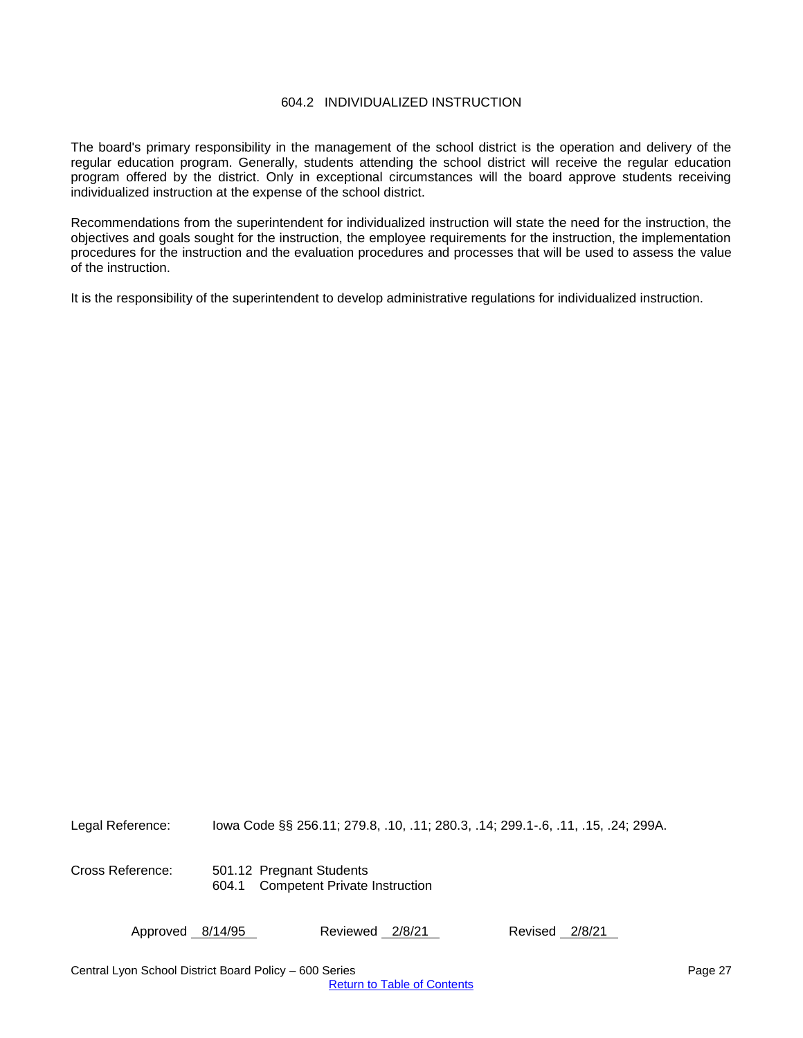# 604.2 INDIVIDUALIZED INSTRUCTION

The board's primary responsibility in the management of the school district is the operation and delivery of the regular education program. Generally, students attending the school district will receive the regular education program offered by the district. Only in exceptional circumstances will the board approve students receiving individualized instruction at the expense of the school district.

Recommendations from the superintendent for individualized instruction will state the need for the instruction, the objectives and goals sought for the instruction, the employee requirements for the instruction, the implementation procedures for the instruction and the evaluation procedures and processes that will be used to assess the value of the instruction.

It is the responsibility of the superintendent to develop administrative regulations for individualized instruction.

Legal Reference: Iowa Code §§ 256.11; 279.8, .10, .11; 280.3, .14; 299.1-.6, .11, .15, .24; 299A.

Cross Reference: 501.12 Pregnant Students
604.1 Competent Private Instruction

Approved 8/14/95 Reviewed 2/8/21 Revised 2/8/21

Return to Table of Contents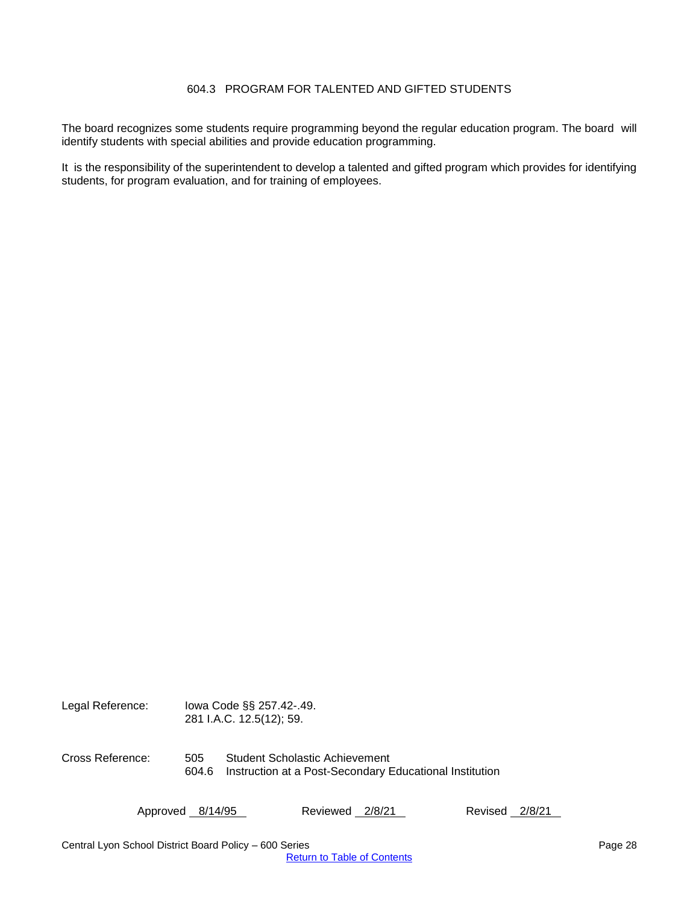# 604.3 PROGRAM FOR TALENTED AND GIFTED STUDENTS

The board recognizes some students require programming beyond the regular education program. The board will identify students with special abilities and provide education programming.

It is the responsibility of the superintendent to develop a talented and gifted program which provides for identifying students, for program evaluation, and for training of employees.

Legal Reference: Iowa Code §§ 257.42-.49.
281 I.A.C. 12.5(12); 59.

Cross Reference: 505 Student Scholastic Achievement
604.6 Instruction at a Post-Secondary Educational Institution

Approved 8/14/95 Reviewed 2/8/21 Revised 2/8/21

Return to Table of Contents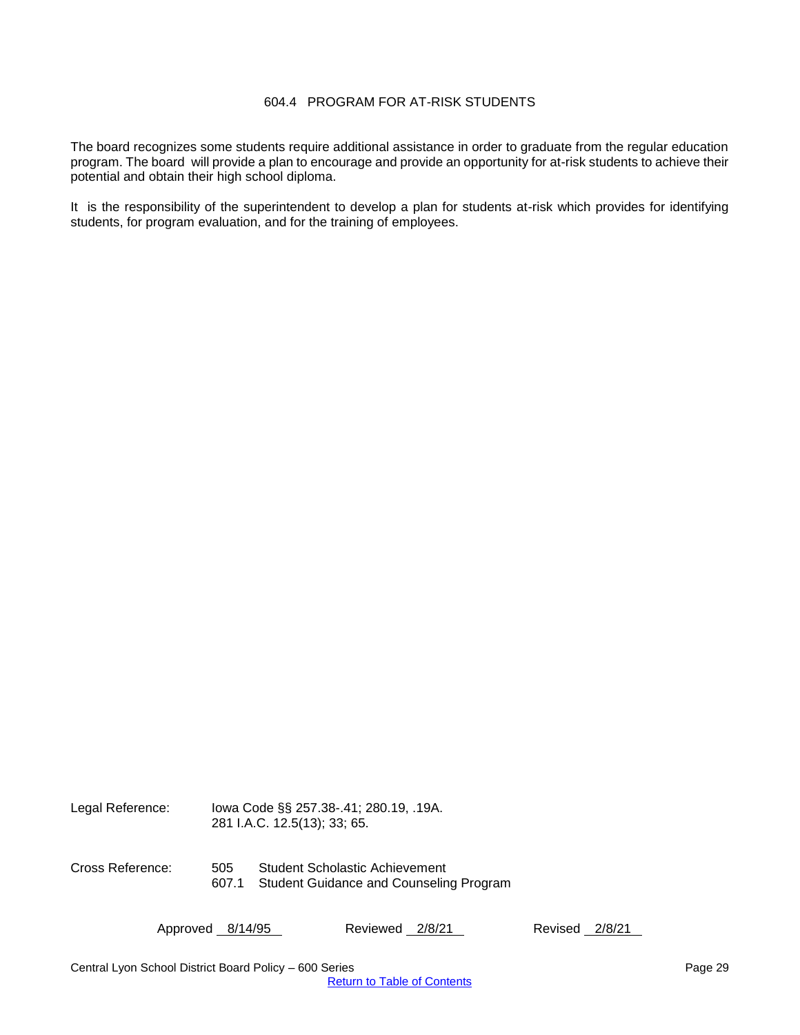# 604.4 PROGRAM FOR AT-RISK STUDENTS

The board recognizes some students require additional assistance in order to graduate from the regular education program. The board will provide a plan to encourage and provide an opportunity for at-risk students to achieve their potential and obtain their high school diploma.

It is the responsibility of the superintendent to develop a plan for students at-risk which provides for identifying students, for program evaluation, and for the training of employees.

Legal Reference: Iowa Code §§ 257.38-.41; 280.19, .19A.
281 I.A.C. 12.5(13); 33; 65.

Cross Reference: 505 Student Scholastic Achievement
607.1 Student Guidance and Counseling Program

Approved 8/14/95 Reviewed 2/8/21 Revised 2/8/21

Return to Table of Contents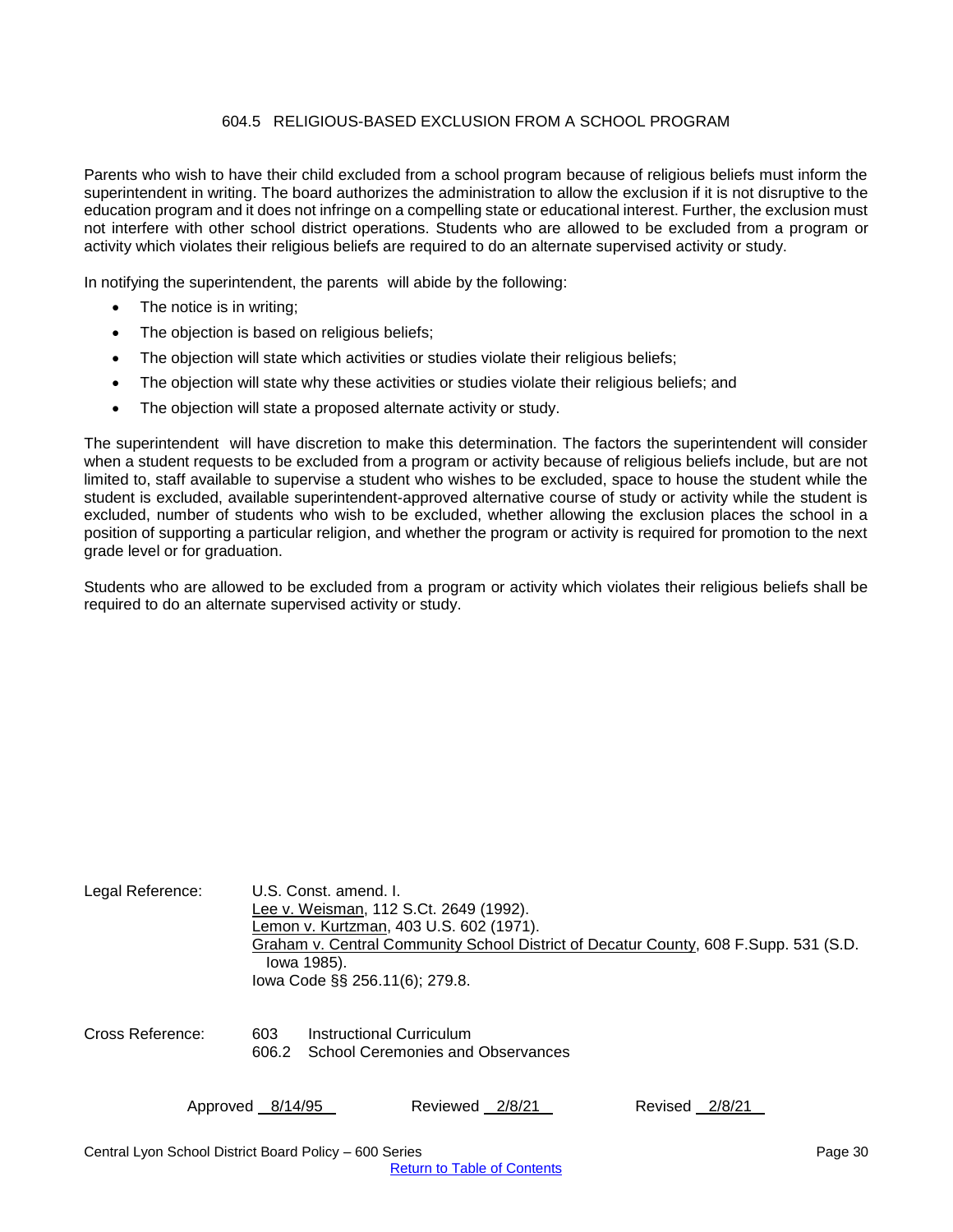## 604.5 RELIGIOUS-BASED EXCLUSION FROM A SCHOOL PROGRAM

Parents who wish to have their child excluded from a school program because of religious beliefs must inform the superintendent in writing. The board authorizes the administration to allow the exclusion if it is not disruptive to the education program and it does not infringe on a compelling state or educational interest. Further, the exclusion must not interfere with other school district operations. Students who are allowed to be excluded from a program or activity which violates their religious beliefs are required to do an alternate supervised activity or study.

In notifying the superintendent, the parents will abide by the following:

- The notice is in writing;
- The objection is based on religious beliefs;
- The objection will state which activities or studies violate their religious beliefs;
- The objection will state why these activities or studies violate their religious beliefs; and
- The objection will state a proposed alternate activity or study.

The superintendent will have discretion to make this determination. The factors the superintendent will consider when a student requests to be excluded from a program or activity because of religious beliefs include, but are not limited to, staff available to supervise a student who wishes to be excluded, space to house the student while the student is excluded, available superintendent-approved alternative course of study or activity while the student is excluded, number of students who wish to be excluded, whether allowing the exclusion places the school in a position of supporting a particular religion, and whether the program or activity is required for promotion to the next grade level or for graduation.

Students who are allowed to be excluded from a program or activity which violates their religious beliefs shall be required to do an alternate supervised activity or study.

Legal Reference: U.S. Const. amend. I.
Lee v. Weisman, 112 S.Ct. 2649 (1992).
Lemon v. Kurtzman, 403 U.S. 602 (1971).
Graham v. Central Community School District of Decatur County, 608 F.Supp. 531 (S.D. Iowa 1985).
Iowa Code §§ 256.11(6); 279.8.

Cross Reference: 603 Instructional Curriculum
606.2 School Ceremonies and Observances

Approved 8/14/95 Reviewed 2/8/21 Revised 2/8/21

Return to Table of Contents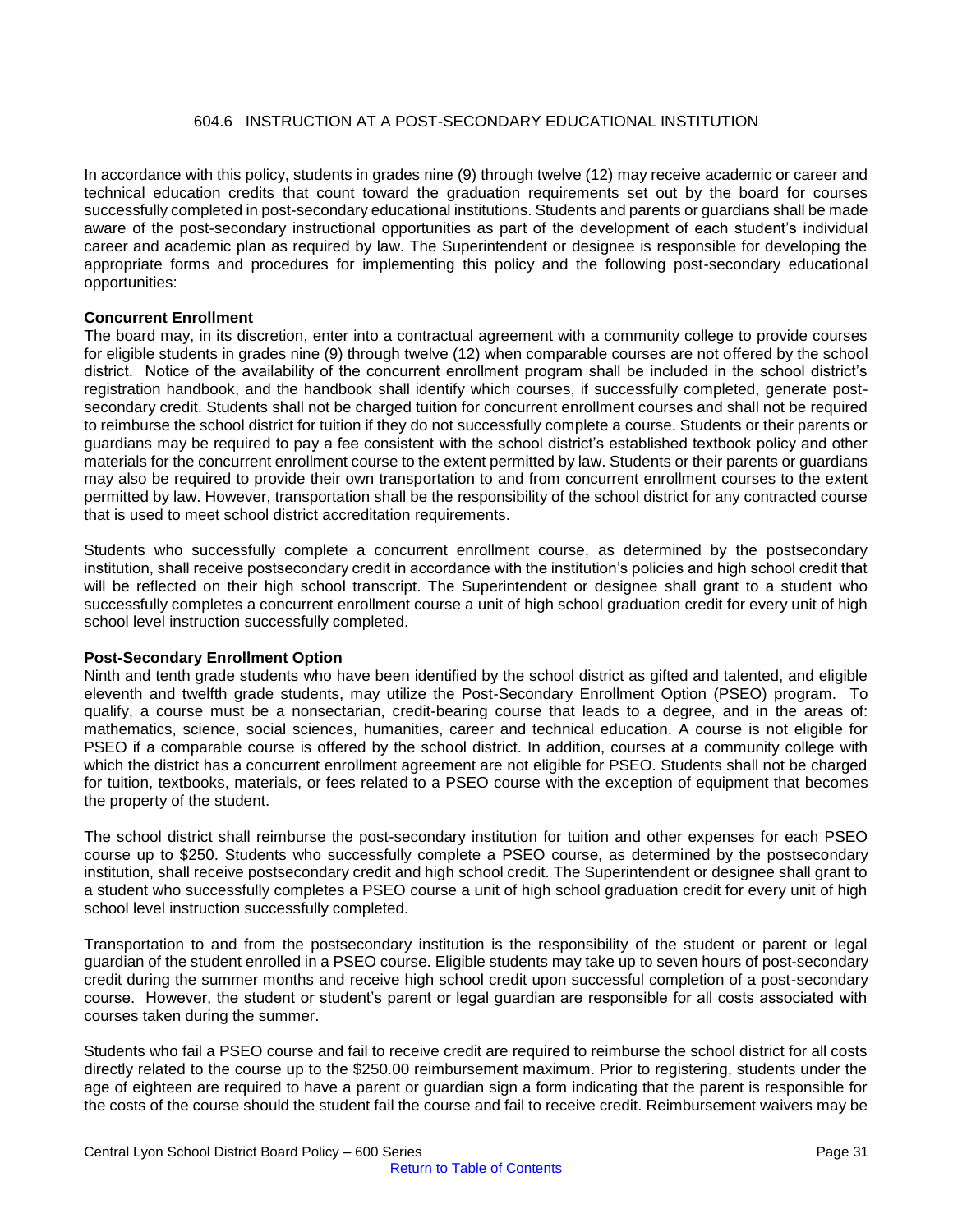## 604.6 INSTRUCTION AT A POST-SECONDARY EDUCATIONAL INSTITUTION

In accordance with this policy, students in grades nine (9) through twelve (12) may receive academic or career and technical education credits that count toward the graduation requirements set out by the board for courses successfully completed in post-secondary educational institutions. Students and parents or guardians shall be made aware of the post-secondary instructional opportunities as part of the development of each student's individual career and academic plan as required by law. The Superintendent or designee is responsible for developing the appropriate forms and procedures for implementing this policy and the following post-secondary educational opportunities:

**Concurrent Enrollment**

The board may, in its discretion, enter into a contractual agreement with a community college to provide courses for eligible students in grades nine (9) through twelve (12) when comparable courses are not offered by the school district. Notice of the availability of the concurrent enrollment program shall be included in the school district's registration handbook, and the handbook shall identify which courses, if successfully completed, generate post-secondary credit. Students shall not be charged tuition for concurrent enrollment courses and shall not be required to reimburse the school district for tuition if they do not successfully complete a course. Students or their parents or guardians may be required to pay a fee consistent with the school district's established textbook policy and other materials for the concurrent enrollment course to the extent permitted by law. Students or their parents or guardians may also be required to provide their own transportation to and from concurrent enrollment courses to the extent permitted by law. However, transportation shall be the responsibility of the school district for any contracted course that is used to meet school district accreditation requirements.

Students who successfully complete a concurrent enrollment course, as determined by the postsecondary institution, shall receive postsecondary credit in accordance with the institution's policies and high school credit that will be reflected on their high school transcript. The Superintendent or designee shall grant to a student who successfully completes a concurrent enrollment course a unit of high school graduation credit for every unit of high school level instruction successfully completed.

**Post-Secondary Enrollment Option**

Ninth and tenth grade students who have been identified by the school district as gifted and talented, and eligible eleventh and twelfth grade students, may utilize the Post-Secondary Enrollment Option (PSEO) program. To qualify, a course must be a nonsectarian, credit-bearing course that leads to a degree, and in the areas of: mathematics, science, social sciences, humanities, career and technical education. A course is not eligible for PSEO if a comparable course is offered by the school district. In addition, courses at a community college with which the district has a concurrent enrollment agreement are not eligible for PSEO. Students shall not be charged for tuition, textbooks, materials, or fees related to a PSEO course with the exception of equipment that becomes the property of the student.

The school district shall reimburse the post-secondary institution for tuition and other expenses for each PSEO course up to $250. Students who successfully complete a PSEO course, as determined by the postsecondary institution, shall receive postsecondary credit and high school credit. The Superintendent or designee shall grant to a student who successfully completes a PSEO course a unit of high school graduation credit for every unit of high school level instruction successfully completed.

Transportation to and from the postsecondary institution is the responsibility of the student or parent or legal guardian of the student enrolled in a PSEO course. Eligible students may take up to seven hours of post-secondary credit during the summer months and receive high school credit upon successful completion of a post-secondary course. However, the student or student's parent or legal guardian are responsible for all costs associated with courses taken during the summer.

Students who fail a PSEO course and fail to receive credit are required to reimburse the school district for all costs directly related to the course up to the $250.00 reimbursement maximum. Prior to registering, students under the age of eighteen are required to have a parent or guardian sign a form indicating that the parent is responsible for the costs of the course should the student fail the course and fail to receive credit. Reimbursement waivers may be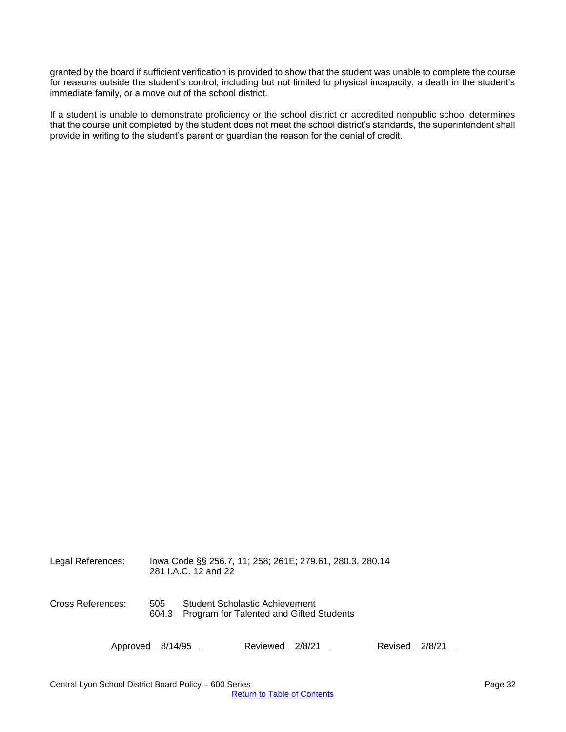granted by the board if sufficient verification is provided to show that the student was unable to complete the course for reasons outside the student's control, including but not limited to physical incapacity, a death in the student's immediate family, or a move out of the school district.

If a student is unable to demonstrate proficiency or the school district or accredited nonpublic school determines that the course unit completed by the student does not meet the school district's standards, the superintendent shall provide in writing to the student's parent or guardian the reason for the denial of credit.

Legal References: Iowa Code §§ 256.7, 11; 258; 261E; 279.61, 280.3, 280.14
281 I.A.C. 12 and 22

Cross References: 505 Student Scholastic Achievement
604.3 Program for Talented and Gifted Students

Approved 8/14/95 Reviewed 2/8/21 Revised 2/8/21

Return to Table of Contents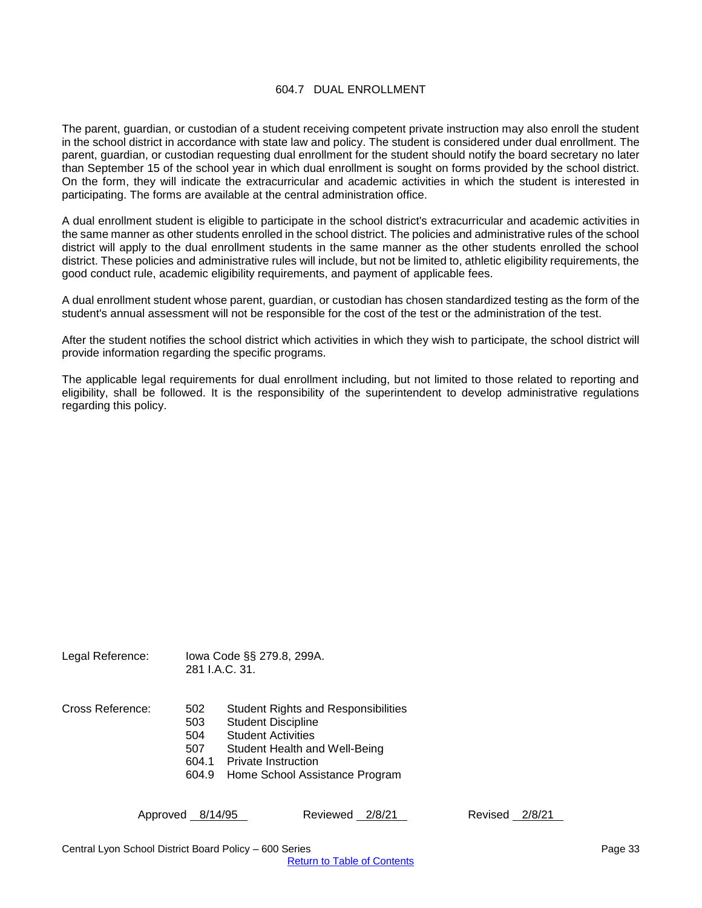# 604.7 DUAL ENROLLMENT

The parent, guardian, or custodian of a student receiving competent private instruction may also enroll the student in the school district in accordance with state law and policy. The student is considered under dual enrollment. The parent, guardian, or custodian requesting dual enrollment for the student should notify the board secretary no later than September 15 of the school year in which dual enrollment is sought on forms provided by the school district. On the form, they will indicate the extracurricular and academic activities in which the student is interested in participating. The forms are available at the central administration office.

A dual enrollment student is eligible to participate in the school district's extracurricular and academic activities in the same manner as other students enrolled in the school district. The policies and administrative rules of the school district will apply to the dual enrollment students in the same manner as the other students enrolled the school district. These policies and administrative rules will include, but not be limited to, athletic eligibility requirements, the good conduct rule, academic eligibility requirements, and payment of applicable fees.

A dual enrollment student whose parent, guardian, or custodian has chosen standardized testing as the form of the student's annual assessment will not be responsible for the cost of the test or the administration of the test.

After the student notifies the school district which activities in which they wish to participate, the school district will provide information regarding the specific programs.

The applicable legal requirements for dual enrollment including, but not limited to those related to reporting and eligibility, shall be followed. It is the responsibility of the superintendent to develop administrative regulations regarding this policy.

Legal Reference: Iowa Code §§ 279.8, 299A.
281 I.A.C. 31.

Cross Reference:
502 Student Rights and Responsibilities
503 Student Discipline
504 Student Activities
507 Student Health and Well-Being
604.1 Private Instruction
604.9 Home School Assistance Program

Approved 8/14/95 Reviewed 2/8/21 Revised 2/8/21

Central Lyon School District Board Policy – 600 Series

Return to Table of Contents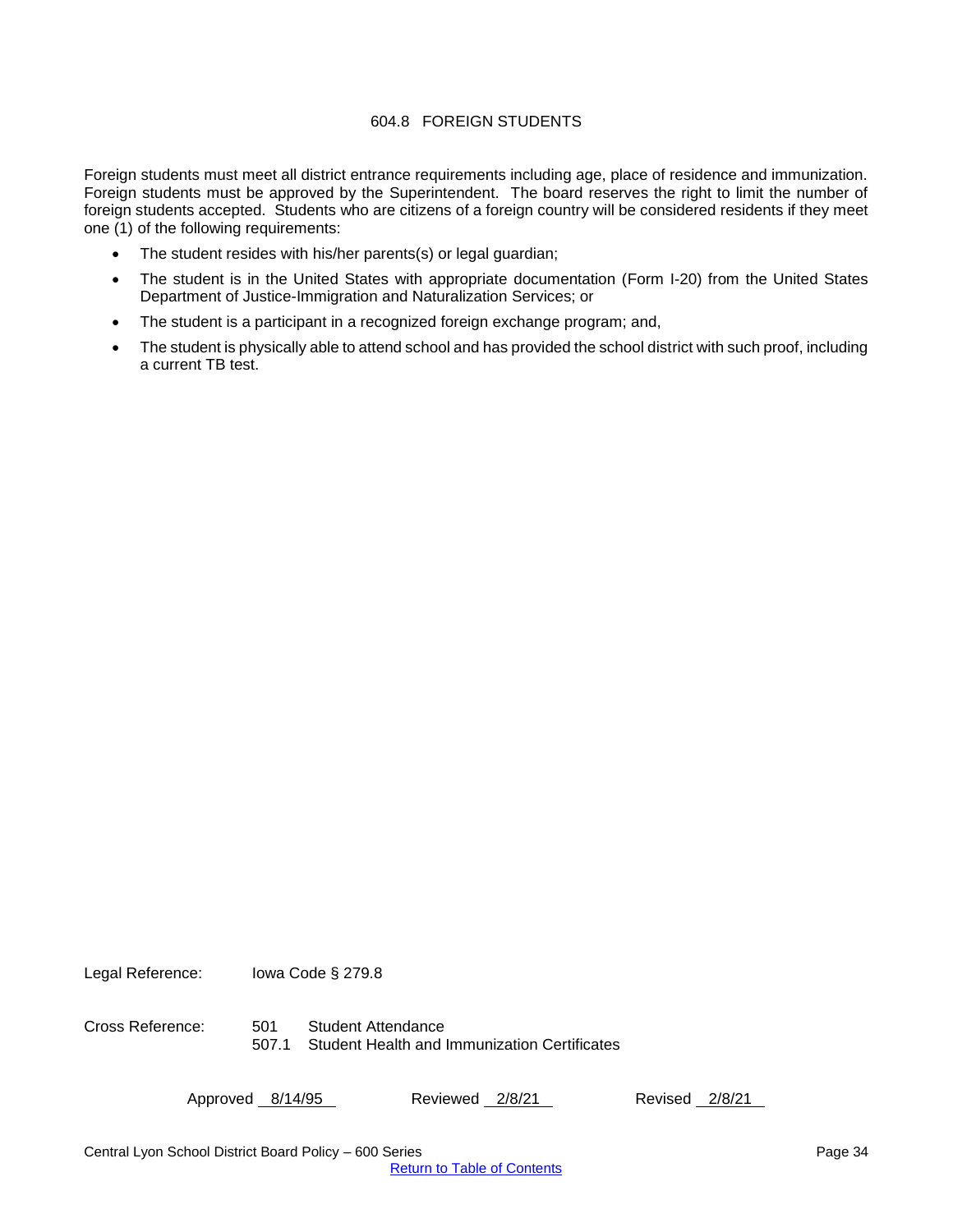# 604.8 FOREIGN STUDENTS

Foreign students must meet all district entrance requirements including age, place of residence and immunization. Foreign students must be approved by the Superintendent. The board reserves the right to limit the number of foreign students accepted. Students who are citizens of a foreign country will be considered residents if they meet one (1) of the following requirements:

- The student resides with his/her parents(s) or legal guardian;
- The student is in the United States with appropriate documentation (Form I-20) from the United States Department of Justice-Immigration and Naturalization Services; or
- The student is a participant in a recognized foreign exchange program; and,
- The student is physically able to attend school and has provided the school district with such proof, including a current TB test.

Legal Reference: Iowa Code § 279.8

Cross Reference: 501 Student Attendance
507.1 Student Health and Immunization Certificates

Approved 8/14/95 Reviewed 2/8/21 Revised 2/8/21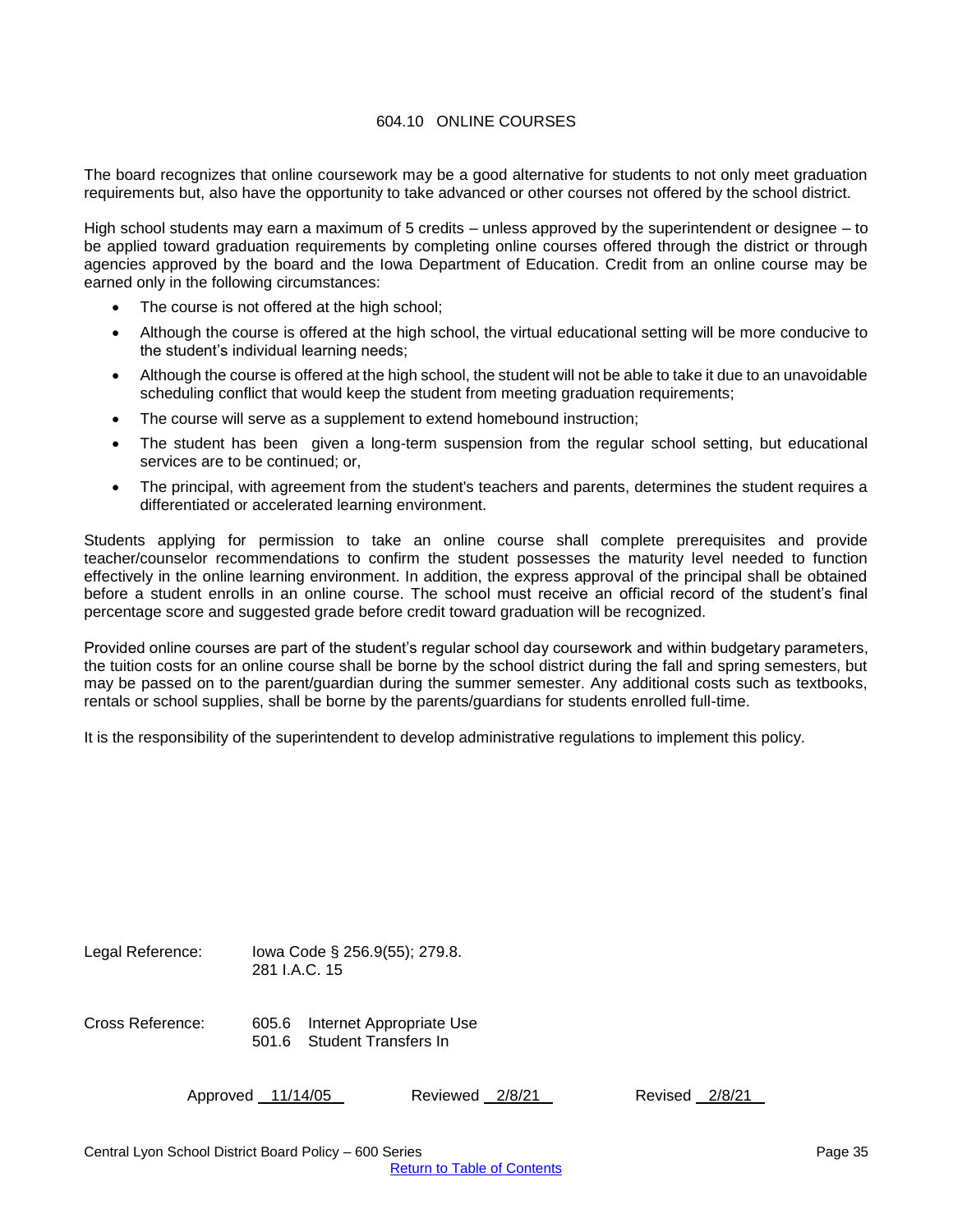# 604.10 ONLINE COURSES

The board recognizes that online coursework may be a good alternative for students to not only meet graduation requirements but, also have the opportunity to take advanced or other courses not offered by the school district.

High school students may earn a maximum of 5 credits – unless approved by the superintendent or designee – to be applied toward graduation requirements by completing online courses offered through the district or through agencies approved by the board and the Iowa Department of Education. Credit from an online course may be earned only in the following circumstances:

- The course is not offered at the high school;
- Although the course is offered at the high school, the virtual educational setting will be more conducive to the student's individual learning needs;
- Although the course is offered at the high school, the student will not be able to take it due to an unavoidable scheduling conflict that would keep the student from meeting graduation requirements;
- The course will serve as a supplement to extend homebound instruction;
- The student has been given a long-term suspension from the regular school setting, but educational services are to be continued; or,
- The principal, with agreement from the student's teachers and parents, determines the student requires a differentiated or accelerated learning environment.

Students applying for permission to take an online course shall complete prerequisites and provide teacher/counselor recommendations to confirm the student possesses the maturity level needed to function effectively in the online learning environment. In addition, the express approval of the principal shall be obtained before a student enrolls in an online course. The school must receive an official record of the student's final percentage score and suggested grade before credit toward graduation will be recognized.

Provided online courses are part of the student's regular school day coursework and within budgetary parameters, the tuition costs for an online course shall be borne by the school district during the fall and spring semesters, but may be passed on to the parent/guardian during the summer semester. Any additional costs such as textbooks, rentals or school supplies, shall be borne by the parents/guardians for students enrolled full-time.

It is the responsibility of the superintendent to develop administrative regulations to implement this policy.

Legal Reference: Iowa Code § 256.9(55); 279.8.
281 I.A.C. 15

Cross Reference: 605.6 Internet Appropriate Use
501.6 Student Transfers In

Approved 11/14/05 Reviewed 2/8/21 Revised 2/8/21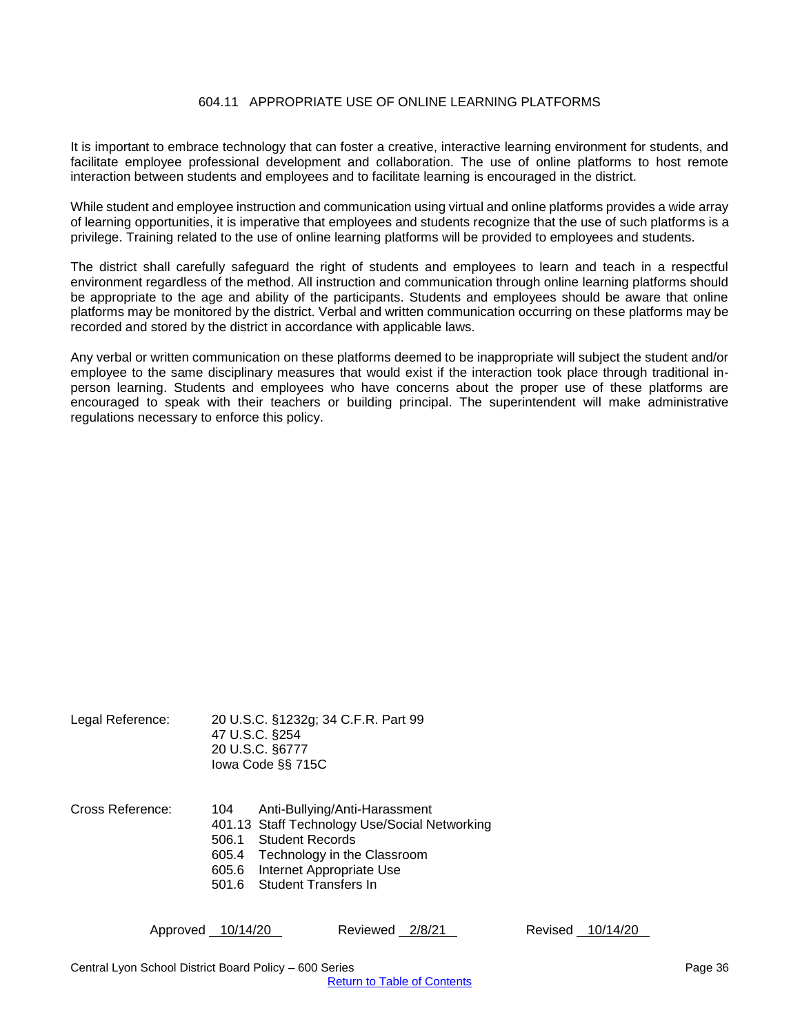# 604.11 APPROPRIATE USE OF ONLINE LEARNING PLATFORMS

It is important to embrace technology that can foster a creative, interactive learning environment for students, and facilitate employee professional development and collaboration. The use of online platforms to host remote interaction between students and employees and to facilitate learning is encouraged in the district.

While student and employee instruction and communication using virtual and online platforms provides a wide array of learning opportunities, it is imperative that employees and students recognize that the use of such platforms is a privilege. Training related to the use of online learning platforms will be provided to employees and students.

The district shall carefully safeguard the right of students and employees to learn and teach in a respectful environment regardless of the method. All instruction and communication through online learning platforms should be appropriate to the age and ability of the participants. Students and employees should be aware that online platforms may be monitored by the district. Verbal and written communication occurring on these platforms may be recorded and stored by the district in accordance with applicable laws.

Any verbal or written communication on these platforms deemed to be inappropriate will subject the student and/or employee to the same disciplinary measures that would exist if the interaction took place through traditional in-person learning. Students and employees who have concerns about the proper use of these platforms are encouraged to speak with their teachers or building principal. The superintendent will make administrative regulations necessary to enforce this policy.

Legal Reference:
20 U.S.C. §1232g; 34 C.F.R. Part 99
47 U.S.C. §254
20 U.S.C. §6777
Iowa Code §§ 715C

Cross Reference:
104 Anti-Bullying/Anti-Harassment
401.13 Staff Technology Use/Social Networking
506.1 Student Records
605.4 Technology in the Classroom
605.6 Internet Appropriate Use
501.6 Student Transfers In

Approved 10/14/20 Reviewed 2/8/21 Revised 10/14/20

Return to Table of Contents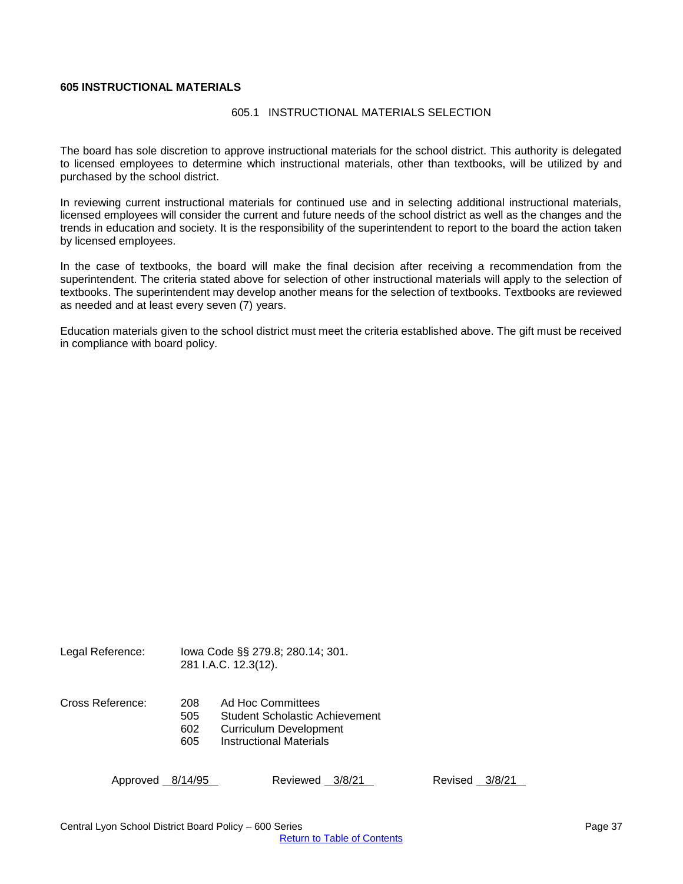# 605 INSTRUCTIONAL MATERIALS

## 605.1 INSTRUCTIONAL MATERIALS SELECTION

The board has sole discretion to approve instructional materials for the school district. This authority is delegated to licensed employees to determine which instructional materials, other than textbooks, will be utilized by and purchased by the school district.

In reviewing current instructional materials for continued use and in selecting additional instructional materials, licensed employees will consider the current and future needs of the school district as well as the changes and the trends in education and society. It is the responsibility of the superintendent to report to the board the action taken by licensed employees.

In the case of textbooks, the board will make the final decision after receiving a recommendation from the superintendent. The criteria stated above for selection of other instructional materials will apply to the selection of textbooks. The superintendent may develop another means for the selection of textbooks. Textbooks are reviewed as needed and at least every seven (7) years.

Education materials given to the school district must meet the criteria established above. The gift must be received in compliance with board policy.

Legal Reference: Iowa Code §§ 279.8; 280.14; 301.
281 I.A.C. 12.3(12).

Cross Reference:

| | | |
|---|---|---|
| Cross Reference: | 208 | Ad Hoc Committees |
| | 505 | Student Scholastic Achievement |
| | 602 | Curriculum Development |
| | 605 | Instructional Materials |

Approved 8/14/95 Reviewed 3/8/21 Revised 3/8/21

Return to Table of Contents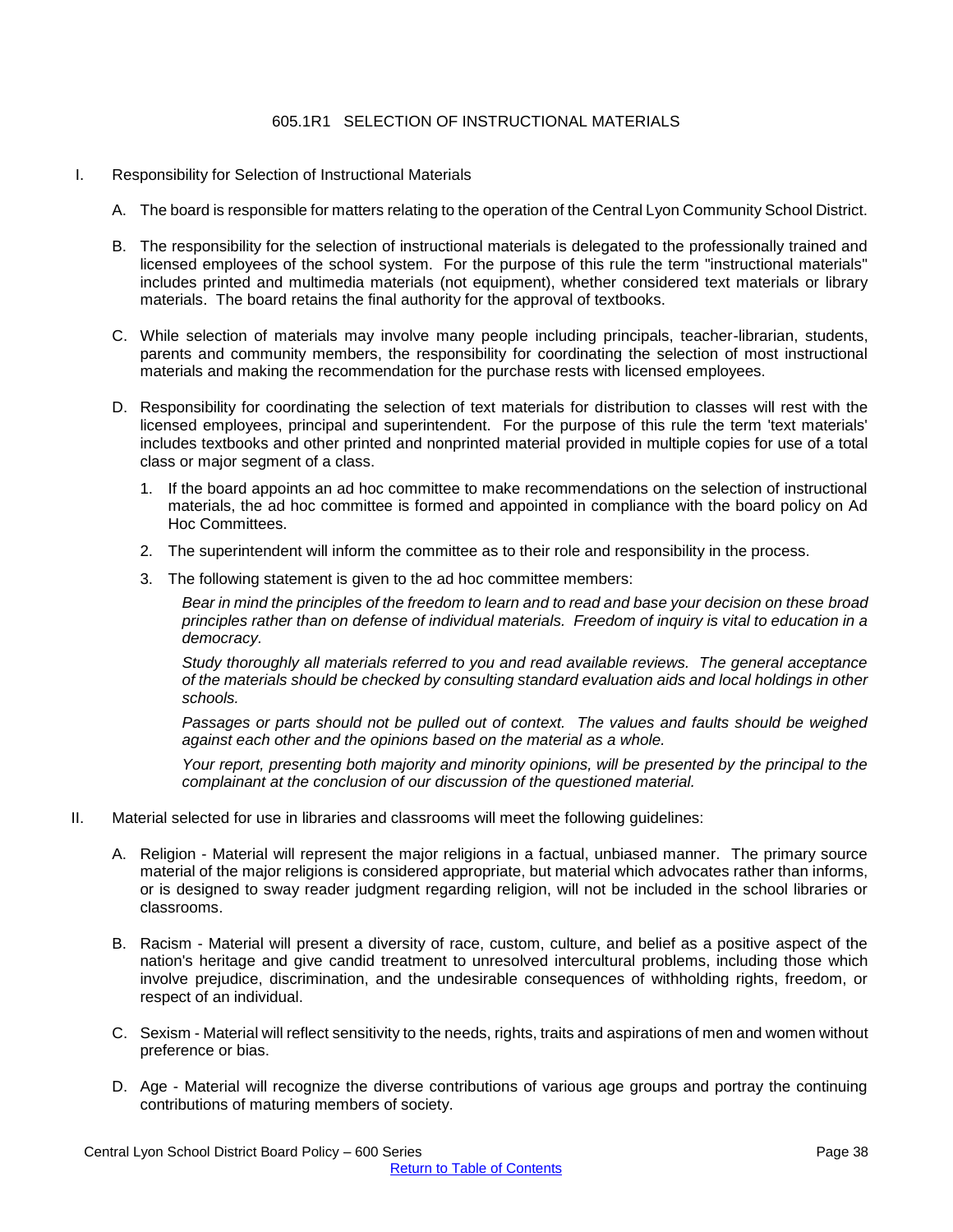# 605.1R1 SELECTION OF INSTRUCTIONAL MATERIALS

I. Responsibility for Selection of Instructional Materials

   A. The board is responsible for matters relating to the operation of the Central Lyon Community School District.

   B. The responsibility for the selection of instructional materials is delegated to the professionally trained and licensed employees of the school system. For the purpose of this rule the term "instructional materials" includes printed and multimedia materials (not equipment), whether considered text materials or library materials. The board retains the final authority for the approval of textbooks.

   C. While selection of materials may involve many people including principals, teacher-librarian, students, parents and community members, the responsibility for coordinating the selection of most instructional materials and making the recommendation for the purchase rests with licensed employees.

   D. Responsibility for coordinating the selection of text materials for distribution to classes will rest with the licensed employees, principal and superintendent. For the purpose of this rule the term 'text materials' includes textbooks and other printed and nonprinted material provided in multiple copies for use of a total class or major segment of a class.

      1. If the board appoints an ad hoc committee to make recommendations on the selection of instructional materials, the ad hoc committee is formed and appointed in compliance with the board policy on Ad Hoc Committees.

      2. The superintendent will inform the committee as to their role and responsibility in the process.

      3. The following statement is given to the ad hoc committee members:

         *Bear in mind the principles of the freedom to learn and to read and base your decision on these broad principles rather than on defense of individual materials. Freedom of inquiry is vital to education in a democracy.*

         *Study thoroughly all materials referred to you and read available reviews. The general acceptance of the materials should be checked by consulting standard evaluation aids and local holdings in other schools.*

         *Passages or parts should not be pulled out of context. The values and faults should be weighed against each other and the opinions based on the material as a whole.*

         *Your report, presenting both majority and minority opinions, will be presented by the principal to the complainant at the conclusion of our discussion of the questioned material.*

II. Material selected for use in libraries and classrooms will meet the following guidelines:

   A. Religion - Material will represent the major religions in a factual, unbiased manner. The primary source material of the major religions is considered appropriate, but material which advocates rather than informs, or is designed to sway reader judgment regarding religion, will not be included in the school libraries or classrooms.

   B. Racism - Material will present a diversity of race, custom, culture, and belief as a positive aspect of the nation's heritage and give candid treatment to unresolved intercultural problems, including those which involve prejudice, discrimination, and the undesirable consequences of withholding rights, freedom, or respect of an individual.

   C. Sexism - Material will reflect sensitivity to the needs, rights, traits and aspirations of men and women without preference or bias.

   D. Age - Material will recognize the diverse contributions of various age groups and portray the continuing contributions of maturing members of society.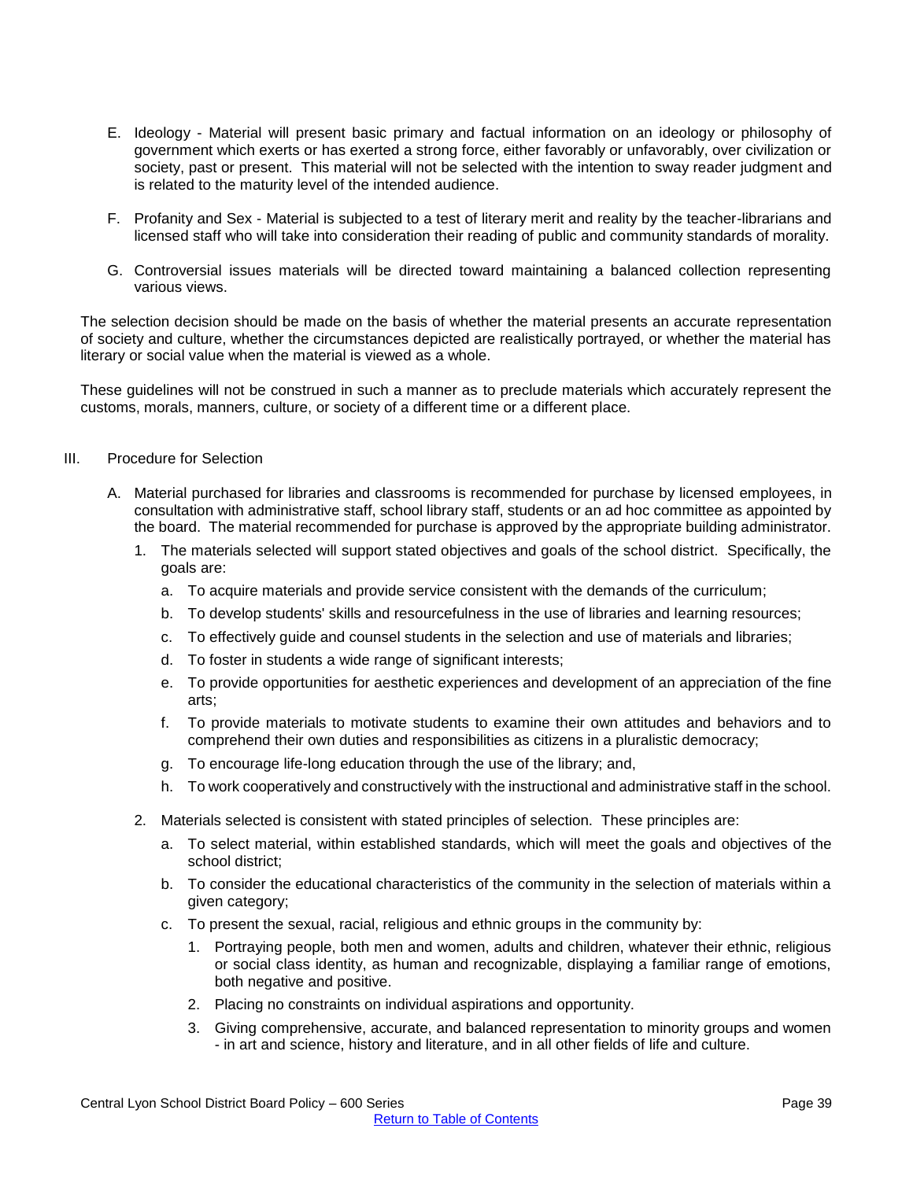E. Ideology - Material will present basic primary and factual information on an ideology or philosophy of government which exerts or has exerted a strong force, either favorably or unfavorably, over civilization or society, past or present. This material will not be selected with the intention to sway reader judgment and is related to the maturity level of the intended audience.

F. Profanity and Sex - Material is subjected to a test of literary merit and reality by the teacher-librarians and licensed staff who will take into consideration their reading of public and community standards of morality.

G. Controversial issues materials will be directed toward maintaining a balanced collection representing various views.

The selection decision should be made on the basis of whether the material presents an accurate representation of society and culture, whether the circumstances depicted are realistically portrayed, or whether the material has literary or social value when the material is viewed as a whole.

These guidelines will not be construed in such a manner as to preclude materials which accurately represent the customs, morals, manners, culture, or society of a different time or a different place.

III. Procedure for Selection

A. Material purchased for libraries and classrooms is recommended for purchase by licensed employees, in consultation with administrative staff, school library staff, students or an ad hoc committee as appointed by the board. The material recommended for purchase is approved by the appropriate building administrator.

1. The materials selected will support stated objectives and goals of the school district. Specifically, the goals are:

   a. To acquire materials and provide service consistent with the demands of the curriculum;

   b. To develop students' skills and resourcefulness in the use of libraries and learning resources;

   c. To effectively guide and counsel students in the selection and use of materials and libraries;

   d. To foster in students a wide range of significant interests;

   e. To provide opportunities for aesthetic experiences and development of an appreciation of the fine arts;

   f. To provide materials to motivate students to examine their own attitudes and behaviors and to comprehend their own duties and responsibilities as citizens in a pluralistic democracy;

   g. To encourage life-long education through the use of the library; and,

   h. To work cooperatively and constructively with the instructional and administrative staff in the school.

2. Materials selected is consistent with stated principles of selection. These principles are:

   a. To select material, within established standards, which will meet the goals and objectives of the school district;

   b. To consider the educational characteristics of the community in the selection of materials within a given category;

   c. To present the sexual, racial, religious and ethnic groups in the community by:

      1. Portraying people, both men and women, adults and children, whatever their ethnic, religious or social class identity, as human and recognizable, displaying a familiar range of emotions, both negative and positive.

      2. Placing no constraints on individual aspirations and opportunity.

      3. Giving comprehensive, accurate, and balanced representation to minority groups and women - in art and science, history and literature, and in all other fields of life and culture.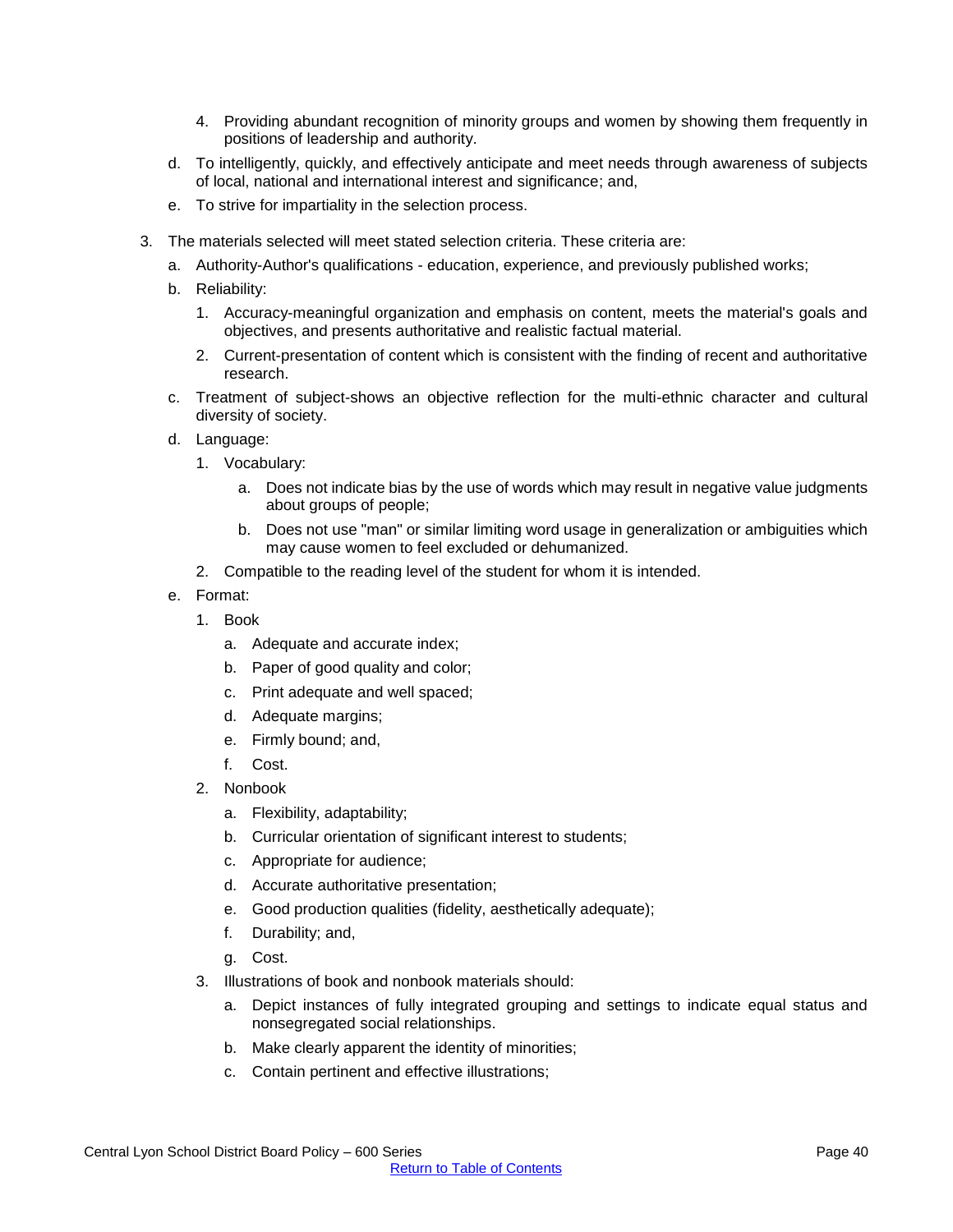4. Providing abundant recognition of minority groups and women by showing them frequently in positions of leadership and authority.
  d. To intelligently, quickly, and effectively anticipate and meet needs through awareness of subjects of local, national and international interest and significance; and,
  e. To strive for impartiality in the selection process.

3. The materials selected will meet stated selection criteria. These criteria are:
   a. Authority-Author's qualifications - education, experience, and previously published works;
   b. Reliability:
      1. Accuracy-meaningful organization and emphasis on content, meets the material's goals and objectives, and presents authoritative and realistic factual material.
      2. Current-presentation of content which is consistent with the finding of recent and authoritative research.
   c. Treatment of subject-shows an objective reflection for the multi-ethnic character and cultural diversity of society.
   d. Language:
      1. Vocabulary:
         a. Does not indicate bias by the use of words which may result in negative value judgments about groups of people;
         b. Does not use "man" or similar limiting word usage in generalization or ambiguities which may cause women to feel excluded or dehumanized.
      2. Compatible to the reading level of the student for whom it is intended.
   e. Format:
      1. Book
         a. Adequate and accurate index;
         b. Paper of good quality and color;
         c. Print adequate and well spaced;
         d. Adequate margins;
         e. Firmly bound; and,
         f. Cost.
      2. Nonbook
         a. Flexibility, adaptability;
         b. Curricular orientation of significant interest to students;
         c. Appropriate for audience;
         d. Accurate authoritative presentation;
         e. Good production qualities (fidelity, aesthetically adequate);
         f. Durability; and,
         g. Cost.
      3. Illustrations of book and nonbook materials should:
         a. Depict instances of fully integrated grouping and settings to indicate equal status and nonsegregated social relationships.
         b. Make clearly apparent the identity of minorities;
         c. Contain pertinent and effective illustrations;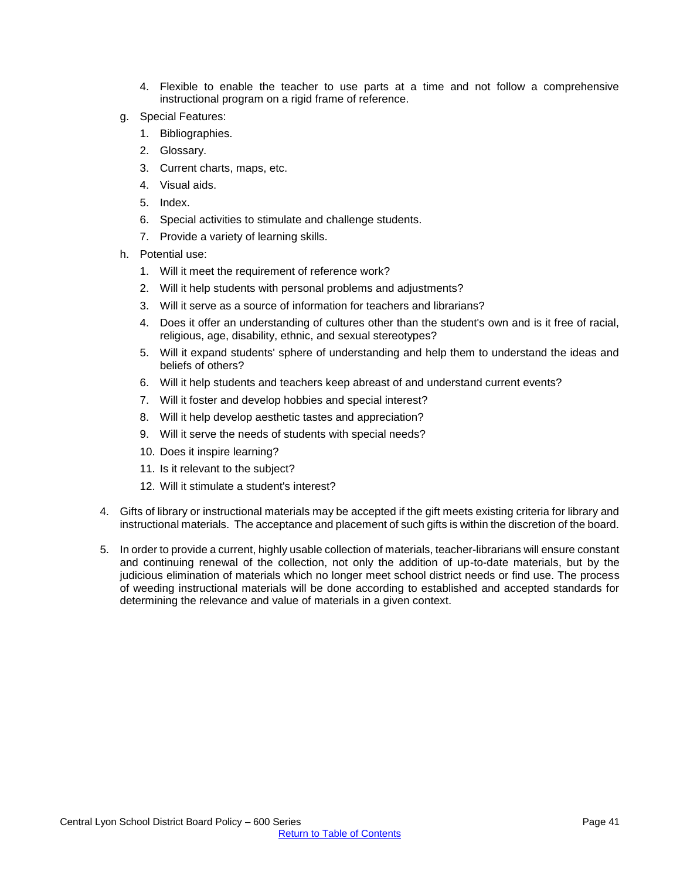4. Flexible to enable the teacher to use parts at a time and not follow a comprehensive instructional program on a rigid frame of reference.

g. Special Features:

1. Bibliographies.
2. Glossary.
3. Current charts, maps, etc.
4. Visual aids.
5. Index.
6. Special activities to stimulate and challenge students.
7. Provide a variety of learning skills.

h. Potential use:

1. Will it meet the requirement of reference work?
2. Will it help students with personal problems and adjustments?
3. Will it serve as a source of information for teachers and librarians?
4. Does it offer an understanding of cultures other than the student's own and is it free of racial, religious, age, disability, ethnic, and sexual stereotypes?
5. Will it expand students' sphere of understanding and help them to understand the ideas and beliefs of others?
6. Will it help students and teachers keep abreast of and understand current events?
7. Will it foster and develop hobbies and special interest?
8. Will it help develop aesthetic tastes and appreciation?
9. Will it serve the needs of students with special needs?
10. Does it inspire learning?
11. Is it relevant to the subject?
12. Will it stimulate a student's interest?

4. Gifts of library or instructional materials may be accepted if the gift meets existing criteria for library and instructional materials. The acceptance and placement of such gifts is within the discretion of the board.

5. In order to provide a current, highly usable collection of materials, teacher-librarians will ensure constant and continuing renewal of the collection, not only the addition of up-to-date materials, but by the judicious elimination of materials which no longer meet school district needs or find use. The process of weeding instructional materials will be done according to established and accepted standards for determining the relevance and value of materials in a given context.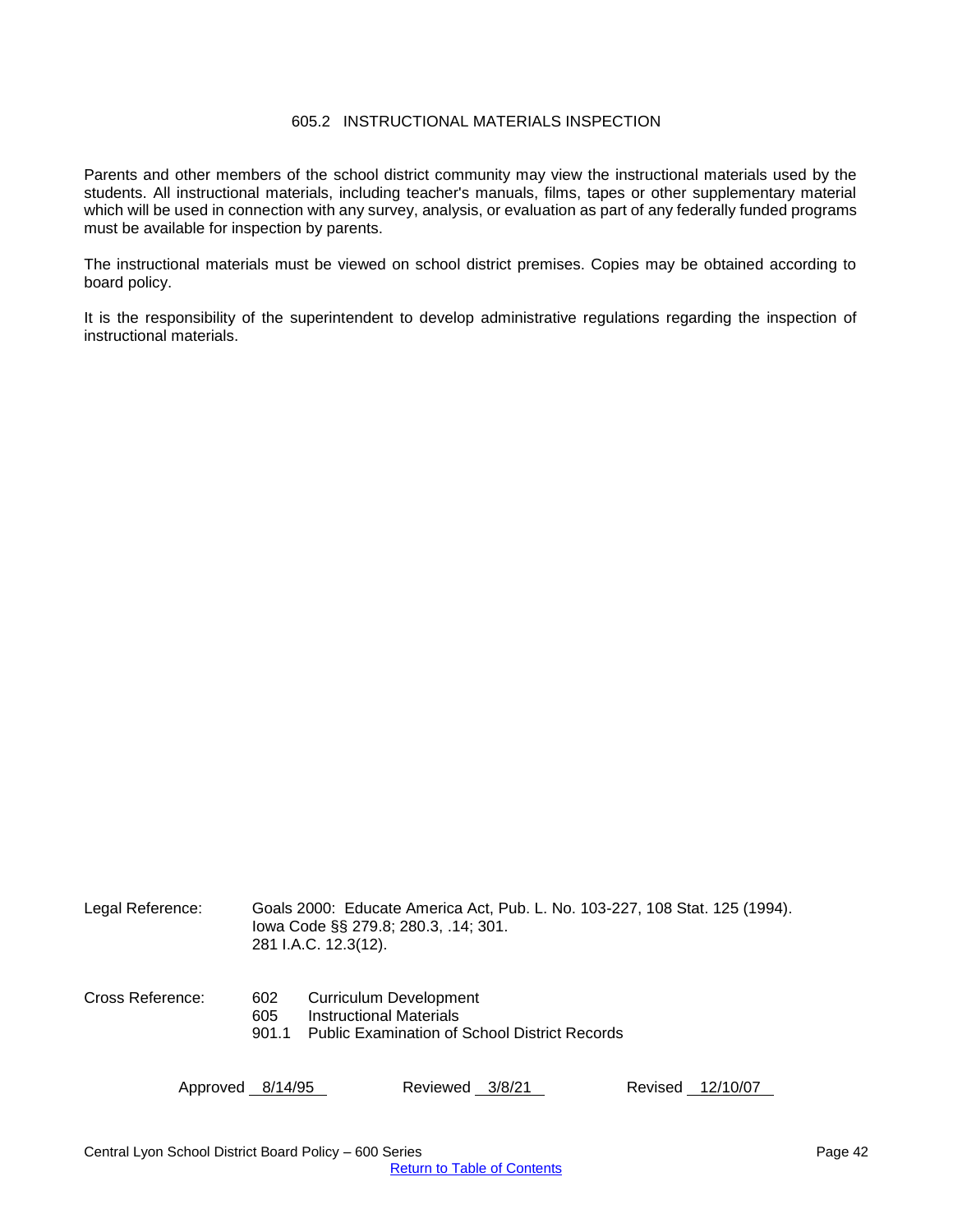# 605.2 INSTRUCTIONAL MATERIALS INSPECTION

Parents and other members of the school district community may view the instructional materials used by the students. All instructional materials, including teacher's manuals, films, tapes or other supplementary material which will be used in connection with any survey, analysis, or evaluation as part of any federally funded programs must be available for inspection by parents.

The instructional materials must be viewed on school district premises. Copies may be obtained according to board policy.

It is the responsibility of the superintendent to develop administrative regulations regarding the inspection of instructional materials.

Legal Reference: Goals 2000: Educate America Act, Pub. L. No. 103-227, 108 Stat. 125 (1994).
Iowa Code §§ 279.8; 280.3, .14; 301.
281 I.A.C. 12.3(12).

Cross Reference:
602 Curriculum Development
605 Instructional Materials
901.1 Public Examination of School District Records

Approved 8/14/95 Reviewed 3/8/21 Revised 12/10/07

Central Lyon School District Board Policy – 600 Series

Return to Table of Contents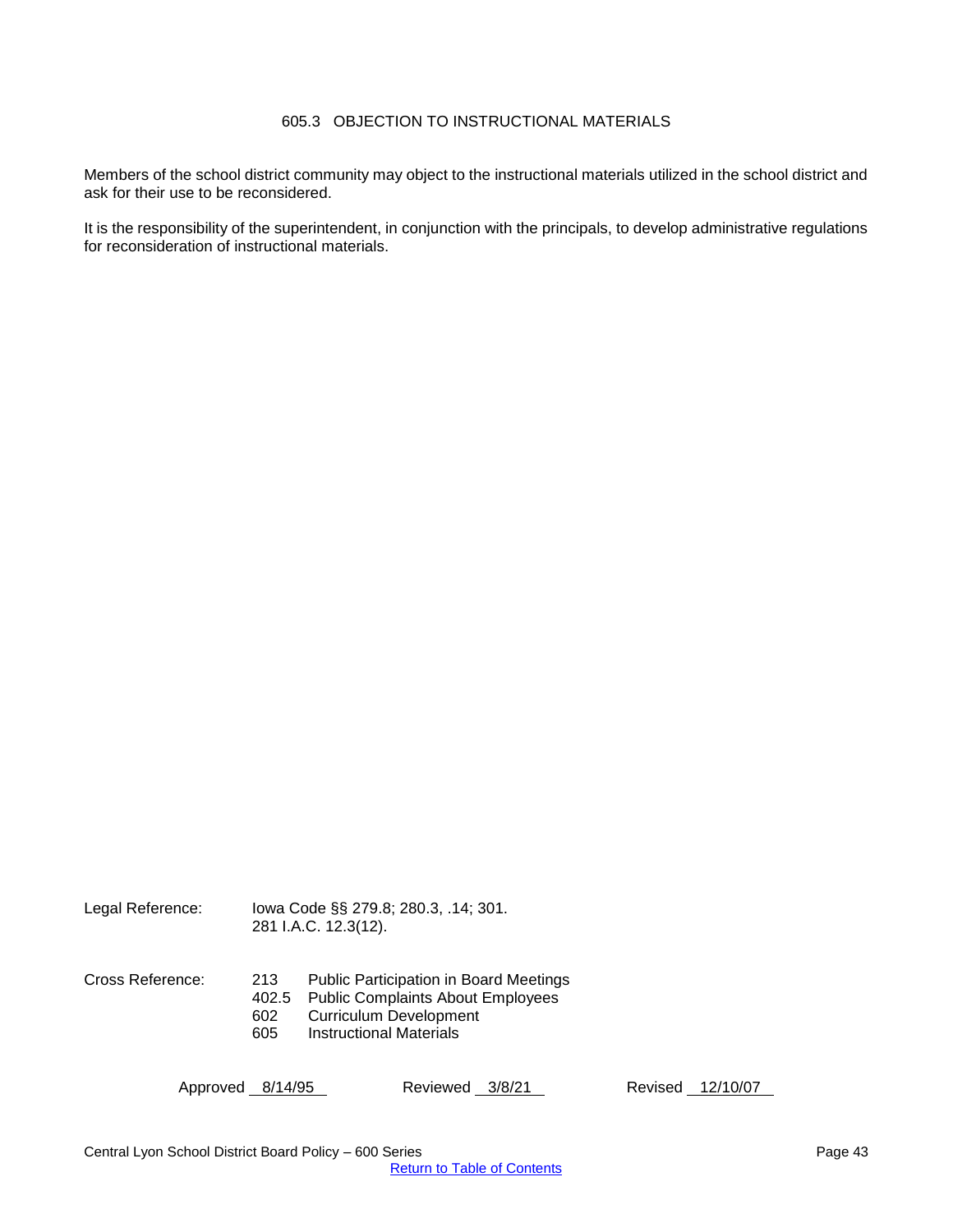# 605.3 OBJECTION TO INSTRUCTIONAL MATERIALS

Members of the school district community may object to the instructional materials utilized in the school district and ask for their use to be reconsidered.

It is the responsibility of the superintendent, in conjunction with the principals, to develop administrative regulations for reconsideration of instructional materials.

Legal Reference: Iowa Code §§ 279.8; 280.3, .14; 301.
281 I.A.C. 12.3(12).

Cross Reference:

| | |
|---|---|
| 213 | Public Participation in Board Meetings |
| 402.5 | Public Complaints About Employees |
| 602 | Curriculum Development |
| 605 | Instructional Materials |

Approved 8/14/95 Reviewed 3/8/21 Revised 12/10/07

Return to Table of Contents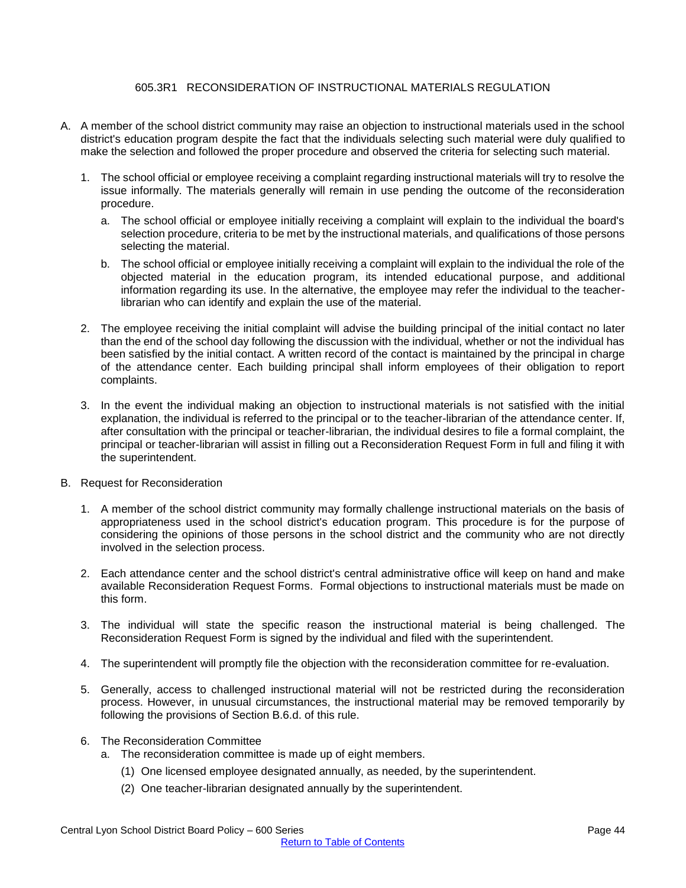## 605.3R1 RECONSIDERATION OF INSTRUCTIONAL MATERIALS REGULATION

A. A member of the school district community may raise an objection to instructional materials used in the school district's education program despite the fact that the individuals selecting such material were duly qualified to make the selection and followed the proper procedure and observed the criteria for selecting such material.

   1. The school official or employee receiving a complaint regarding instructional materials will try to resolve the issue informally. The materials generally will remain in use pending the outcome of the reconsideration procedure.

      a. The school official or employee initially receiving a complaint will explain to the individual the board's selection procedure, criteria to be met by the instructional materials, and qualifications of those persons selecting the material.

      b. The school official or employee initially receiving a complaint will explain to the individual the role of the objected material in the education program, its intended educational purpose, and additional information regarding its use. In the alternative, the employee may refer the individual to the teacher-librarian who can identify and explain the use of the material.

   2. The employee receiving the initial complaint will advise the building principal of the initial contact no later than the end of the school day following the discussion with the individual, whether or not the individual has been satisfied by the initial contact. A written record of the contact is maintained by the principal in charge of the attendance center. Each building principal shall inform employees of their obligation to report complaints.

   3. In the event the individual making an objection to instructional materials is not satisfied with the initial explanation, the individual is referred to the principal or to the teacher-librarian of the attendance center. If, after consultation with the principal or teacher-librarian, the individual desires to file a formal complaint, the principal or teacher-librarian will assist in filling out a Reconsideration Request Form in full and filing it with the superintendent.

B. Request for Reconsideration

   1. A member of the school district community may formally challenge instructional materials on the basis of appropriateness used in the school district's education program. This procedure is for the purpose of considering the opinions of those persons in the school district and the community who are not directly involved in the selection process.

   2. Each attendance center and the school district's central administrative office will keep on hand and make available Reconsideration Request Forms. Formal objections to instructional materials must be made on this form.

   3. The individual will state the specific reason the instructional material is being challenged. The Reconsideration Request Form is signed by the individual and filed with the superintendent.

   4. The superintendent will promptly file the objection with the reconsideration committee for re-evaluation.

   5. Generally, access to challenged instructional material will not be restricted during the reconsideration process. However, in unusual circumstances, the instructional material may be removed temporarily by following the provisions of Section B.6.d. of this rule.

   6. The Reconsideration Committee

      a. The reconsideration committee is made up of eight members.

         (1) One licensed employee designated annually, as needed, by the superintendent.

         (2) One teacher-librarian designated annually by the superintendent.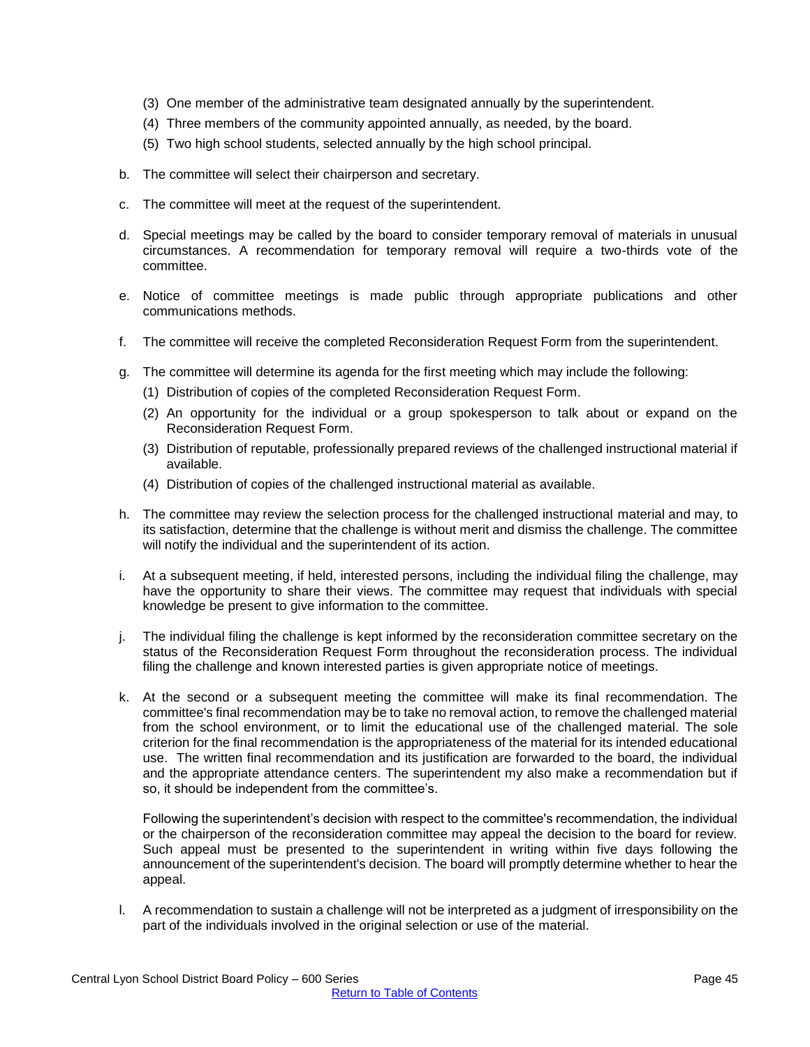(3) One member of the administrative team designated annually by the superintendent.

(4) Three members of the community appointed annually, as needed, by the board.

(5) Two high school students, selected annually by the high school principal.

b. The committee will select their chairperson and secretary.

c. The committee will meet at the request of the superintendent.

d. Special meetings may be called by the board to consider temporary removal of materials in unusual circumstances. A recommendation for temporary removal will require a two-thirds vote of the committee.

e. Notice of committee meetings is made public through appropriate publications and other communications methods.

f. The committee will receive the completed Reconsideration Request Form from the superintendent.

g. The committee will determine its agenda for the first meeting which may include the following:

   (1) Distribution of copies of the completed Reconsideration Request Form.

   (2) An opportunity for the individual or a group spokesperson to talk about or expand on the Reconsideration Request Form.

   (3) Distribution of reputable, professionally prepared reviews of the challenged instructional material if available.

   (4) Distribution of copies of the challenged instructional material as available.

h. The committee may review the selection process for the challenged instructional material and may, to its satisfaction, determine that the challenge is without merit and dismiss the challenge. The committee will notify the individual and the superintendent of its action.

i. At a subsequent meeting, if held, interested persons, including the individual filing the challenge, may have the opportunity to share their views. The committee may request that individuals with special knowledge be present to give information to the committee.

j. The individual filing the challenge is kept informed by the reconsideration committee secretary on the status of the Reconsideration Request Form throughout the reconsideration process. The individual filing the challenge and known interested parties is given appropriate notice of meetings.

k. At the second or a subsequent meeting the committee will make its final recommendation. The committee's final recommendation may be to take no removal action, to remove the challenged material from the school environment, or to limit the educational use of the challenged material. The sole criterion for the final recommendation is the appropriateness of the material for its intended educational use. The written final recommendation and its justification are forwarded to the board, the individual and the appropriate attendance centers. The superintendent my also make a recommendation but if so, it should be independent from the committee's.

   Following the superintendent's decision with respect to the committee's recommendation, the individual or the chairperson of the reconsideration committee may appeal the decision to the board for review. Such appeal must be presented to the superintendent in writing within five days following the announcement of the superintendent's decision. The board will promptly determine whether to hear the appeal.

l. A recommendation to sustain a challenge will not be interpreted as a judgment of irresponsibility on the part of the individuals involved in the original selection or use of the material.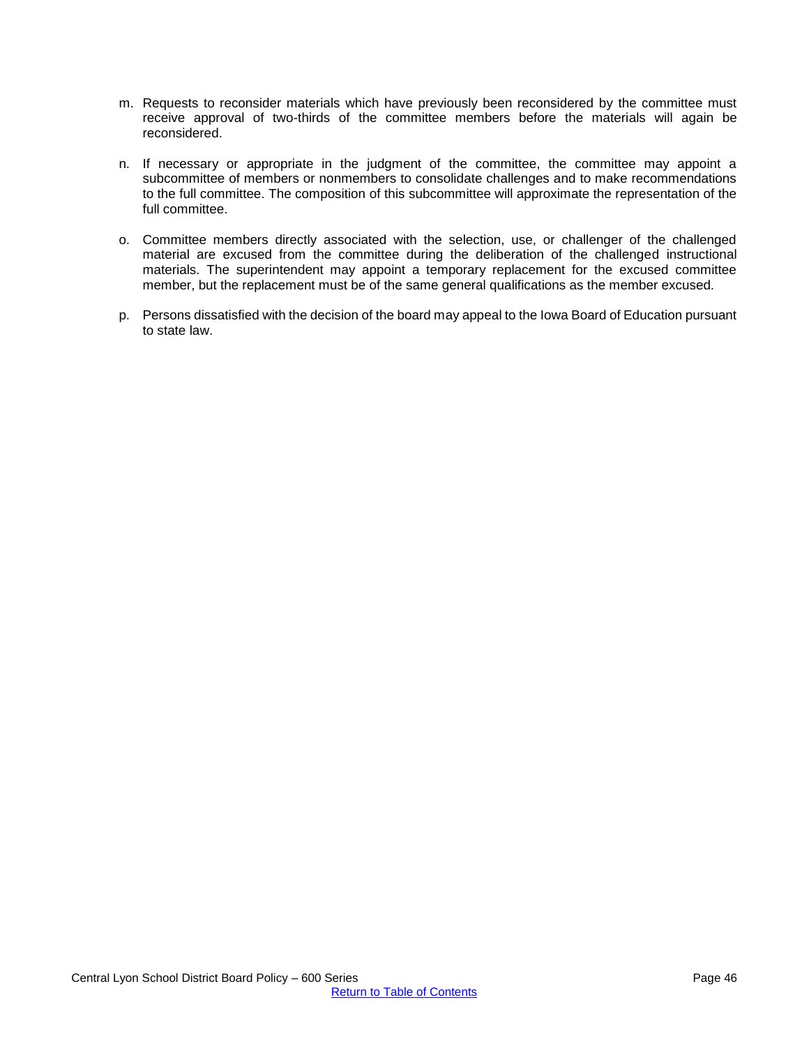m. Requests to reconsider materials which have previously been reconsidered by the committee must receive approval of two-thirds of the committee members before the materials will again be reconsidered.

n. If necessary or appropriate in the judgment of the committee, the committee may appoint a subcommittee of members or nonmembers to consolidate challenges and to make recommendations to the full committee. The composition of this subcommittee will approximate the representation of the full committee.

o. Committee members directly associated with the selection, use, or challenger of the challenged material are excused from the committee during the deliberation of the challenged instructional materials. The superintendent may appoint a temporary replacement for the excused committee member, but the replacement must be of the same general qualifications as the member excused.

p. Persons dissatisfied with the decision of the board may appeal to the Iowa Board of Education pursuant to state law.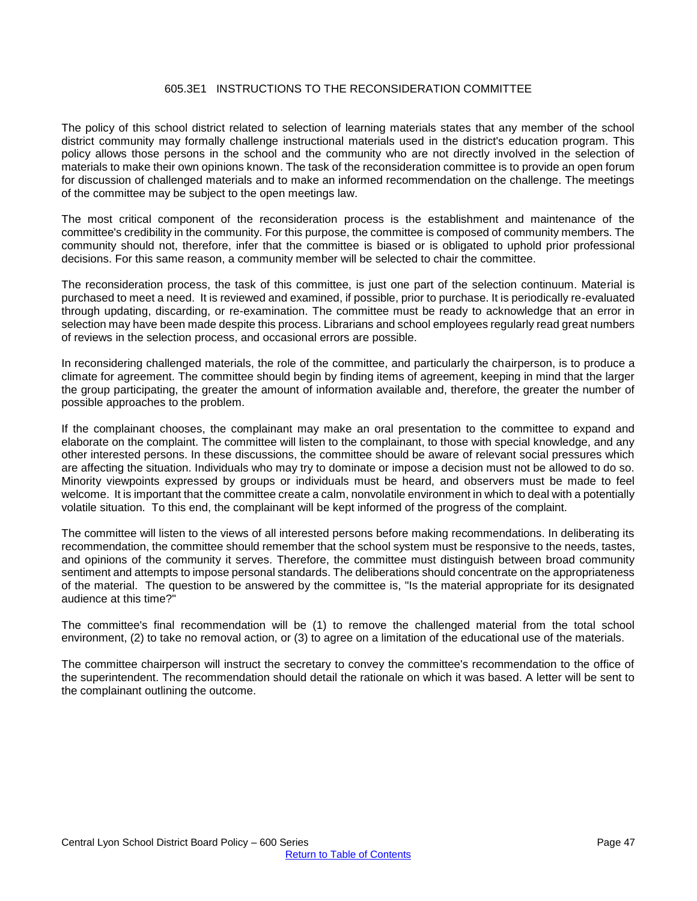## 605.3E1 INSTRUCTIONS TO THE RECONSIDERATION COMMITTEE

The policy of this school district related to selection of learning materials states that any member of the school district community may formally challenge instructional materials used in the district's education program. This policy allows those persons in the school and the community who are not directly involved in the selection of materials to make their own opinions known. The task of the reconsideration committee is to provide an open forum for discussion of challenged materials and to make an informed recommendation on the challenge. The meetings of the committee may be subject to the open meetings law.

The most critical component of the reconsideration process is the establishment and maintenance of the committee's credibility in the community. For this purpose, the committee is composed of community members. The community should not, therefore, infer that the committee is biased or is obligated to uphold prior professional decisions. For this same reason, a community member will be selected to chair the committee.

The reconsideration process, the task of this committee, is just one part of the selection continuum. Material is purchased to meet a need. It is reviewed and examined, if possible, prior to purchase. It is periodically re-evaluated through updating, discarding, or re-examination. The committee must be ready to acknowledge that an error in selection may have been made despite this process. Librarians and school employees regularly read great numbers of reviews in the selection process, and occasional errors are possible.

In reconsidering challenged materials, the role of the committee, and particularly the chairperson, is to produce a climate for agreement. The committee should begin by finding items of agreement, keeping in mind that the larger the group participating, the greater the amount of information available and, therefore, the greater the number of possible approaches to the problem.

If the complainant chooses, the complainant may make an oral presentation to the committee to expand and elaborate on the complaint. The committee will listen to the complainant, to those with special knowledge, and any other interested persons. In these discussions, the committee should be aware of relevant social pressures which are affecting the situation. Individuals who may try to dominate or impose a decision must not be allowed to do so. Minority viewpoints expressed by groups or individuals must be heard, and observers must be made to feel welcome. It is important that the committee create a calm, nonvolatile environment in which to deal with a potentially volatile situation. To this end, the complainant will be kept informed of the progress of the complaint.

The committee will listen to the views of all interested persons before making recommendations. In deliberating its recommendation, the committee should remember that the school system must be responsive to the needs, tastes, and opinions of the community it serves. Therefore, the committee must distinguish between broad community sentiment and attempts to impose personal standards. The deliberations should concentrate on the appropriateness of the material. The question to be answered by the committee is, "Is the material appropriate for its designated audience at this time?"

The committee's final recommendation will be (1) to remove the challenged material from the total school environment, (2) to take no removal action, or (3) to agree on a limitation of the educational use of the materials.

The committee chairperson will instruct the secretary to convey the committee's recommendation to the office of the superintendent. The recommendation should detail the rationale on which it was based. A letter will be sent to the complainant outlining the outcome.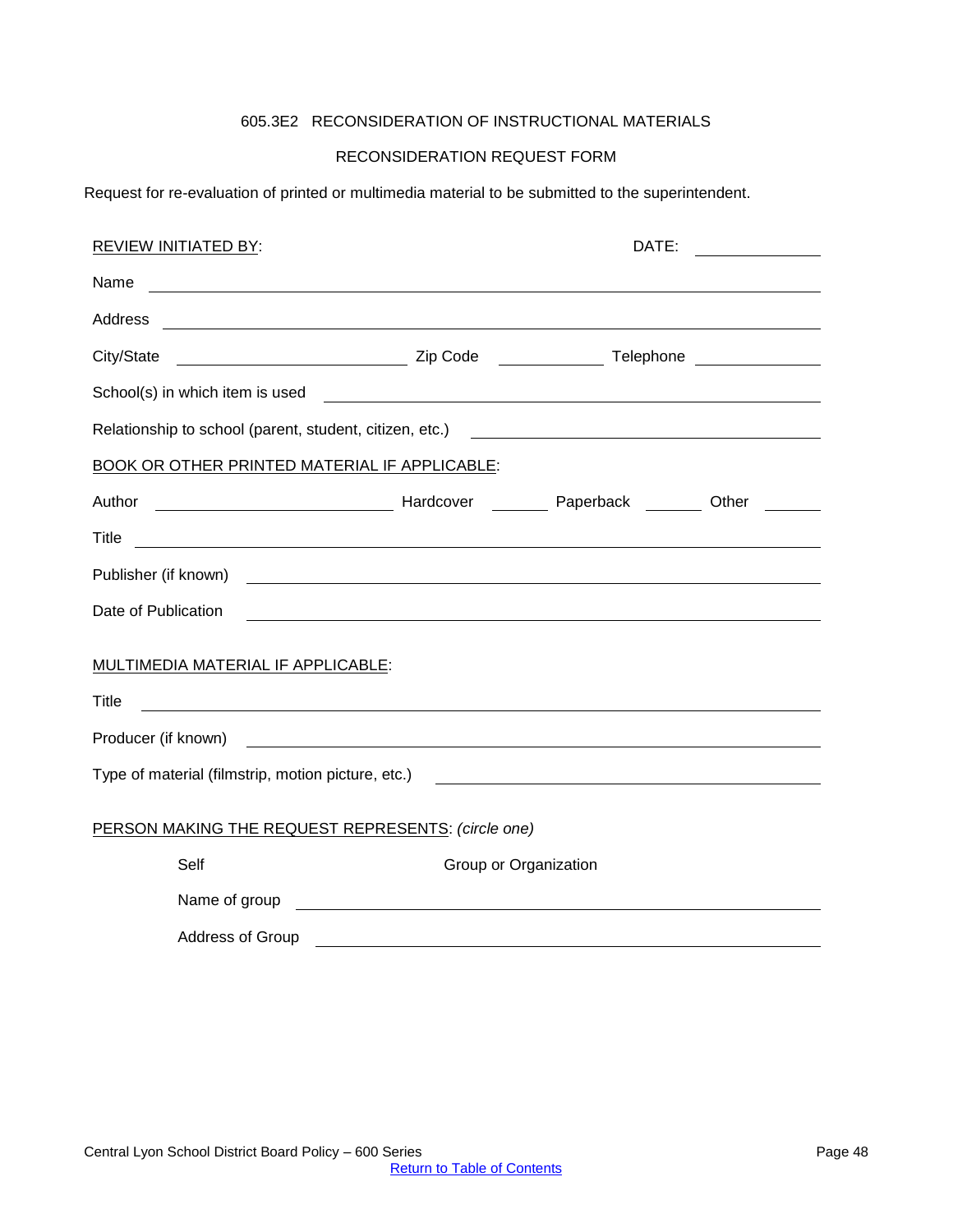605.3E2 RECONSIDERATION OF INSTRUCTIONAL MATERIALS

RECONSIDERATION REQUEST FORM

Request for re-evaluation of printed or multimedia material to be submitted to the superintendent.

REVIEW INITIATED BY: DATE: ______________

Name ______________________________________________________________

Address ____________________________________________________________

City/State ________________________ Zip Code ____________ Telephone ______________

School(s) in which item is used ____________________________________________

Relationship to school (parent, student, citizen, etc.) ______________________________

BOOK OR OTHER PRINTED MATERIAL IF APPLICABLE:

Author ________________________ Hardcover _______ Paperback _______ Other _______

Title ______________________________________________________________

Publisher (if known) __________________________________________________

Date of Publication __________________________________________________

MULTIMEDIA MATERIAL IF APPLICABLE:

Title ______________________________________________________________

Producer (if known) __________________________________________________

Type of material (filmstrip, motion picture, etc.) ______________________________

PERSON MAKING THE REQUEST REPRESENTS: *(circle one)*

Self Group or Organization

Name of group ____________________________________________________

Address of Group __________________________________________________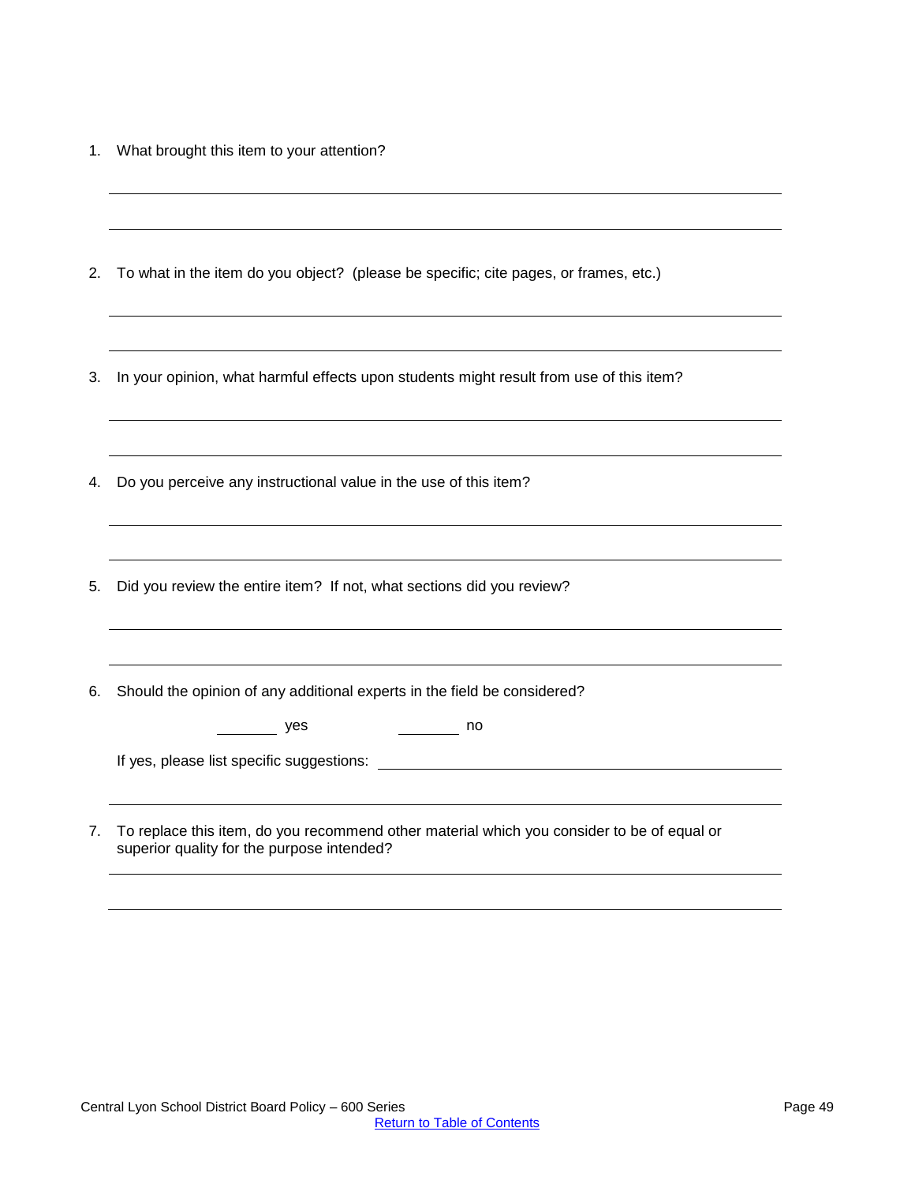1. What brought this item to your attention?

______________________________________________________________________

______________________________________________________________________

2. To what in the item do you object? (please be specific; cite pages, or frames, etc.)

______________________________________________________________________

______________________________________________________________________

3. In your opinion, what harmful effects upon students might result from use of this item?

______________________________________________________________________

______________________________________________________________________

4. Do you perceive any instructional value in the use of this item?

______________________________________________________________________

______________________________________________________________________

5. Did you review the entire item? If not, what sections did you review?

______________________________________________________________________

______________________________________________________________________

6. Should the opinion of any additional experts in the field be considered?

   ________ yes ________ no

   If yes, please list specific suggestions: ________________________________

______________________________________________________________________

7. To replace this item, do you recommend other material which you consider to be of equal or superior quality for the purpose intended?

______________________________________________________________________

______________________________________________________________________

Central Lyon School District Board Policy – 600 Series

Return to Table of Contents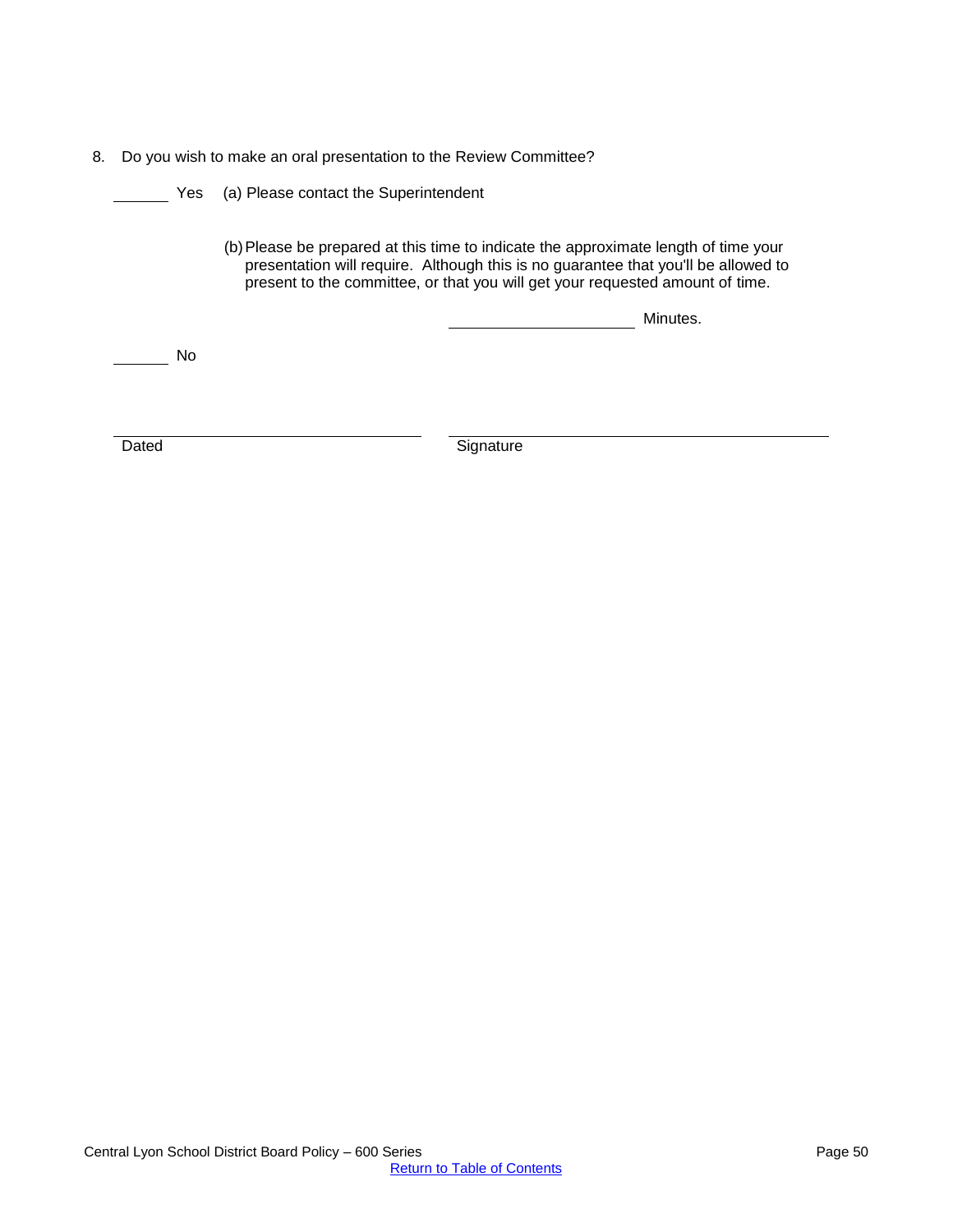8. Do you wish to make an oral presentation to the Review Committee?

_______ Yes (a) Please contact the Superintendent

(b) Please be prepared at this time to indicate the approximate length of time your presentation will require. Although this is no guarantee that you'll be allowed to present to the committee, or that you will get your requested amount of time.

_____________________ Minutes.

_______ No

________________________________ ________________________________________

Dated Signature

Return to Table of Contents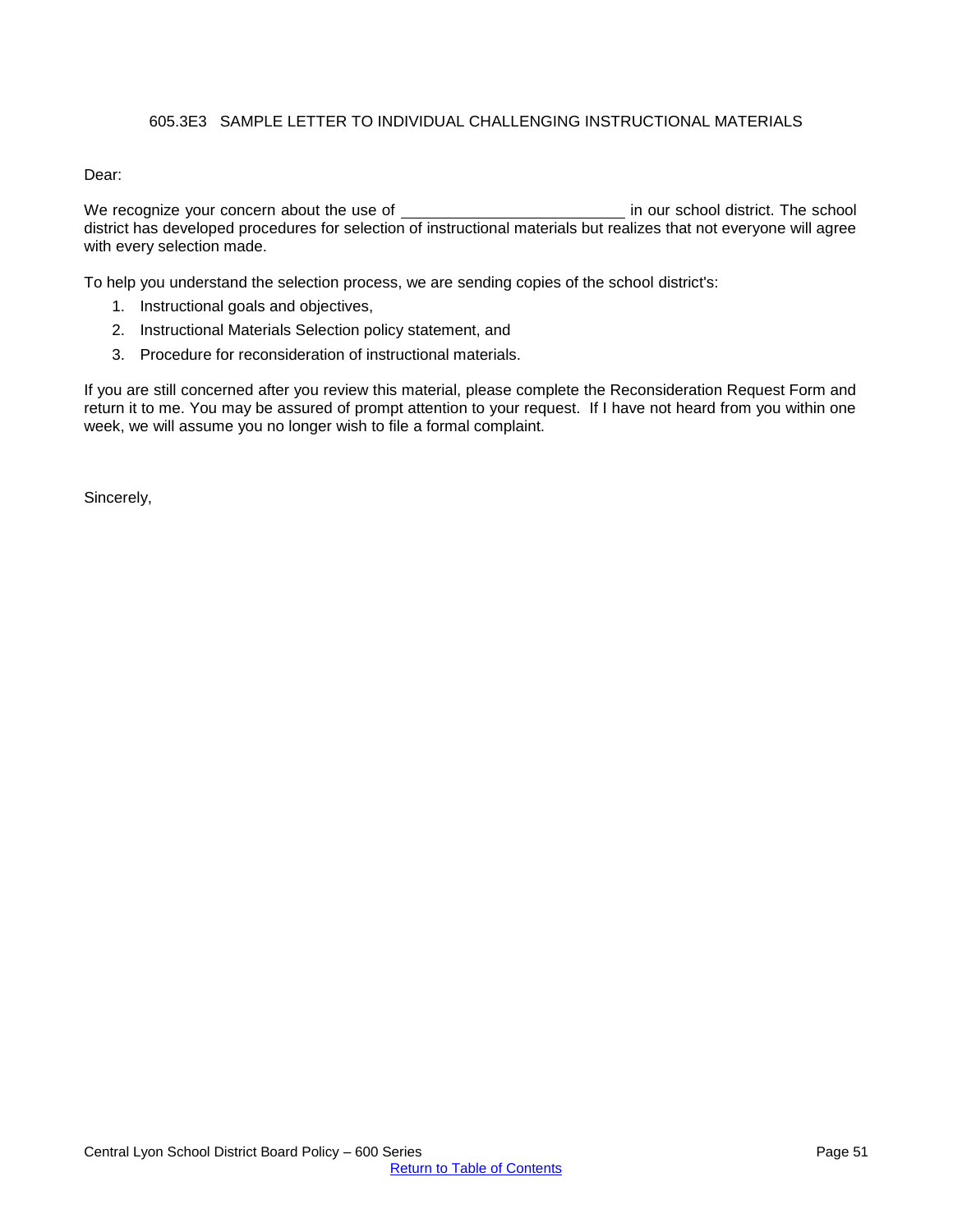## 605.3E3 SAMPLE LETTER TO INDIVIDUAL CHALLENGING INSTRUCTIONAL MATERIALS

Dear:

We recognize your concern about the use of _________________________ in our school district. The school district has developed procedures for selection of instructional materials but realizes that not everyone will agree with every selection made.

To help you understand the selection process, we are sending copies of the school district's:

1. Instructional goals and objectives,
2. Instructional Materials Selection policy statement, and
3. Procedure for reconsideration of instructional materials.

If you are still concerned after you review this material, please complete the Reconsideration Request Form and return it to me. You may be assured of prompt attention to your request. If I have not heard from you within one week, we will assume you no longer wish to file a formal complaint.

Sincerely,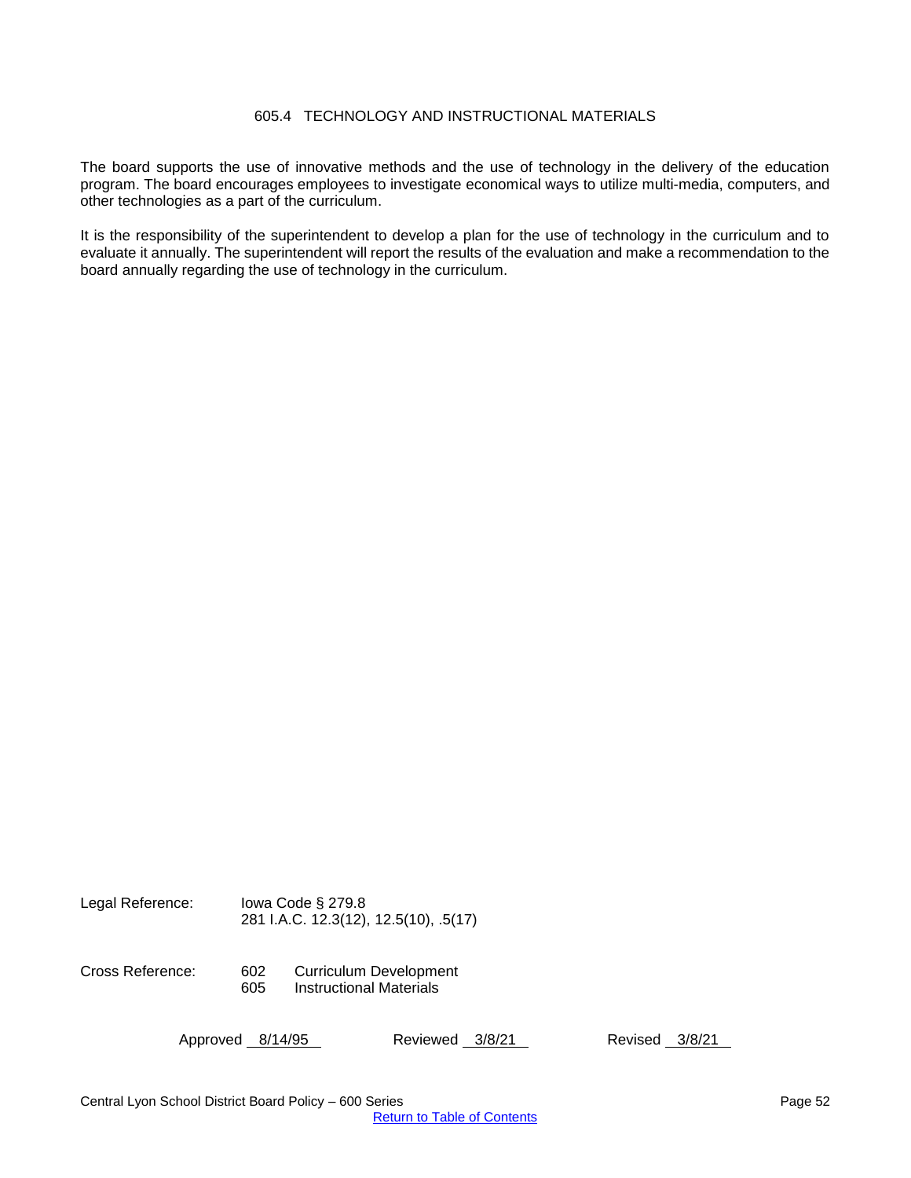# 605.4 TECHNOLOGY AND INSTRUCTIONAL MATERIALS

The board supports the use of innovative methods and the use of technology in the delivery of the education program. The board encourages employees to investigate economical ways to utilize multi-media, computers, and other technologies as a part of the curriculum.

It is the responsibility of the superintendent to develop a plan for the use of technology in the curriculum and to evaluate it annually. The superintendent will report the results of the evaluation and make a recommendation to the board annually regarding the use of technology in the curriculum.

Legal Reference: Iowa Code § 279.8
281 I.A.C. 12.3(12), 12.5(10), .5(17)

Cross Reference: 602 Curriculum Development
605 Instructional Materials

Approved 8/14/95 Reviewed 3/8/21 Revised 3/8/21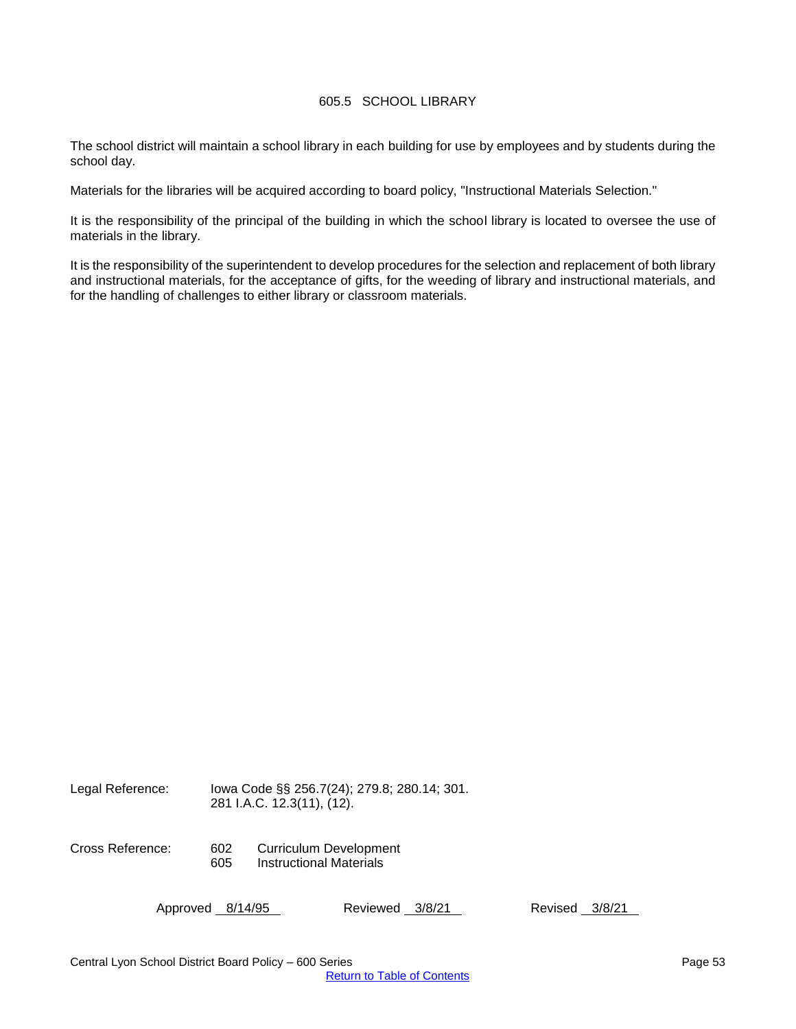# 605.5 SCHOOL LIBRARY

The school district will maintain a school library in each building for use by employees and by students during the school day.

Materials for the libraries will be acquired according to board policy, "Instructional Materials Selection."

It is the responsibility of the principal of the building in which the school library is located to oversee the use of materials in the library.

It is the responsibility of the superintendent to develop procedures for the selection and replacement of both library and instructional materials, for the acceptance of gifts, for the weeding of library and instructional materials, and for the handling of challenges to either library or classroom materials.

Legal Reference: Iowa Code §§ 256.7(24); 279.8; 280.14; 301.
281 I.A.C. 12.3(11), (12).

Cross Reference: 602 Curriculum Development
605 Instructional Materials

Approved 8/14/95 Reviewed 3/8/21 Revised 3/8/21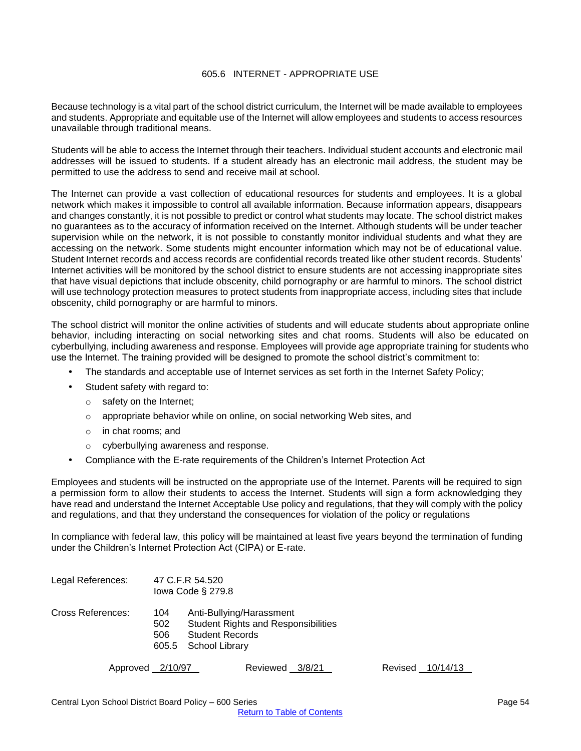# 605.6 INTERNET - APPROPRIATE USE

Because technology is a vital part of the school district curriculum, the Internet will be made available to employees and students. Appropriate and equitable use of the Internet will allow employees and students to access resources unavailable through traditional means.

Students will be able to access the Internet through their teachers. Individual student accounts and electronic mail addresses will be issued to students. If a student already has an electronic mail address, the student may be permitted to use the address to send and receive mail at school.

The Internet can provide a vast collection of educational resources for students and employees. It is a global network which makes it impossible to control all available information. Because information appears, disappears and changes constantly, it is not possible to predict or control what students may locate. The school district makes no guarantees as to the accuracy of information received on the Internet. Although students will be under teacher supervision while on the network, it is not possible to constantly monitor individual students and what they are accessing on the network. Some students might encounter information which may not be of educational value. Student Internet records and access records are confidential records treated like other student records. Students' Internet activities will be monitored by the school district to ensure students are not accessing inappropriate sites that have visual depictions that include obscenity, child pornography or are harmful to minors. The school district will use technology protection measures to protect students from inappropriate access, including sites that include obscenity, child pornography or are harmful to minors.

The school district will monitor the online activities of students and will educate students about appropriate online behavior, including interacting on social networking sites and chat rooms. Students will also be educated on cyberbullying, including awareness and response. Employees will provide age appropriate training for students who use the Internet. The training provided will be designed to promote the school district's commitment to:

- The standards and acceptable use of Internet services as set forth in the Internet Safety Policy;
- Student safety with regard to:
  - safety on the Internet;
  - appropriate behavior while on online, on social networking Web sites, and
  - in chat rooms; and
  - cyberbullying awareness and response.
- Compliance with the E-rate requirements of the Children's Internet Protection Act

Employees and students will be instructed on the appropriate use of the Internet. Parents will be required to sign a permission form to allow their students to access the Internet. Students will sign a form acknowledging they have read and understand the Internet Acceptable Use policy and regulations, that they will comply with the policy and regulations, and that they understand the consequences for violation of the policy or regulations

In compliance with federal law, this policy will be maintained at least five years beyond the termination of funding under the Children's Internet Protection Act (CIPA) or E-rate.

Legal References: 47 C.F.R 54.520
Iowa Code § 279.8

Cross References:
104 Anti-Bullying/Harassment
502 Student Rights and Responsibilities
506 Student Records
605.5 School Library

Approved 2/10/97 Reviewed 3/8/21 Revised 10/14/13

Central Lyon School District Board Policy – 600 Series

Return to Table of Contents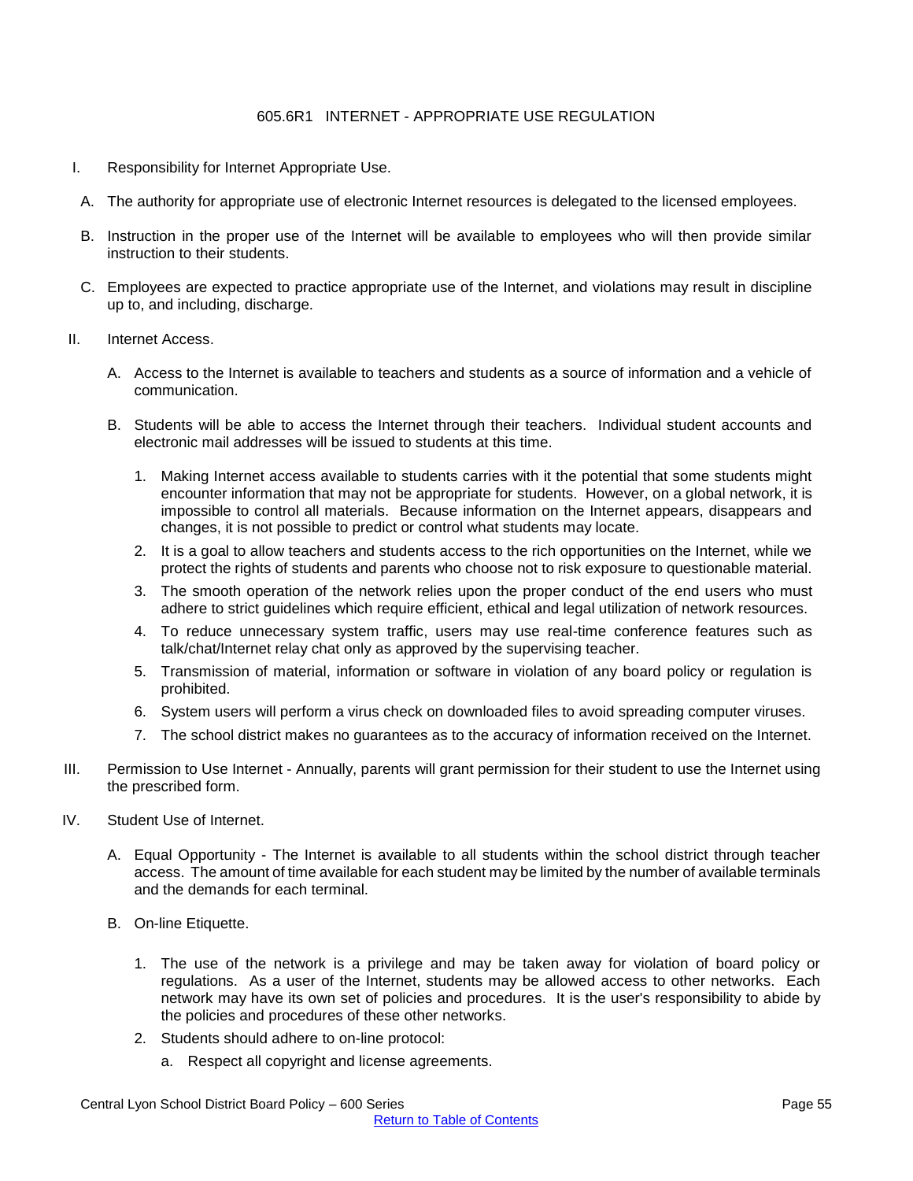# 605.6R1 INTERNET - APPROPRIATE USE REGULATION

I. Responsibility for Internet Appropriate Use.

  A. The authority for appropriate use of electronic Internet resources is delegated to the licensed employees.

  B. Instruction in the proper use of the Internet will be available to employees who will then provide similar instruction to their students.

  C. Employees are expected to practice appropriate use of the Internet, and violations may result in discipline up to, and including, discharge.

II. Internet Access.

  A. Access to the Internet is available to teachers and students as a source of information and a vehicle of communication.

  B. Students will be able to access the Internet through their teachers. Individual student accounts and electronic mail addresses will be issued to students at this time.

    1. Making Internet access available to students carries with it the potential that some students might encounter information that may not be appropriate for students. However, on a global network, it is impossible to control all materials. Because information on the Internet appears, disappears and changes, it is not possible to predict or control what students may locate.
    2. It is a goal to allow teachers and students access to the rich opportunities on the Internet, while we protect the rights of students and parents who choose not to risk exposure to questionable material.
    3. The smooth operation of the network relies upon the proper conduct of the end users who must adhere to strict guidelines which require efficient, ethical and legal utilization of network resources.
    4. To reduce unnecessary system traffic, users may use real-time conference features such as talk/chat/Internet relay chat only as approved by the supervising teacher.
    5. Transmission of material, information or software in violation of any board policy or regulation is prohibited.
    6. System users will perform a virus check on downloaded files to avoid spreading computer viruses.
    7. The school district makes no guarantees as to the accuracy of information received on the Internet.

III. Permission to Use Internet - Annually, parents will grant permission for their student to use the Internet using the prescribed form.

IV. Student Use of Internet.

  A. Equal Opportunity - The Internet is available to all students within the school district through teacher access. The amount of time available for each student may be limited by the number of available terminals and the demands for each terminal.

  B. On-line Etiquette.

    1. The use of the network is a privilege and may be taken away for violation of board policy or regulations. As a user of the Internet, students may be allowed access to other networks. Each network may have its own set of policies and procedures. It is the user's responsibility to abide by the policies and procedures of these other networks.
    2. Students should adhere to on-line protocol:
        a. Respect all copyright and license agreements.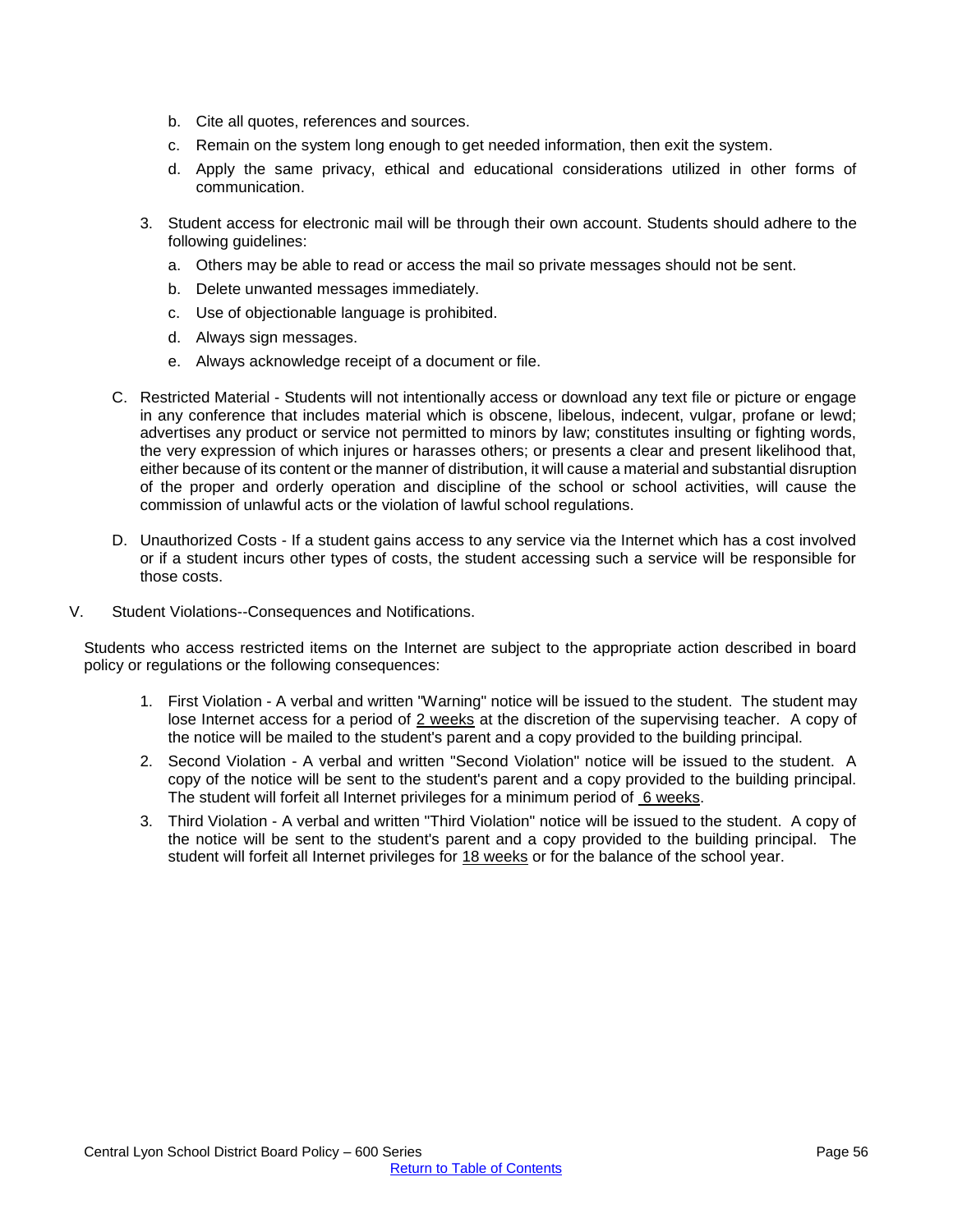b. Cite all quotes, references and sources.
   c. Remain on the system long enough to get needed information, then exit the system.
   d. Apply the same privacy, ethical and educational considerations utilized in other forms of communication.

3. Student access for electronic mail will be through their own account. Students should adhere to the following guidelines:
   a. Others may be able to read or access the mail so private messages should not be sent.
   b. Delete unwanted messages immediately.
   c. Use of objectionable language is prohibited.
   d. Always sign messages.
   e. Always acknowledge receipt of a document or file.

C. Restricted Material - Students will not intentionally access or download any text file or picture or engage in any conference that includes material which is obscene, libelous, indecent, vulgar, profane or lewd; advertises any product or service not permitted to minors by law; constitutes insulting or fighting words, the very expression of which injures or harasses others; or presents a clear and present likelihood that, either because of its content or the manner of distribution, it will cause a material and substantial disruption of the proper and orderly operation and discipline of the school or school activities, will cause the commission of unlawful acts or the violation of lawful school regulations.

D. Unauthorized Costs - If a student gains access to any service via the Internet which has a cost involved or if a student incurs other types of costs, the student accessing such a service will be responsible for those costs.

V. Student Violations--Consequences and Notifications.

Students who access restricted items on the Internet are subject to the appropriate action described in board policy or regulations or the following consequences:

1. First Violation - A verbal and written "Warning" notice will be issued to the student. The student may lose Internet access for a period of 2 weeks at the discretion of the supervising teacher. A copy of the notice will be mailed to the student's parent and a copy provided to the building principal.
2. Second Violation - A verbal and written "Second Violation" notice will be issued to the student. A copy of the notice will be sent to the student's parent and a copy provided to the building principal. The student will forfeit all Internet privileges for a minimum period of 6 weeks.
3. Third Violation - A verbal and written "Third Violation" notice will be issued to the student. A copy of the notice will be sent to the student's parent and a copy provided to the building principal. The student will forfeit all Internet privileges for 18 weeks or for the balance of the school year.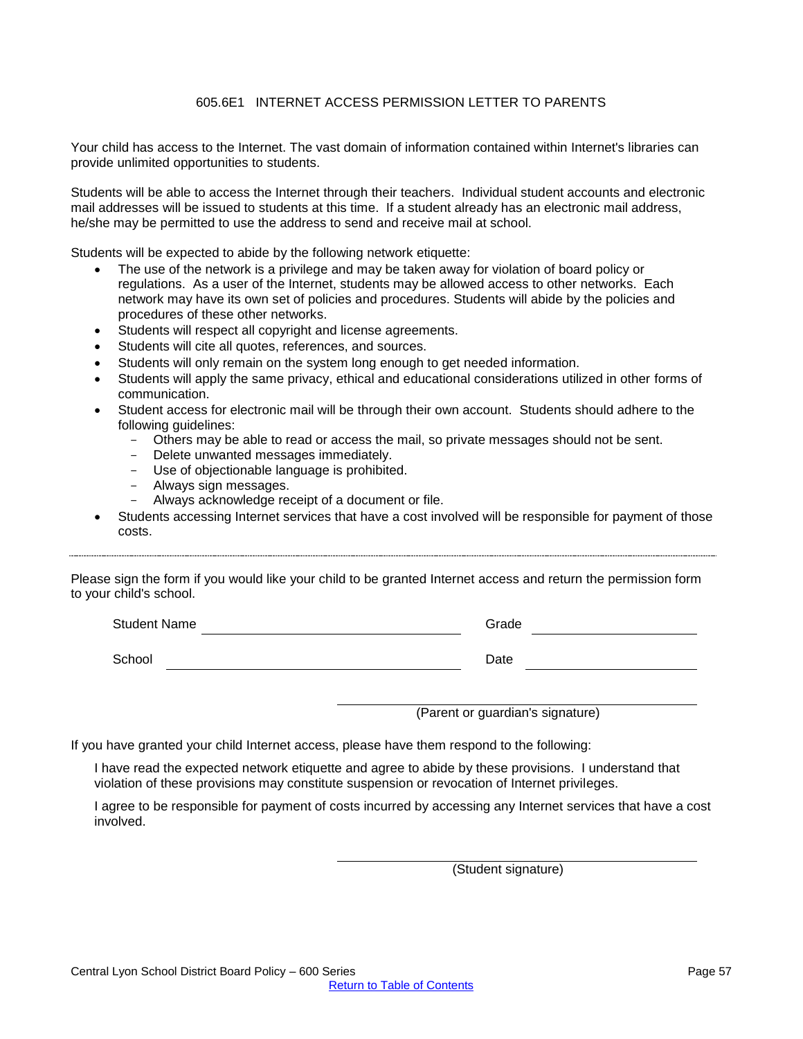## 605.6E1 INTERNET ACCESS PERMISSION LETTER TO PARENTS

Your child has access to the Internet. The vast domain of information contained within Internet's libraries can provide unlimited opportunities to students.

Students will be able to access the Internet through their teachers. Individual student accounts and electronic mail addresses will be issued to students at this time. If a student already has an electronic mail address, he/she may be permitted to use the address to send and receive mail at school.

Students will be expected to abide by the following network etiquette:

- The use of the network is a privilege and may be taken away for violation of board policy or regulations. As a user of the Internet, students may be allowed access to other networks. Each network may have its own set of policies and procedures. Students will abide by the policies and procedures of these other networks.
- Students will respect all copyright and license agreements.
- Students will cite all quotes, references, and sources.
- Students will only remain on the system long enough to get needed information.
- Students will apply the same privacy, ethical and educational considerations utilized in other forms of communication.
- Student access for electronic mail will be through their own account. Students should adhere to the following guidelines:
  - Others may be able to read or access the mail, so private messages should not be sent.
  - Delete unwanted messages immediately.
  - Use of objectionable language is prohibited.
  - Always sign messages.
  - Always acknowledge receipt of a document or file.
- Students accessing Internet services that have a cost involved will be responsible for payment of those costs.

---

Please sign the form if you would like your child to be granted Internet access and return the permission form to your child's school.

Student Name ______________________________ Grade ____________________

School ______________________________ Date ____________________

______________________________
(Parent or guardian's signature)

If you have granted your child Internet access, please have them respond to the following:

I have read the expected network etiquette and agree to abide by these provisions. I understand that violation of these provisions may constitute suspension or revocation of Internet privileges.

I agree to be responsible for payment of costs incurred by accessing any Internet services that have a cost involved.

______________________________
(Student signature)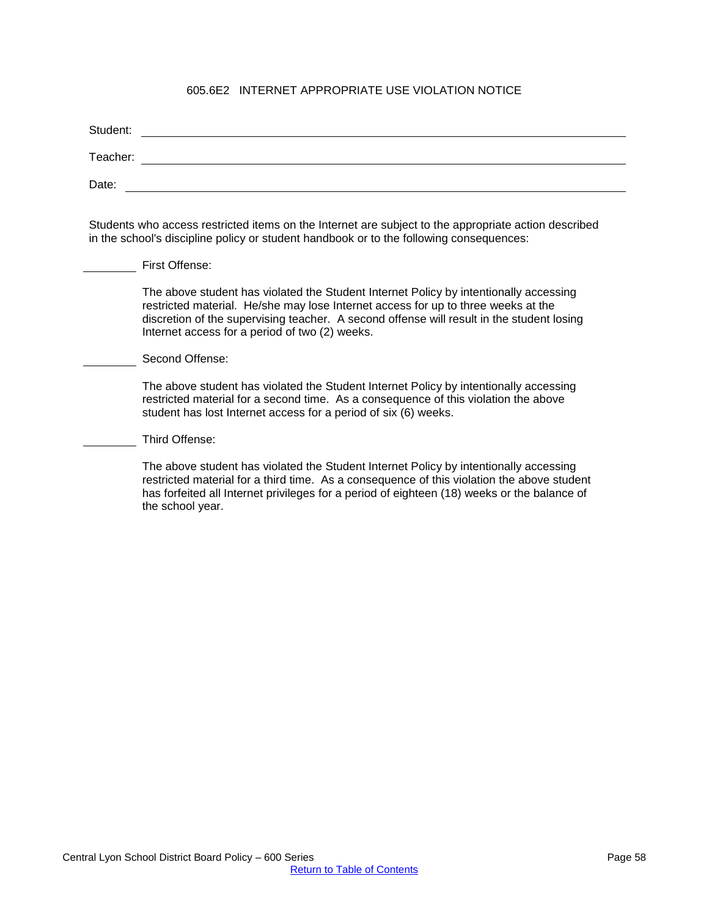# 605.6E2 INTERNET APPROPRIATE USE VIOLATION NOTICE

Student: ______________________________________________

Teacher: ______________________________________________

Date: ______________________________________________

Students who access restricted items on the Internet are subject to the appropriate action described in the school's discipline policy or student handbook or to the following consequences:

________ First Offense:

The above student has violated the Student Internet Policy by intentionally accessing restricted material. He/she may lose Internet access for up to three weeks at the discretion of the supervising teacher. A second offense will result in the student losing Internet access for a period of two (2) weeks.

________ Second Offense:

The above student has violated the Student Internet Policy by intentionally accessing restricted material for a second time. As a consequence of this violation the above student has lost Internet access for a period of six (6) weeks.

________ Third Offense:

The above student has violated the Student Internet Policy by intentionally accessing restricted material for a third time. As a consequence of this violation the above student has forfeited all Internet privileges for a period of eighteen (18) weeks or the balance of the school year.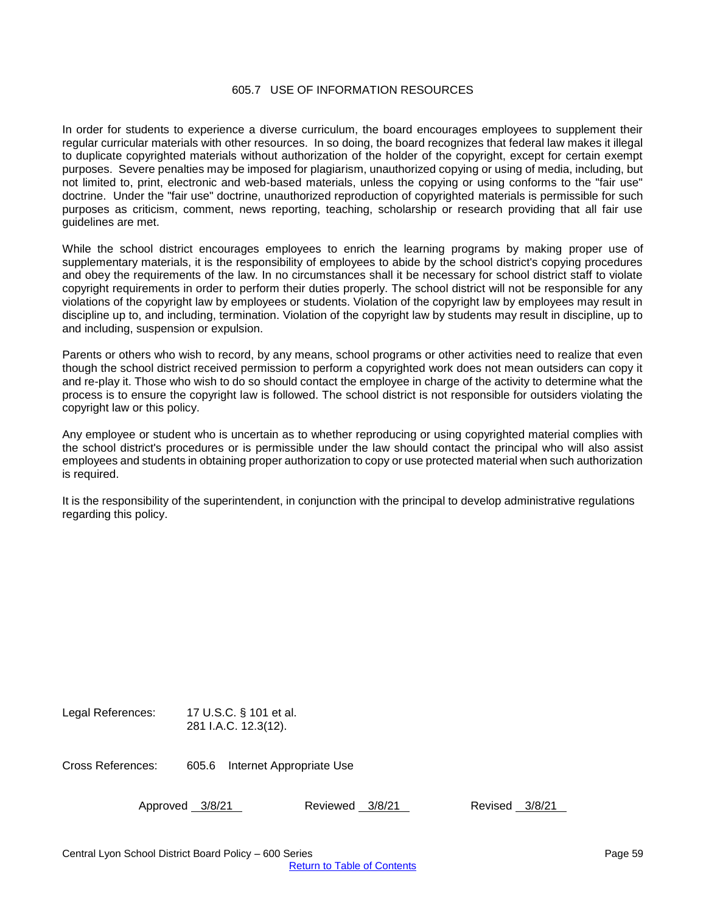## 605.7 USE OF INFORMATION RESOURCES

In order for students to experience a diverse curriculum, the board encourages employees to supplement their regular curricular materials with other resources. In so doing, the board recognizes that federal law makes it illegal to duplicate copyrighted materials without authorization of the holder of the copyright, except for certain exempt purposes. Severe penalties may be imposed for plagiarism, unauthorized copying or using of media, including, but not limited to, print, electronic and web-based materials, unless the copying or using conforms to the "fair use" doctrine. Under the "fair use" doctrine, unauthorized reproduction of copyrighted materials is permissible for such purposes as criticism, comment, news reporting, teaching, scholarship or research providing that all fair use guidelines are met.

While the school district encourages employees to enrich the learning programs by making proper use of supplementary materials, it is the responsibility of employees to abide by the school district's copying procedures and obey the requirements of the law. In no circumstances shall it be necessary for school district staff to violate copyright requirements in order to perform their duties properly. The school district will not be responsible for any violations of the copyright law by employees or students. Violation of the copyright law by employees may result in discipline up to, and including, termination. Violation of the copyright law by students may result in discipline, up to and including, suspension or expulsion.

Parents or others who wish to record, by any means, school programs or other activities need to realize that even though the school district received permission to perform a copyrighted work does not mean outsiders can copy it and re-play it. Those who wish to do so should contact the employee in charge of the activity to determine what the process is to ensure the copyright law is followed. The school district is not responsible for outsiders violating the copyright law or this policy.

Any employee or student who is uncertain as to whether reproducing or using copyrighted material complies with the school district's procedures or is permissible under the law should contact the principal who will also assist employees and students in obtaining proper authorization to copy or use protected material when such authorization is required.

It is the responsibility of the superintendent, in conjunction with the principal to develop administrative regulations regarding this policy.

Legal References: 17 U.S.C. § 101 et al.
281 I.A.C. 12.3(12).

Cross References: 605.6 Internet Appropriate Use

Approved 3/8/21 Reviewed 3/8/21 Revised 3/8/21

Central Lyon School District Board Policy – 600 Series

Return to Table of Contents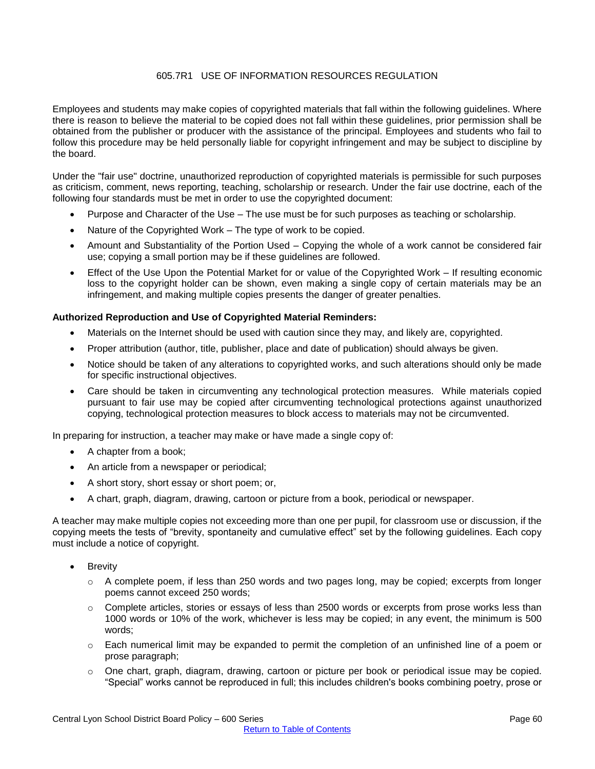# 605.7R1 USE OF INFORMATION RESOURCES REGULATION

Employees and students may make copies of copyrighted materials that fall within the following guidelines. Where there is reason to believe the material to be copied does not fall within these guidelines, prior permission shall be obtained from the publisher or producer with the assistance of the principal. Employees and students who fail to follow this procedure may be held personally liable for copyright infringement and may be subject to discipline by the board.

Under the "fair use" doctrine, unauthorized reproduction of copyrighted materials is permissible for such purposes as criticism, comment, news reporting, teaching, scholarship or research. Under the fair use doctrine, each of the following four standards must be met in order to use the copyrighted document:

- Purpose and Character of the Use – The use must be for such purposes as teaching or scholarship.
- Nature of the Copyrighted Work – The type of work to be copied.
- Amount and Substantiality of the Portion Used – Copying the whole of a work cannot be considered fair use; copying a small portion may be if these guidelines are followed.
- Effect of the Use Upon the Potential Market for or value of the Copyrighted Work – If resulting economic loss to the copyright holder can be shown, even making a single copy of certain materials may be an infringement, and making multiple copies presents the danger of greater penalties.

**Authorized Reproduction and Use of Copyrighted Material Reminders:**

- Materials on the Internet should be used with caution since they may, and likely are, copyrighted.
- Proper attribution (author, title, publisher, place and date of publication) should always be given.
- Notice should be taken of any alterations to copyrighted works, and such alterations should only be made for specific instructional objectives.
- Care should be taken in circumventing any technological protection measures. While materials copied pursuant to fair use may be copied after circumventing technological protections against unauthorized copying, technological protection measures to block access to materials may not be circumvented.

In preparing for instruction, a teacher may make or have made a single copy of:

- A chapter from a book;
- An article from a newspaper or periodical;
- A short story, short essay or short poem; or,
- A chart, graph, diagram, drawing, cartoon or picture from a book, periodical or newspaper.

A teacher may make multiple copies not exceeding more than one per pupil, for classroom use or discussion, if the copying meets the tests of "brevity, spontaneity and cumulative effect" set by the following guidelines. Each copy must include a notice of copyright.

- Brevity
  - A complete poem, if less than 250 words and two pages long, may be copied; excerpts from longer poems cannot exceed 250 words;
  - Complete articles, stories or essays of less than 2500 words or excerpts from prose works less than 1000 words or 10% of the work, whichever is less may be copied; in any event, the minimum is 500 words;
  - Each numerical limit may be expanded to permit the completion of an unfinished line of a poem or prose paragraph;
  - One chart, graph, diagram, drawing, cartoon or picture per book or periodical issue may be copied. "Special" works cannot be reproduced in full; this includes children's books combining poetry, prose or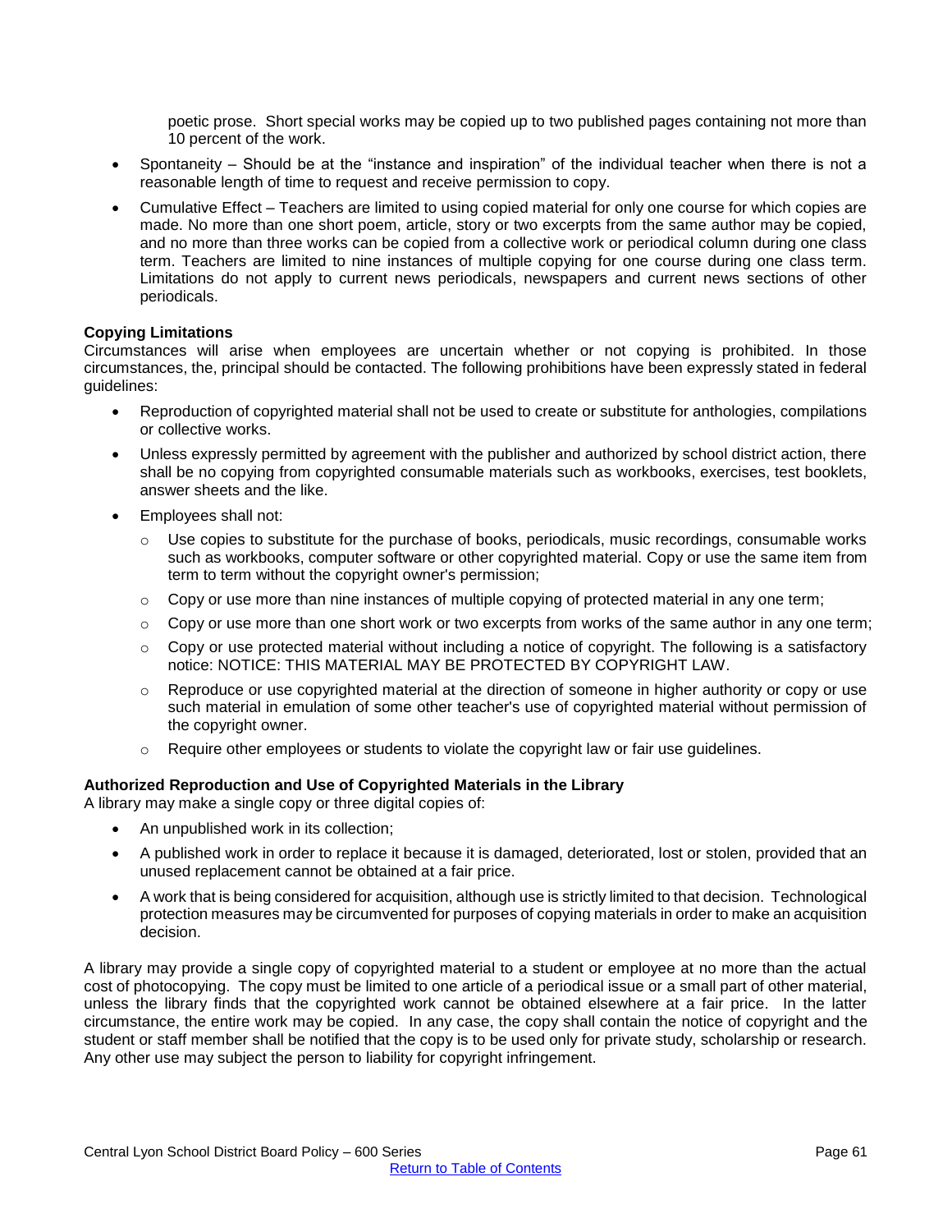poetic prose. Short special works may be copied up to two published pages containing not more than 10 percent of the work.

- Spontaneity – Should be at the "instance and inspiration" of the individual teacher when there is not a reasonable length of time to request and receive permission to copy.
- Cumulative Effect – Teachers are limited to using copied material for only one course for which copies are made. No more than one short poem, article, story or two excerpts from the same author may be copied, and no more than three works can be copied from a collective work or periodical column during one class term. Teachers are limited to nine instances of multiple copying for one course during one class term. Limitations do not apply to current news periodicals, newspapers and current news sections of other periodicals.

**Copying Limitations**
Circumstances will arise when employees are uncertain whether or not copying is prohibited. In those circumstances, the, principal should be contacted. The following prohibitions have been expressly stated in federal guidelines:

- Reproduction of copyrighted material shall not be used to create or substitute for anthologies, compilations or collective works.
- Unless expressly permitted by agreement with the publisher and authorized by school district action, there shall be no copying from copyrighted consumable materials such as workbooks, exercises, test booklets, answer sheets and the like.
- Employees shall not:
  - Use copies to substitute for the purchase of books, periodicals, music recordings, consumable works such as workbooks, computer software or other copyrighted material. Copy or use the same item from term to term without the copyright owner's permission;
  - Copy or use more than nine instances of multiple copying of protected material in any one term;
  - Copy or use more than one short work or two excerpts from works of the same author in any one term;
  - Copy or use protected material without including a notice of copyright. The following is a satisfactory notice: NOTICE: THIS MATERIAL MAY BE PROTECTED BY COPYRIGHT LAW.
  - Reproduce or use copyrighted material at the direction of someone in higher authority or copy or use such material in emulation of some other teacher's use of copyrighted material without permission of the copyright owner.
  - Require other employees or students to violate the copyright law or fair use guidelines.

**Authorized Reproduction and Use of Copyrighted Materials in the Library**
A library may make a single copy or three digital copies of:

- An unpublished work in its collection;
- A published work in order to replace it because it is damaged, deteriorated, lost or stolen, provided that an unused replacement cannot be obtained at a fair price.
- A work that is being considered for acquisition, although use is strictly limited to that decision. Technological protection measures may be circumvented for purposes of copying materials in order to make an acquisition decision.

A library may provide a single copy of copyrighted material to a student or employee at no more than the actual cost of photocopying. The copy must be limited to one article of a periodical issue or a small part of other material, unless the library finds that the copyrighted work cannot be obtained elsewhere at a fair price. In the latter circumstance, the entire work may be copied. In any case, the copy shall contain the notice of copyright and the student or staff member shall be notified that the copy is to be used only for private study, scholarship or research. Any other use may subject the person to liability for copyright infringement.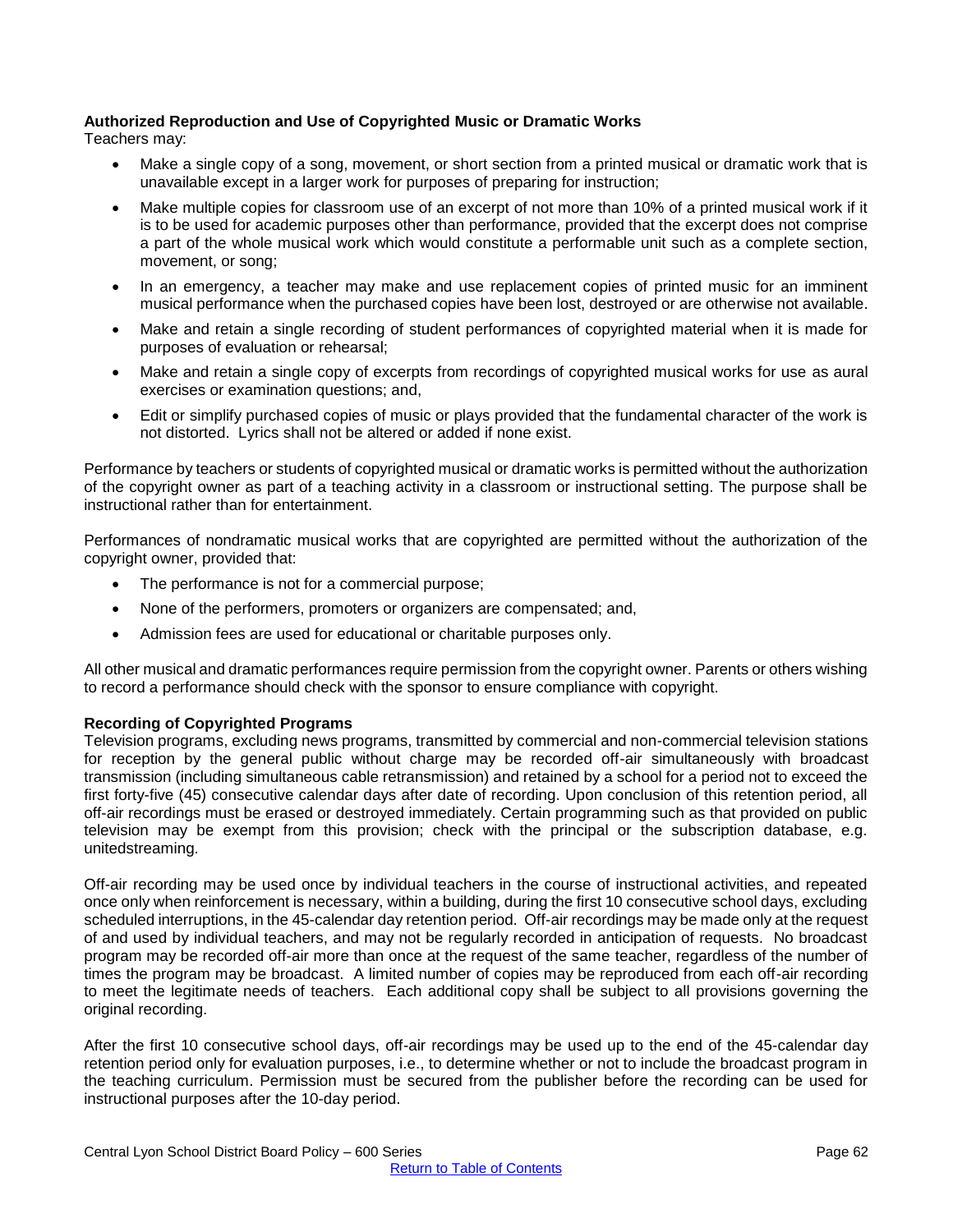**Authorized Reproduction and Use of Copyrighted Music or Dramatic Works**

Teachers may:

- Make a single copy of a song, movement, or short section from a printed musical or dramatic work that is unavailable except in a larger work for purposes of preparing for instruction;
- Make multiple copies for classroom use of an excerpt of not more than 10% of a printed musical work if it is to be used for academic purposes other than performance, provided that the excerpt does not comprise a part of the whole musical work which would constitute a performable unit such as a complete section, movement, or song;
- In an emergency, a teacher may make and use replacement copies of printed music for an imminent musical performance when the purchased copies have been lost, destroyed or are otherwise not available.
- Make and retain a single recording of student performances of copyrighted material when it is made for purposes of evaluation or rehearsal;
- Make and retain a single copy of excerpts from recordings of copyrighted musical works for use as aural exercises or examination questions; and,
- Edit or simplify purchased copies of music or plays provided that the fundamental character of the work is not distorted. Lyrics shall not be altered or added if none exist.

Performance by teachers or students of copyrighted musical or dramatic works is permitted without the authorization of the copyright owner as part of a teaching activity in a classroom or instructional setting. The purpose shall be instructional rather than for entertainment.

Performances of nondramatic musical works that are copyrighted are permitted without the authorization of the copyright owner, provided that:

- The performance is not for a commercial purpose;
- None of the performers, promoters or organizers are compensated; and,
- Admission fees are used for educational or charitable purposes only.

All other musical and dramatic performances require permission from the copyright owner. Parents or others wishing to record a performance should check with the sponsor to ensure compliance with copyright.

**Recording of Copyrighted Programs**

Television programs, excluding news programs, transmitted by commercial and non-commercial television stations for reception by the general public without charge may be recorded off-air simultaneously with broadcast transmission (including simultaneous cable retransmission) and retained by a school for a period not to exceed the first forty-five (45) consecutive calendar days after date of recording. Upon conclusion of this retention period, all off-air recordings must be erased or destroyed immediately. Certain programming such as that provided on public television may be exempt from this provision; check with the principal or the subscription database, e.g. unitedstreaming.

Off-air recording may be used once by individual teachers in the course of instructional activities, and repeated once only when reinforcement is necessary, within a building, during the first 10 consecutive school days, excluding scheduled interruptions, in the 45-calendar day retention period. Off-air recordings may be made only at the request of and used by individual teachers, and may not be regularly recorded in anticipation of requests. No broadcast program may be recorded off-air more than once at the request of the same teacher, regardless of the number of times the program may be broadcast. A limited number of copies may be reproduced from each off-air recording to meet the legitimate needs of teachers. Each additional copy shall be subject to all provisions governing the original recording.

After the first 10 consecutive school days, off-air recordings may be used up to the end of the 45-calendar day retention period only for evaluation purposes, i.e., to determine whether or not to include the broadcast program in the teaching curriculum. Permission must be secured from the publisher before the recording can be used for instructional purposes after the 10-day period.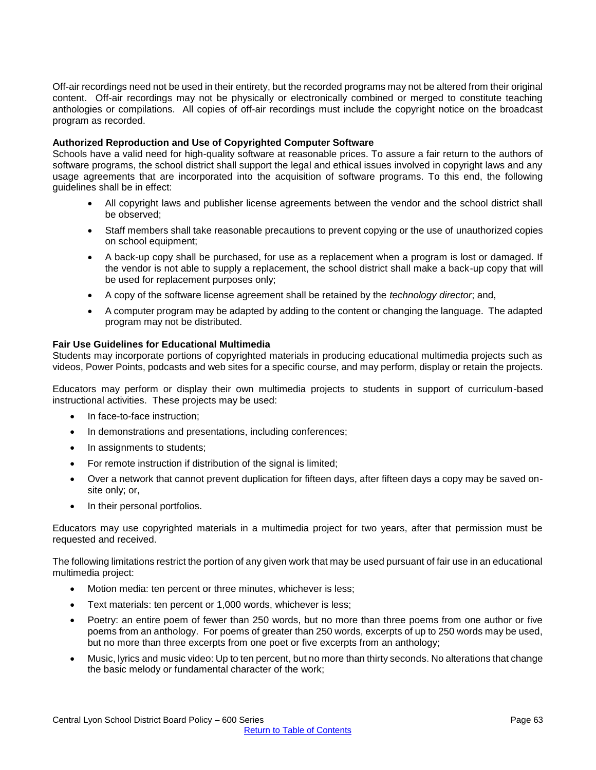Off-air recordings need not be used in their entirety, but the recorded programs may not be altered from their original content. Off-air recordings may not be physically or electronically combined or merged to constitute teaching anthologies or compilations. All copies of off-air recordings must include the copyright notice on the broadcast program as recorded.

**Authorized Reproduction and Use of Copyrighted Computer Software**

Schools have a valid need for high-quality software at reasonable prices. To assure a fair return to the authors of software programs, the school district shall support the legal and ethical issues involved in copyright laws and any usage agreements that are incorporated into the acquisition of software programs. To this end, the following guidelines shall be in effect:

- All copyright laws and publisher license agreements between the vendor and the school district shall be observed;
- Staff members shall take reasonable precautions to prevent copying or the use of unauthorized copies on school equipment;
- A back-up copy shall be purchased, for use as a replacement when a program is lost or damaged. If the vendor is not able to supply a replacement, the school district shall make a back-up copy that will be used for replacement purposes only;
- A copy of the software license agreement shall be retained by the *technology director*; and,
- A computer program may be adapted by adding to the content or changing the language. The adapted program may not be distributed.

**Fair Use Guidelines for Educational Multimedia**

Students may incorporate portions of copyrighted materials in producing educational multimedia projects such as videos, Power Points, podcasts and web sites for a specific course, and may perform, display or retain the projects.

Educators may perform or display their own multimedia projects to students in support of curriculum-based instructional activities. These projects may be used:

- In face-to-face instruction;
- In demonstrations and presentations, including conferences;
- In assignments to students;
- For remote instruction if distribution of the signal is limited;
- Over a network that cannot prevent duplication for fifteen days, after fifteen days a copy may be saved on-site only; or,
- In their personal portfolios.

Educators may use copyrighted materials in a multimedia project for two years, after that permission must be requested and received.

The following limitations restrict the portion of any given work that may be used pursuant of fair use in an educational multimedia project:

- Motion media: ten percent or three minutes, whichever is less;
- Text materials: ten percent or 1,000 words, whichever is less;
- Poetry: an entire poem of fewer than 250 words, but no more than three poems from one author or five poems from an anthology. For poems of greater than 250 words, excerpts of up to 250 words may be used, but no more than three excerpts from one poet or five excerpts from an anthology;
- Music, lyrics and music video: Up to ten percent, but no more than thirty seconds. No alterations that change the basic melody or fundamental character of the work;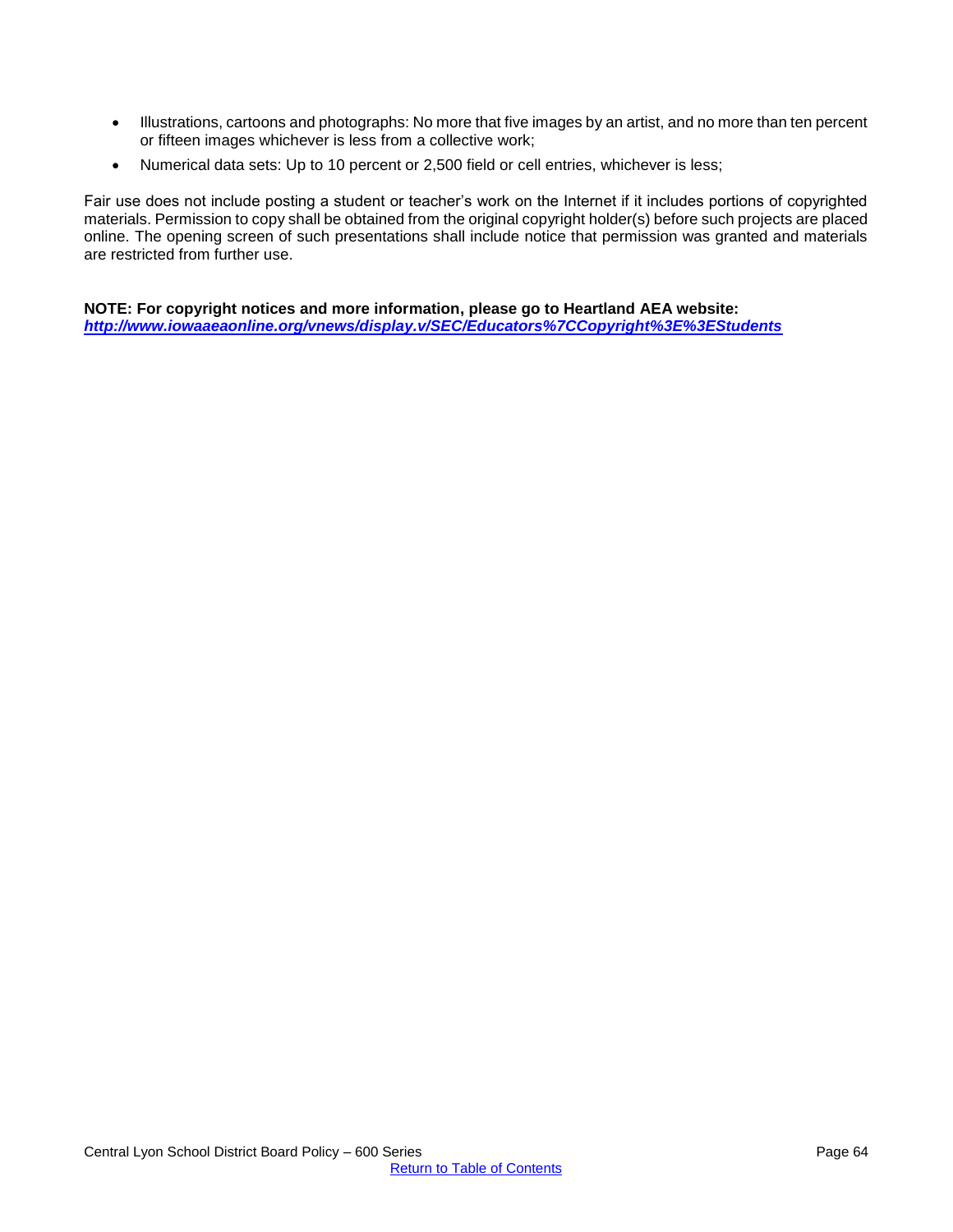- Illustrations, cartoons and photographs: No more that five images by an artist, and no more than ten percent or fifteen images whichever is less from a collective work;
- Numerical data sets: Up to 10 percent or 2,500 field or cell entries, whichever is less;

Fair use does not include posting a student or teacher's work on the Internet if it includes portions of copyrighted materials. Permission to copy shall be obtained from the original copyright holder(s) before such projects are placed online. The opening screen of such presentations shall include notice that permission was granted and materials are restricted from further use.

**NOTE: For copyright notices and more information, please go to Heartland AEA website:**
***http://www.iowaaeaonline.org/vnews/display.v/SEC/Educators%7CCopyright%3E%3EStudents***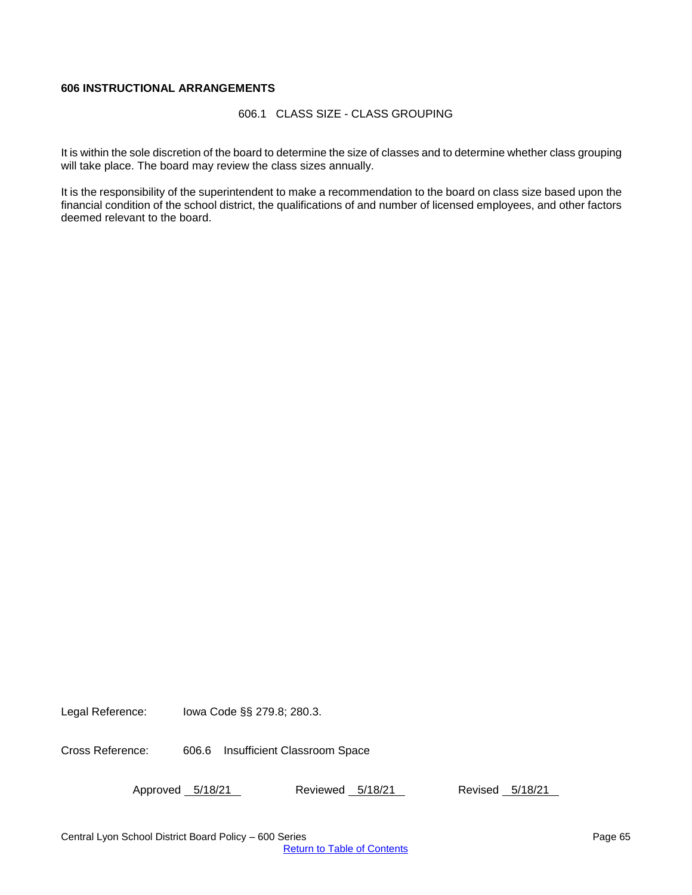**606 INSTRUCTIONAL ARRANGEMENTS**

606.1 CLASS SIZE - CLASS GROUPING

It is within the sole discretion of the board to determine the size of classes and to determine whether class grouping will take place. The board may review the class sizes annually.

It is the responsibility of the superintendent to make a recommendation to the board on class size based upon the financial condition of the school district, the qualifications of and number of licensed employees, and other factors deemed relevant to the board.

Legal Reference: Iowa Code §§ 279.8; 280.3.

Cross Reference: 606.6 Insufficient Classroom Space

Approved 5/18/21 Reviewed 5/18/21 Revised 5/18/21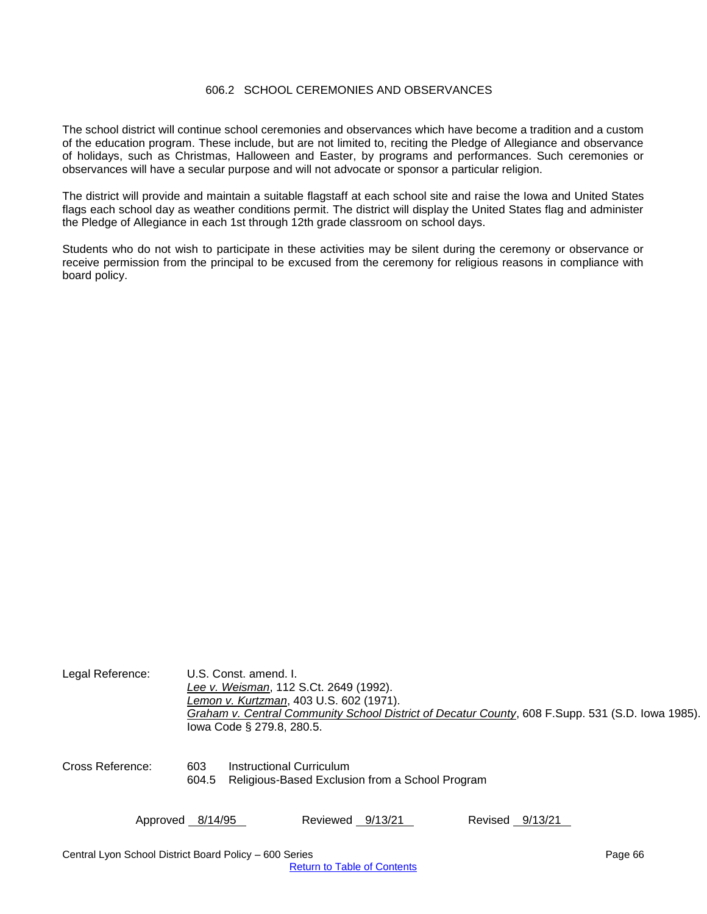## 606.2 SCHOOL CEREMONIES AND OBSERVANCES

The school district will continue school ceremonies and observances which have become a tradition and a custom of the education program. These include, but are not limited to, reciting the Pledge of Allegiance and observance of holidays, such as Christmas, Halloween and Easter, by programs and performances. Such ceremonies or observances will have a secular purpose and will not advocate or sponsor a particular religion.

The district will provide and maintain a suitable flagstaff at each school site and raise the Iowa and United States flags each school day as weather conditions permit. The district will display the United States flag and administer the Pledge of Allegiance in each 1st through 12th grade classroom on school days.

Students who do not wish to participate in these activities may be silent during the ceremony or observance or receive permission from the principal to be excused from the ceremony for religious reasons in compliance with board policy.

Legal Reference: U.S. Const. amend. I.
*Lee v. Weisman*, 112 S.Ct. 2649 (1992).
*Lemon v. Kurtzman*, 403 U.S. 602 (1971).
*Graham v. Central Community School District of Decatur County*, 608 F.Supp. 531 (S.D. Iowa 1985).
Iowa Code § 279.8, 280.5.

Cross Reference: 603 Instructional Curriculum
604.5 Religious-Based Exclusion from a School Program

Approved 8/14/95 Reviewed 9/13/21 Revised 9/13/21

Central Lyon School District Board Policy – 600 Series

Return to Table of Contents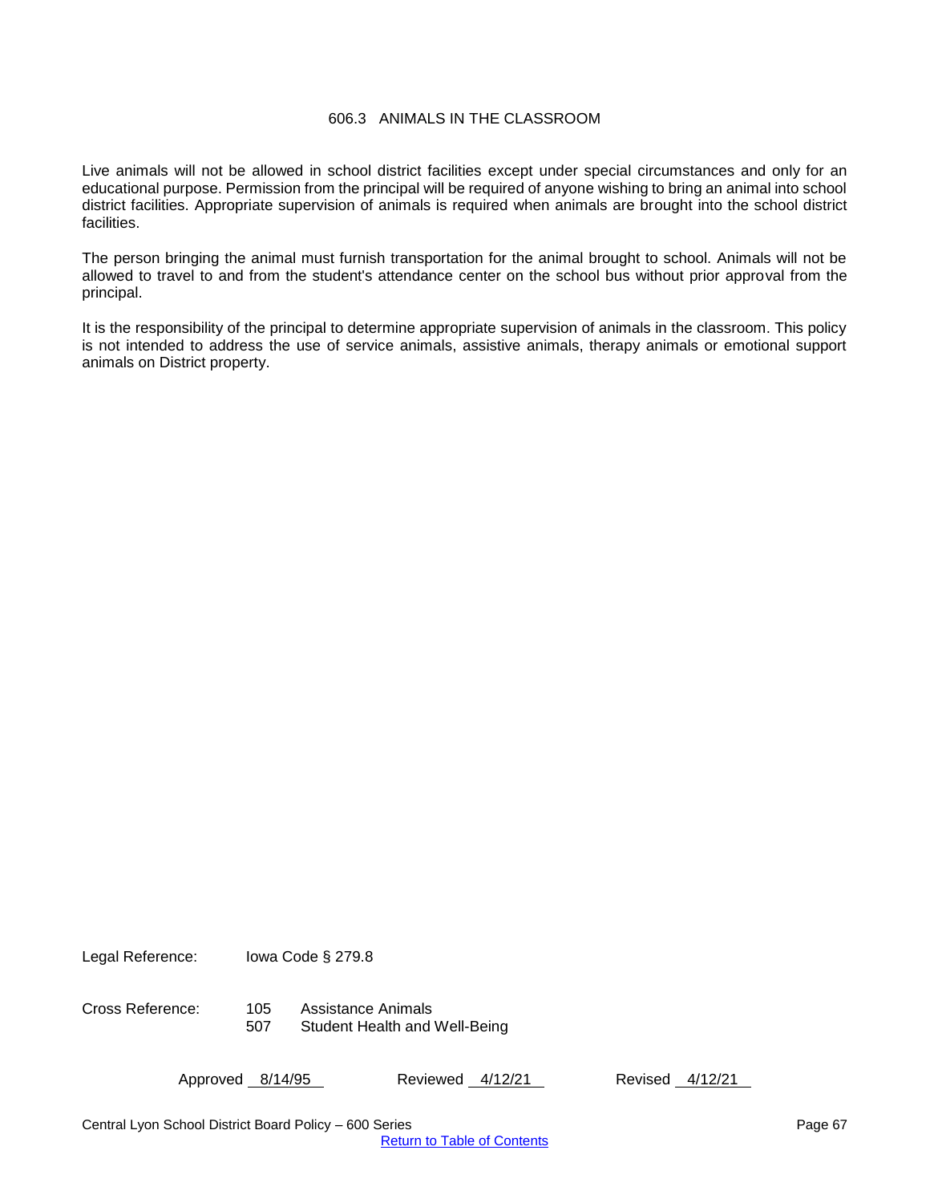# 606.3 ANIMALS IN THE CLASSROOM

Live animals will not be allowed in school district facilities except under special circumstances and only for an educational purpose. Permission from the principal will be required of anyone wishing to bring an animal into school district facilities. Appropriate supervision of animals is required when animals are brought into the school district facilities.

The person bringing the animal must furnish transportation for the animal brought to school. Animals will not be allowed to travel to and from the student's attendance center on the school bus without prior approval from the principal.

It is the responsibility of the principal to determine appropriate supervision of animals in the classroom. This policy is not intended to address the use of service animals, assistive animals, therapy animals or emotional support animals on District property.

Legal Reference: Iowa Code § 279.8

Cross Reference: 105 Assistance Animals
507 Student Health and Well-Being

Approved 8/14/95 Reviewed 4/12/21 Revised 4/12/21

Return to Table of Contents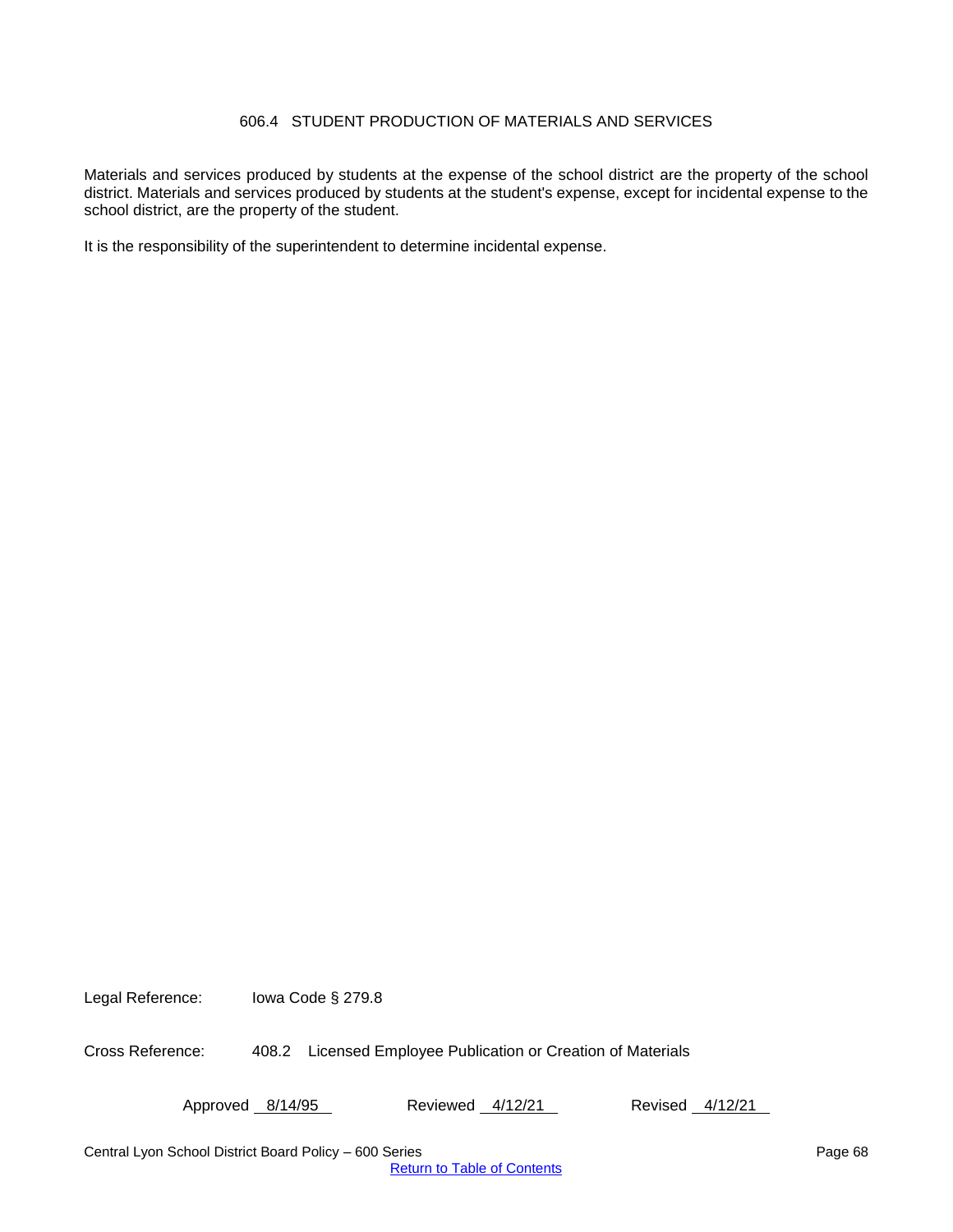# 606.4 STUDENT PRODUCTION OF MATERIALS AND SERVICES

Materials and services produced by students at the expense of the school district are the property of the school district. Materials and services produced by students at the student's expense, except for incidental expense to the school district, are the property of the student.

It is the responsibility of the superintendent to determine incidental expense.

Legal Reference: Iowa Code § 279.8

Cross Reference: 408.2 Licensed Employee Publication or Creation of Materials

Approved 8/14/95 Reviewed 4/12/21 Revised 4/12/21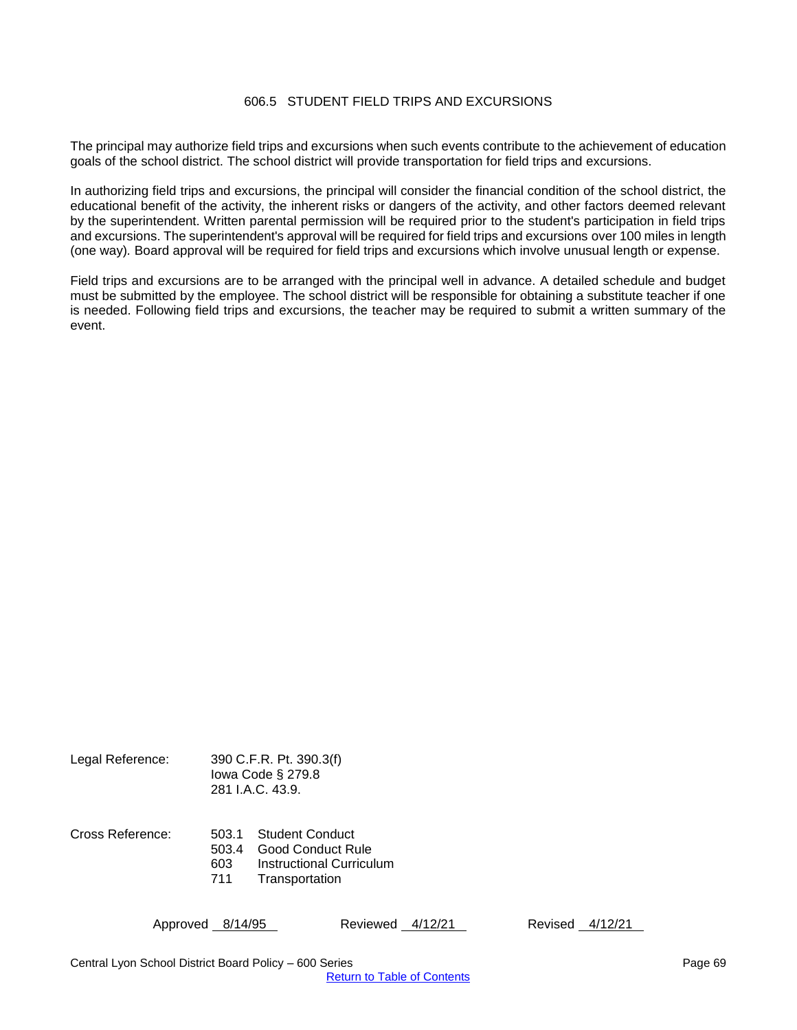# 606.5 STUDENT FIELD TRIPS AND EXCURSIONS

The principal may authorize field trips and excursions when such events contribute to the achievement of education goals of the school district. The school district will provide transportation for field trips and excursions.

In authorizing field trips and excursions, the principal will consider the financial condition of the school district, the educational benefit of the activity, the inherent risks or dangers of the activity, and other factors deemed relevant by the superintendent. Written parental permission will be required prior to the student's participation in field trips and excursions. The superintendent's approval will be required for field trips and excursions over 100 miles in length (one way). Board approval will be required for field trips and excursions which involve unusual length or expense.

Field trips and excursions are to be arranged with the principal well in advance. A detailed schedule and budget must be submitted by the employee. The school district will be responsible for obtaining a substitute teacher if one is needed. Following field trips and excursions, the teacher may be required to submit a written summary of the event.

Legal Reference:
390 C.F.R. Pt. 390.3(f)
Iowa Code § 279.8
281 I.A.C. 43.9.

Cross Reference:
503.1 Student Conduct
503.4 Good Conduct Rule
603 Instructional Curriculum
711 Transportation

Approved 8/14/95 Reviewed 4/12/21 Revised 4/12/21

Central Lyon School District Board Policy – 600 Series

Return to Table of Contents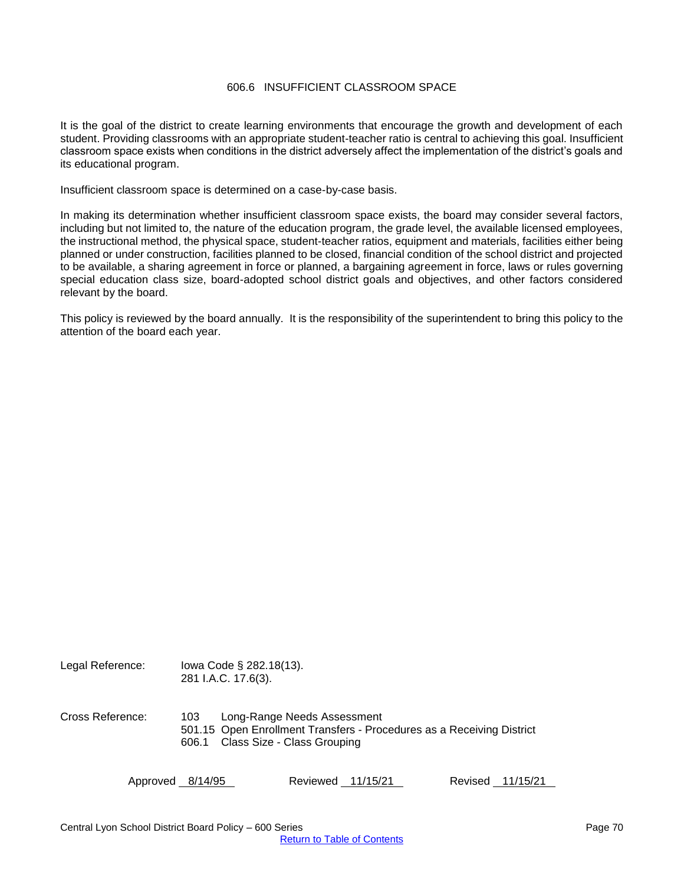# 606.6 INSUFFICIENT CLASSROOM SPACE

It is the goal of the district to create learning environments that encourage the growth and development of each student. Providing classrooms with an appropriate student-teacher ratio is central to achieving this goal. Insufficient classroom space exists when conditions in the district adversely affect the implementation of the district's goals and its educational program.

Insufficient classroom space is determined on a case-by-case basis.

In making its determination whether insufficient classroom space exists, the board may consider several factors, including but not limited to, the nature of the education program, the grade level, the available licensed employees, the instructional method, the physical space, student-teacher ratios, equipment and materials, facilities either being planned or under construction, facilities planned to be closed, financial condition of the school district and projected to be available, a sharing agreement in force or planned, a bargaining agreement in force, laws or rules governing special education class size, board-adopted school district goals and objectives, and other factors considered relevant by the board.

This policy is reviewed by the board annually. It is the responsibility of the superintendent to bring this policy to the attention of the board each year.

Legal Reference: Iowa Code § 282.18(13).
281 I.A.C. 17.6(3).

Cross Reference: 103 Long-Range Needs Assessment
501.15 Open Enrollment Transfers - Procedures as a Receiving District
606.1 Class Size - Class Grouping

Approved 8/14/95 Reviewed 11/15/21 Revised 11/15/21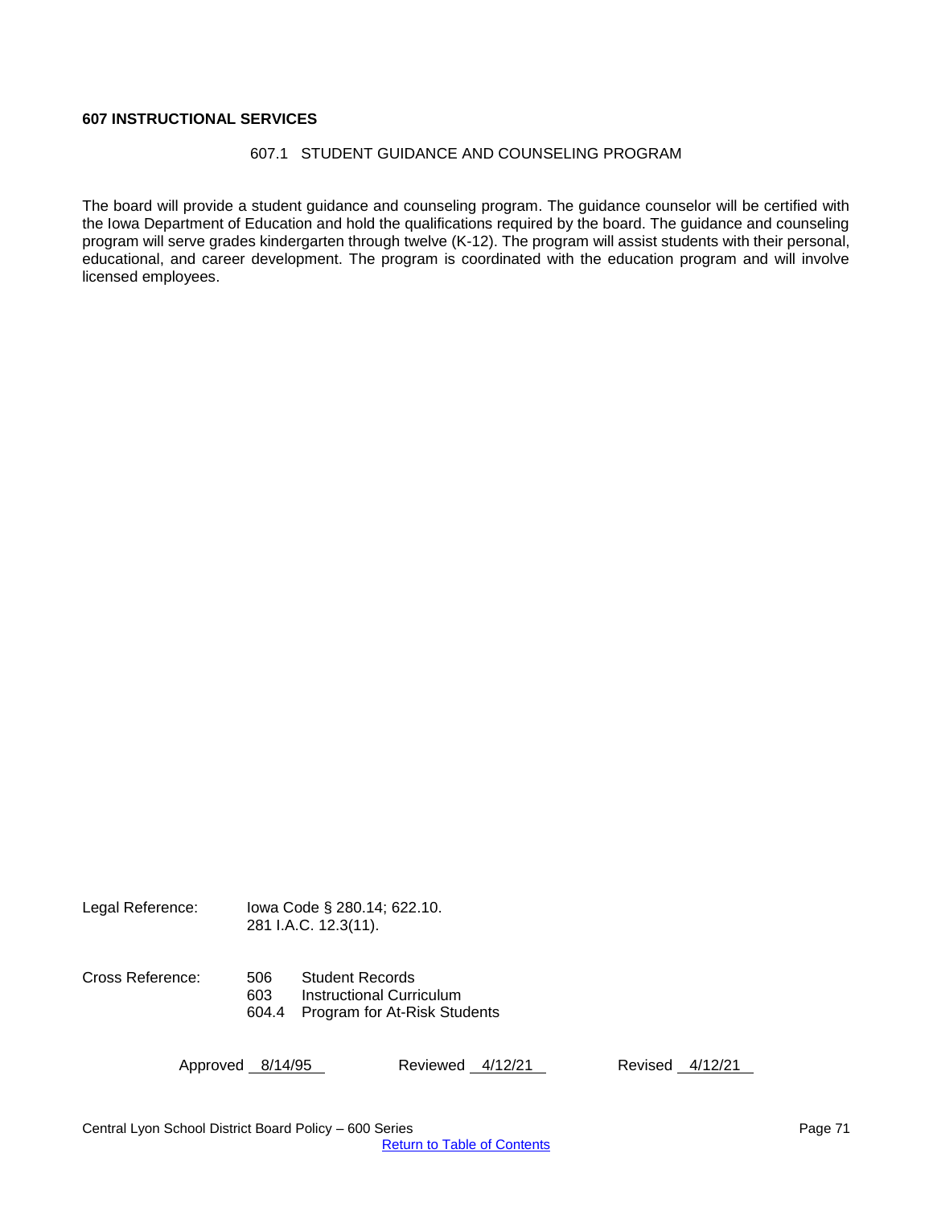## 607 INSTRUCTIONAL SERVICES

### 607.1 STUDENT GUIDANCE AND COUNSELING PROGRAM

The board will provide a student guidance and counseling program. The guidance counselor will be certified with the Iowa Department of Education and hold the qualifications required by the board. The guidance and counseling program will serve grades kindergarten through twelve (K-12). The program will assist students with their personal, educational, and career development. The program is coordinated with the education program and will involve licensed employees.

Legal Reference: Iowa Code § 280.14; 622.10.
281 I.A.C. 12.3(11).

Cross Reference:
506 Student Records
603 Instructional Curriculum
604.4 Program for At-Risk Students

Approved 8/14/95 Reviewed 4/12/21 Revised 4/12/21

Return to Table of Contents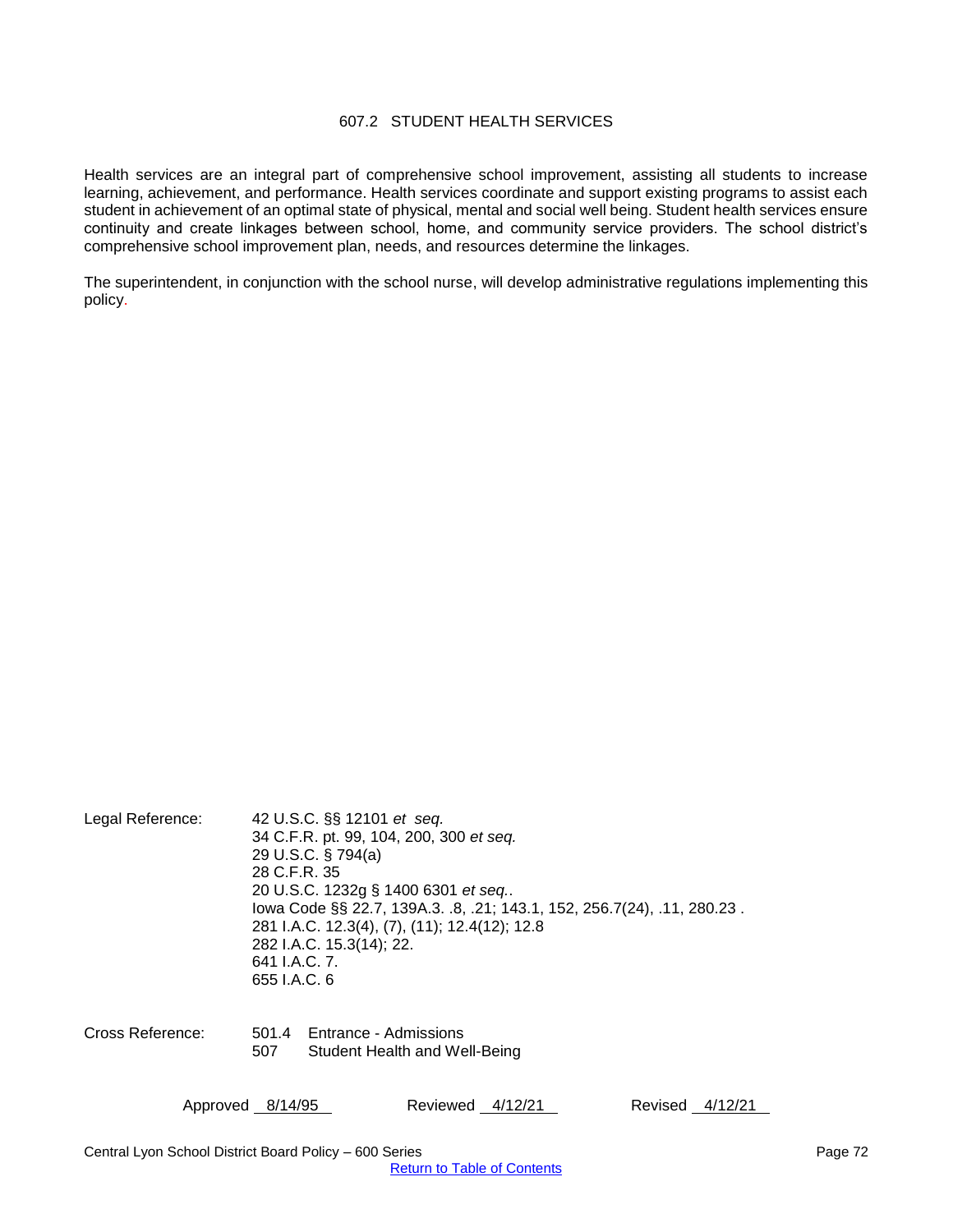## 607.2 STUDENT HEALTH SERVICES

Health services are an integral part of comprehensive school improvement, assisting all students to increase learning, achievement, and performance. Health services coordinate and support existing programs to assist each student in achievement of an optimal state of physical, mental and social well being. Student health services ensure continuity and create linkages between school, home, and community service providers. The school district's comprehensive school improvement plan, needs, and resources determine the linkages.

The superintendent, in conjunction with the school nurse, will develop administrative regulations implementing this policy.

Legal Reference:
42 U.S.C. §§ 12101 *et seq.*
34 C.F.R. pt. 99, 104, 200, 300 *et seq.*
29 U.S.C. § 794(a)
28 C.F.R. 35
20 U.S.C. 1232g § 1400 6301 *et seq.*.
Iowa Code §§ 22.7, 139A.3. .8, .21; 143.1, 152, 256.7(24), .11, 280.23 .
281 I.A.C. 12.3(4), (7), (11); 12.4(12); 12.8
282 I.A.C. 15.3(14); 22.
641 I.A.C. 7.
655 I.A.C. 6

Cross Reference:
501.4 Entrance - Admissions
507 Student Health and Well-Being

Approved 8/14/95 Reviewed 4/12/21 Revised 4/12/21

Central Lyon School District Board Policy – 600 Series

Return to Table of Contents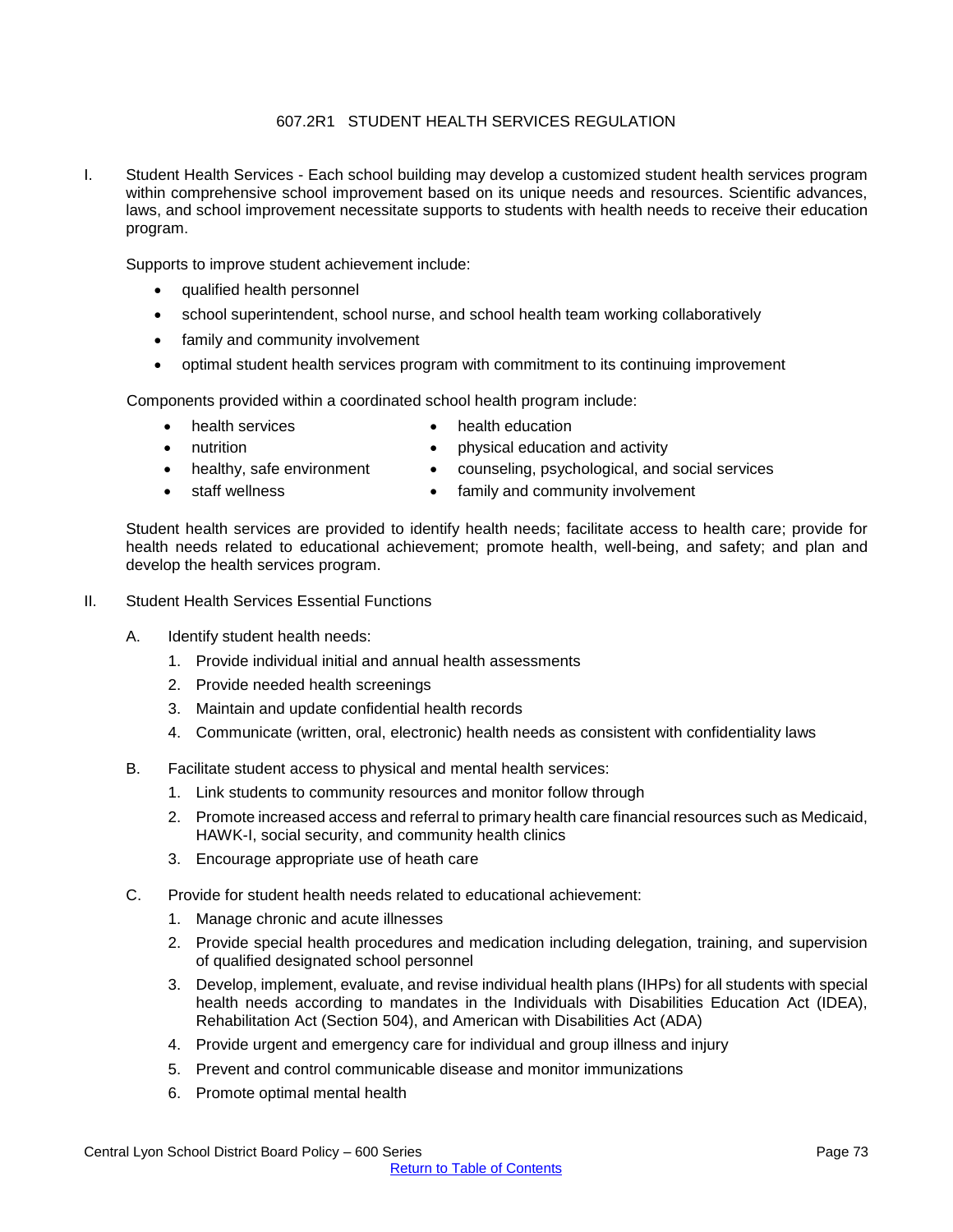# 607.2R1 STUDENT HEALTH SERVICES REGULATION

I. Student Health Services - Each school building may develop a customized student health services program within comprehensive school improvement based on its unique needs and resources. Scientific advances, laws, and school improvement necessitate supports to students with health needs to receive their education program.

Supports to improve student achievement include:

- qualified health personnel
- school superintendent, school nurse, and school health team working collaboratively
- family and community involvement
- optimal student health services program with commitment to its continuing improvement

Components provided within a coordinated school health program include:

- health services
- health education
- nutrition
- physical education and activity
- healthy, safe environment
- counseling, psychological, and social services
- staff wellness
- family and community involvement

Student health services are provided to identify health needs; facilitate access to health care; provide for health needs related to educational achievement; promote health, well-being, and safety; and plan and develop the health services program.

II. Student Health Services Essential Functions

A. Identify student health needs:

1. Provide individual initial and annual health assessments
2. Provide needed health screenings
3. Maintain and update confidential health records
4. Communicate (written, oral, electronic) health needs as consistent with confidentiality laws

B. Facilitate student access to physical and mental health services:

1. Link students to community resources and monitor follow through
2. Promote increased access and referral to primary health care financial resources such as Medicaid, HAWK-I, social security, and community health clinics
3. Encourage appropriate use of heath care

C. Provide for student health needs related to educational achievement:

1. Manage chronic and acute illnesses
2. Provide special health procedures and medication including delegation, training, and supervision of qualified designated school personnel
3. Develop, implement, evaluate, and revise individual health plans (IHPs) for all students with special health needs according to mandates in the Individuals with Disabilities Education Act (IDEA), Rehabilitation Act (Section 504), and American with Disabilities Act (ADA)
4. Provide urgent and emergency care for individual and group illness and injury
5. Prevent and control communicable disease and monitor immunizations
6. Promote optimal mental health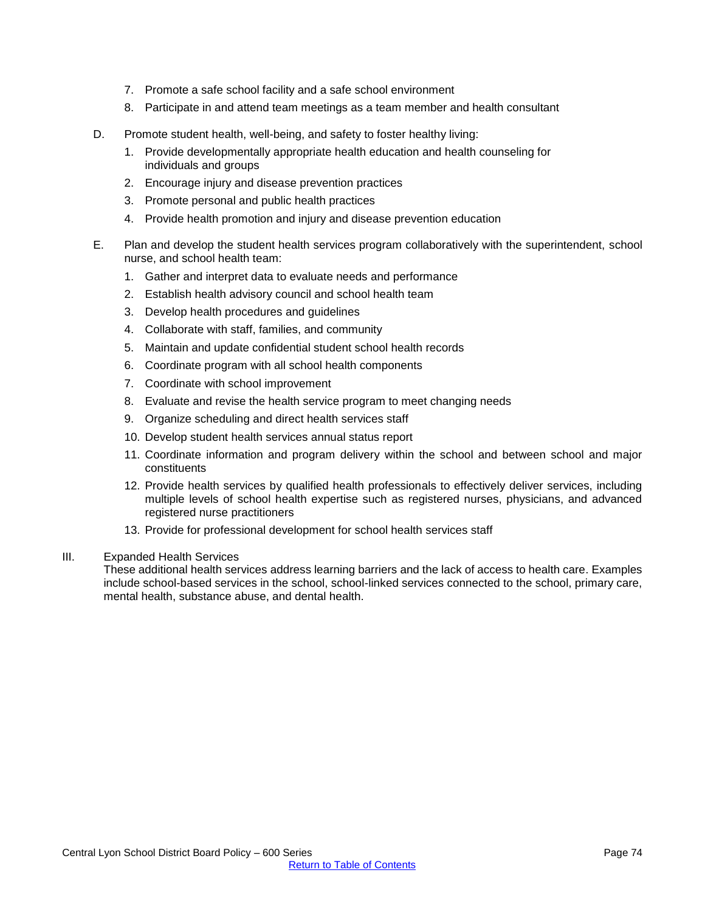7. Promote a safe school facility and a safe school environment
8. Participate in and attend team meetings as a team member and health consultant

D. Promote student health, well-being, and safety to foster healthy living:

1. Provide developmentally appropriate health education and health counseling for individuals and groups
2. Encourage injury and disease prevention practices
3. Promote personal and public health practices
4. Provide health promotion and injury and disease prevention education

E. Plan and develop the student health services program collaboratively with the superintendent, school nurse, and school health team:

1. Gather and interpret data to evaluate needs and performance
2. Establish health advisory council and school health team
3. Develop health procedures and guidelines
4. Collaborate with staff, families, and community
5. Maintain and update confidential student school health records
6. Coordinate program with all school health components
7. Coordinate with school improvement
8. Evaluate and revise the health service program to meet changing needs
9. Organize scheduling and direct health services staff
10. Develop student health services annual status report
11. Coordinate information and program delivery within the school and between school and major constituents
12. Provide health services by qualified health professionals to effectively deliver services, including multiple levels of school health expertise such as registered nurses, physicians, and advanced registered nurse practitioners
13. Provide for professional development for school health services staff

III. Expanded Health Services

These additional health services address learning barriers and the lack of access to health care. Examples include school-based services in the school, school-linked services connected to the school, primary care, mental health, substance abuse, and dental health.